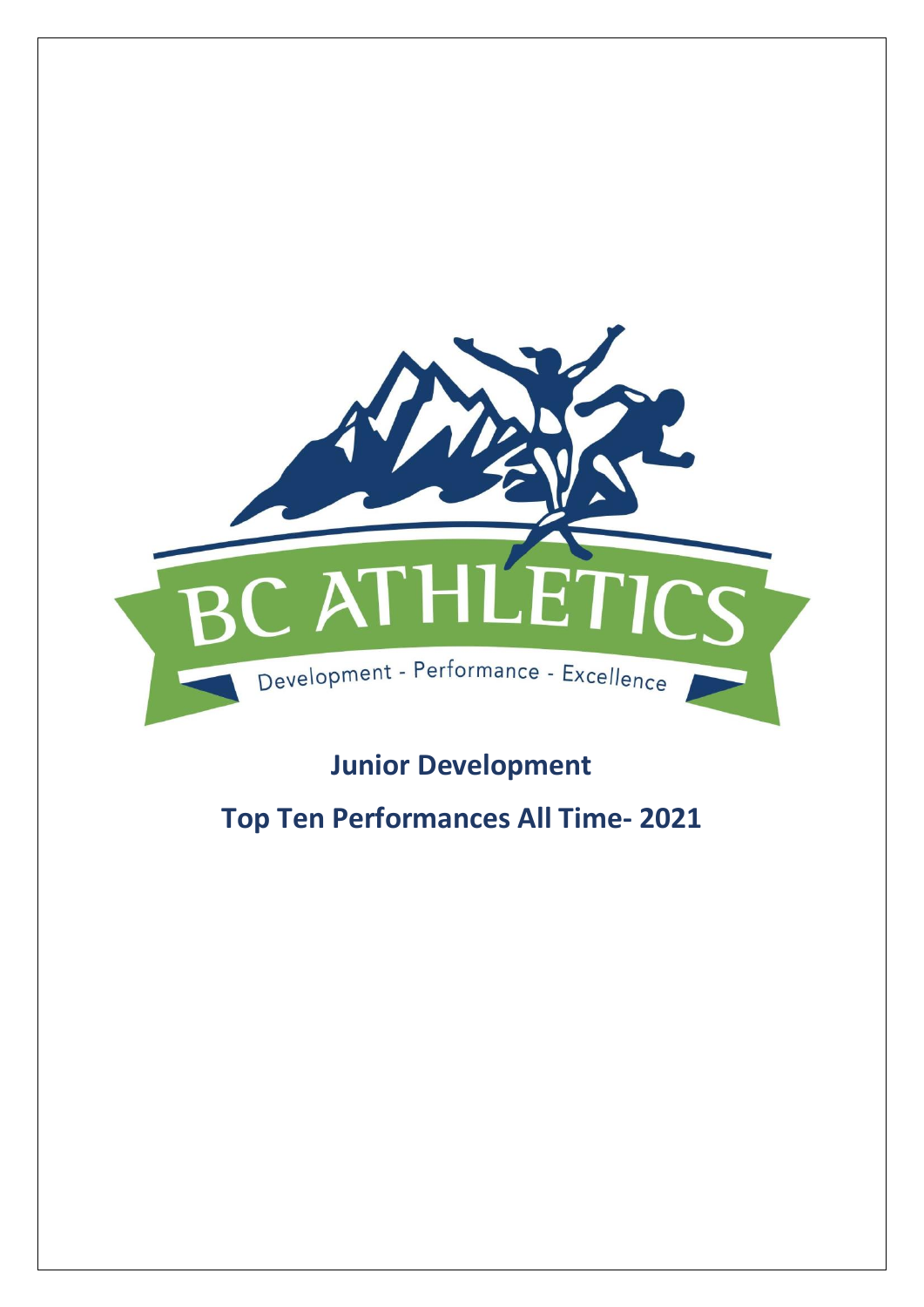BC ATHLETICS

Development - Performance - Excellence

## Junior Development

## Top Ten Performances All Time- 2021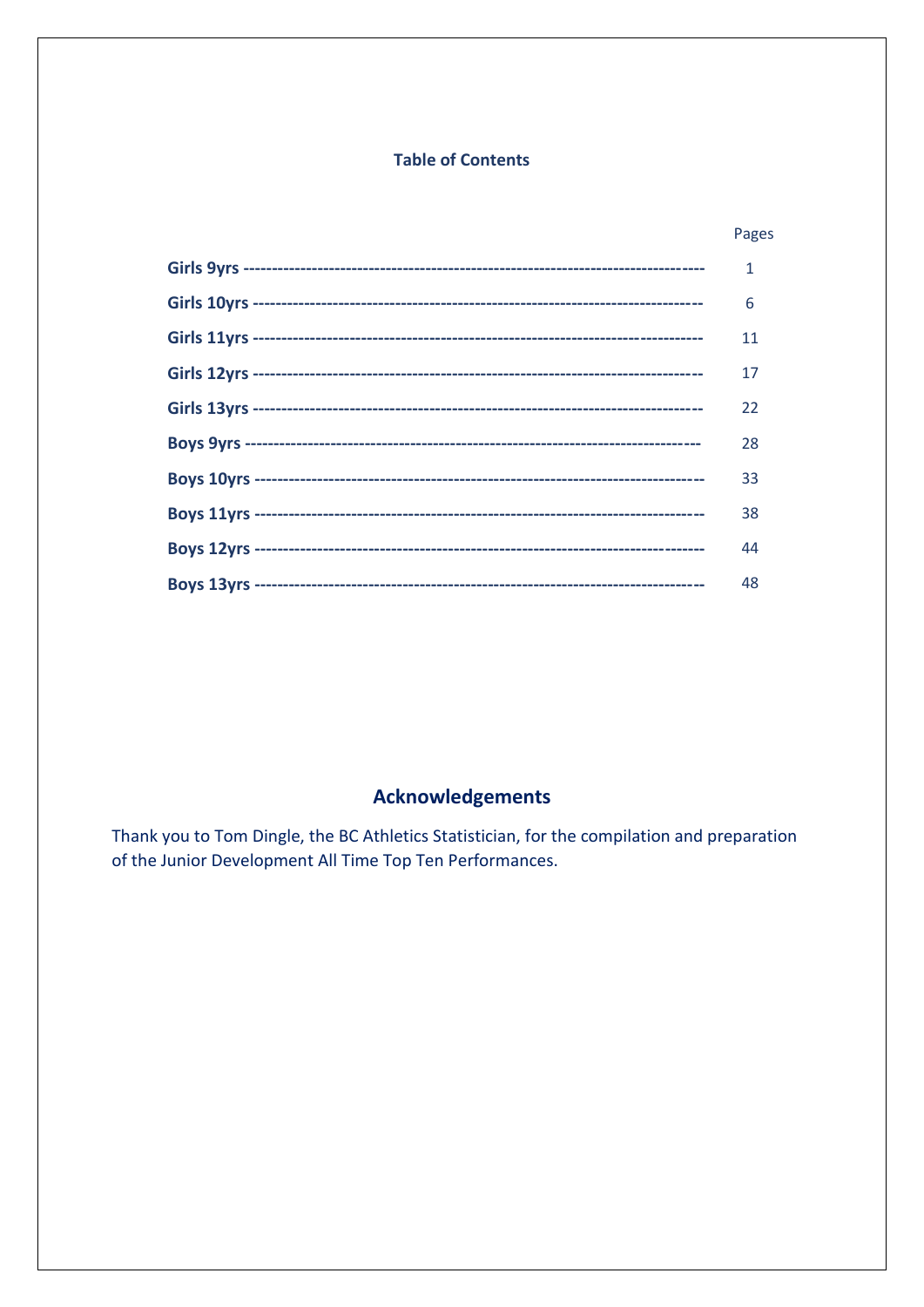## Table of Contents

| | Pages |
|---|---|
| **Girls 9yrs** ------------------------------------------------------------------------------- | 1 |
| **Girls 10yrs** ----------------------------------------------------------------------------- | 6 |
| **Girls 11yrs** ----------------------------------------------------------------------------- | 11 |
| **Girls 12yrs** ----------------------------------------------------------------------------- | 17 |
| **Girls 13yrs** ----------------------------------------------------------------------------- | 22 |
| **Boys 9yrs** ------------------------------------------------------------------------------ | 28 |
| **Boys 10yrs** ----------------------------------------------------------------------------- | 33 |
| **Boys 11yrs** ----------------------------------------------------------------------------- | 38 |
| **Boys 12yrs** ----------------------------------------------------------------------------- | 44 |
| **Boys 13yrs** ----------------------------------------------------------------------------- | 48 |

## Acknowledgements

Thank you to Tom Dingle, the BC Athletics Statistician, for the compilation and preparation of the Junior Development All Time Top Ten Performances.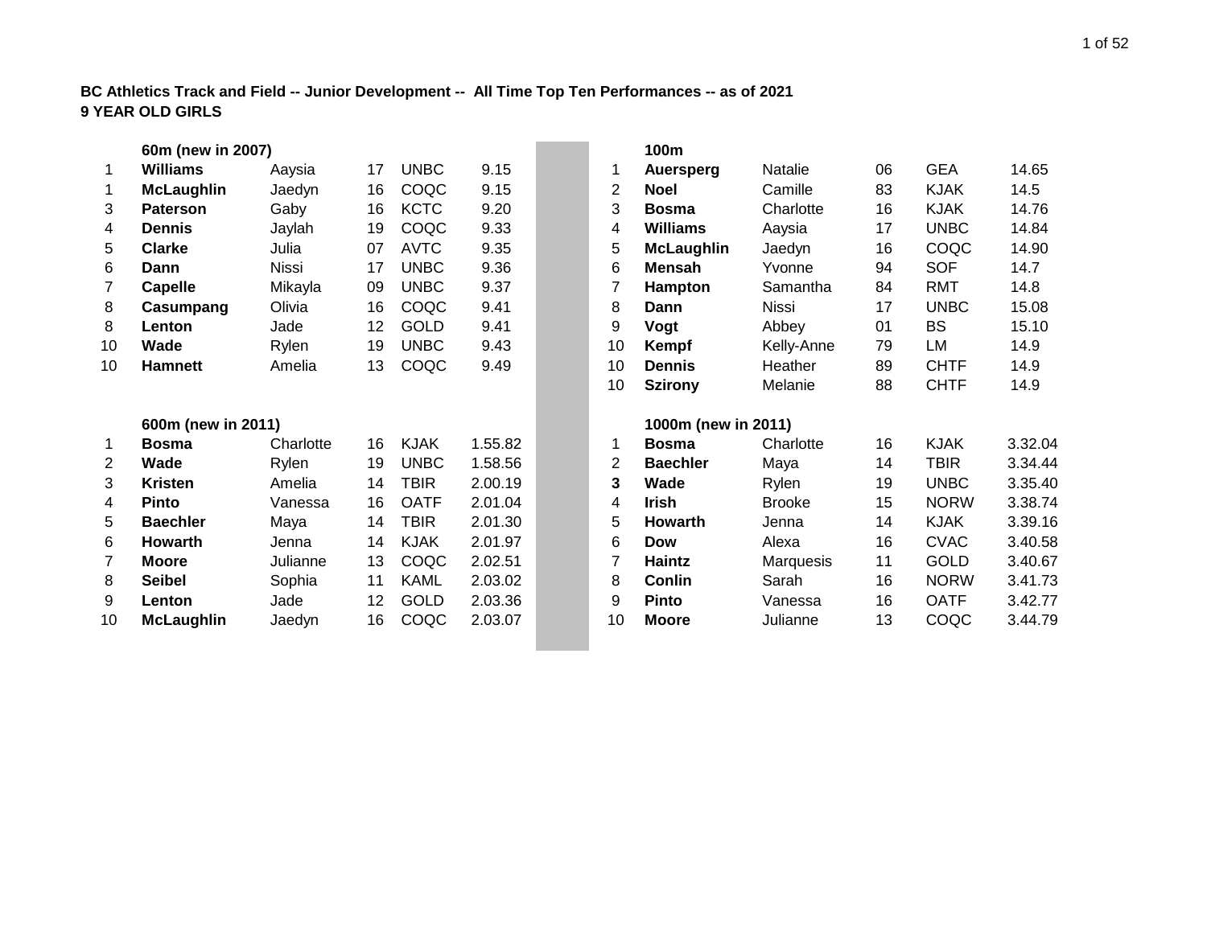**BC Athletics Track and Field -- Junior Development -- All Time Top Ten Performances -- as of 2021**
**9 YEAR OLD GIRLS**

**60m (new in 2007)**

| | | | | | |
|---|---|---|---|---|---|
| 1 | **Williams** | Aaysia | 17 | UNBC | 9.15 |
| 1 | **McLaughlin** | Jaedyn | 16 | COQC | 9.15 |
| 3 | **Paterson** | Gaby | 16 | KCTC | 9.20 |
| 4 | **Dennis** | Jaylah | 19 | COQC | 9.33 |
| 5 | **Clarke** | Julia | 07 | AVTC | 9.35 |
| 6 | **Dann** | Nissi | 17 | UNBC | 9.36 |
| 7 | **Capelle** | Mikayla | 09 | UNBC | 9.37 |
| 8 | **Casumpang** | Olivia | 16 | COQC | 9.41 |
| 8 | **Lenton** | Jade | 12 | GOLD | 9.41 |
| 10 | **Wade** | Rylen | 19 | UNBC | 9.43 |
| 10 | **Hamnett** | Amelia | 13 | COQC | 9.49 |

**100m**

| | | | | | |
|---|---|---|---|---|---|
| 1 | **Auersperg** | Natalie | 06 | GEA | 14.65 |
| 2 | **Noel** | Camille | 83 | KJAK | 14.5 |
| 3 | **Bosma** | Charlotte | 16 | KJAK | 14.76 |
| 4 | **Williams** | Aaysia | 17 | UNBC | 14.84 |
| 5 | **McLaughlin** | Jaedyn | 16 | COQC | 14.90 |
| 6 | **Mensah** | Yvonne | 94 | SOF | 14.7 |
| 7 | **Hampton** | Samantha | 84 | RMT | 14.8 |
| 8 | **Dann** | Nissi | 17 | UNBC | 15.08 |
| 9 | **Vogt** | Abbey | 01 | BS | 15.10 |
| 10 | **Kempf** | Kelly-Anne | 79 | LM | 14.9 |
| 10 | **Dennis** | Heather | 89 | CHTF | 14.9 |
| 10 | **Szirony** | Melanie | 88 | CHTF | 14.9 |

**600m (new in 2011)**

| | | | | | |
|---|---|---|---|---|---|
| 1 | **Bosma** | Charlotte | 16 | KJAK | 1.55.82 |
| 2 | **Wade** | Rylen | 19 | UNBC | 1.58.56 |
| 3 | **Kristen** | Amelia | 14 | TBIR | 2.00.19 |
| 4 | **Pinto** | Vanessa | 16 | OATF | 2.01.04 |
| 5 | **Baechler** | Maya | 14 | TBIR | 2.01.30 |
| 6 | **Howarth** | Jenna | 14 | KJAK | 2.01.97 |
| 7 | **Moore** | Julianne | 13 | COQC | 2.02.51 |
| 8 | **Seibel** | Sophia | 11 | KAML | 2.03.02 |
| 9 | **Lenton** | Jade | 12 | GOLD | 2.03.36 |
| 10 | **McLaughlin** | Jaedyn | 16 | COQC | 2.03.07 |

**1000m (new in 2011)**

| | | | | | |
|---|---|---|---|---|---|
| 1 | **Bosma** | Charlotte | 16 | KJAK | 3.32.04 |
| 2 | **Baechler** | Maya | 14 | TBIR | 3.34.44 |
| **3** | **Wade** | Rylen | 19 | UNBC | 3.35.40 |
| 4 | **Irish** | Brooke | 15 | NORW | 3.38.74 |
| 5 | **Howarth** | Jenna | 14 | KJAK | 3.39.16 |
| 6 | **Dow** | Alexa | 16 | CVAC | 3.40.58 |
| 7 | **Haintz** | Marquesis | 11 | GOLD | 3.40.67 |
| 8 | **Conlin** | Sarah | 16 | NORW | 3.41.73 |
| 9 | **Pinto** | Vanessa | 16 | OATF | 3.42.77 |
| 10 | **Moore** | Julianne | 13 | COQC | 3.44.79 |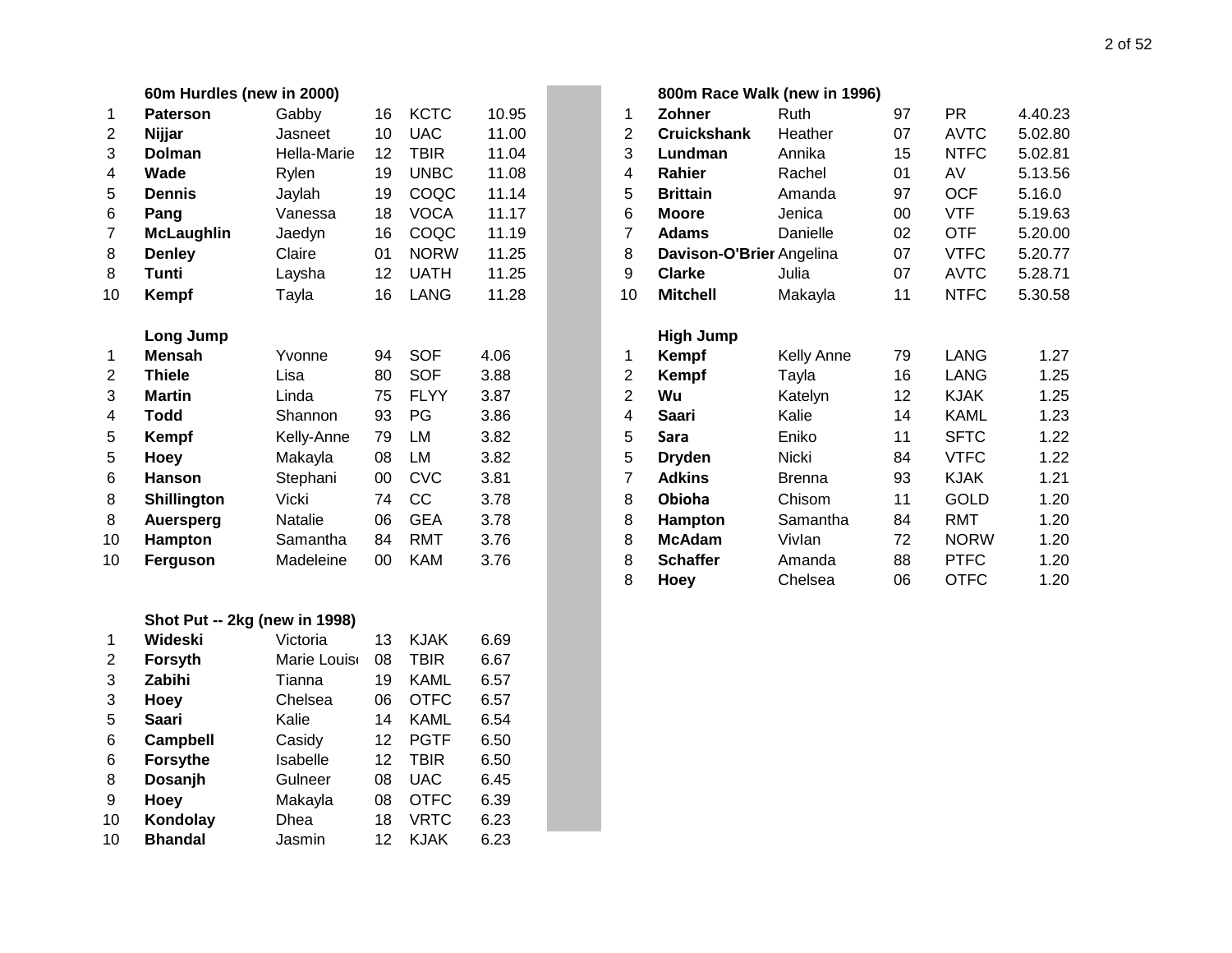### 60m Hurdles (new in 2000)

| | | | | | |
|---|---|---|---|---|---|
| 1 | **Paterson** | Gabby | 16 | KCTC | 10.95 |
| 2 | **Nijjar** | Jasneet | 10 | UAC | 11.00 |
| 3 | **Dolman** | Hella-Marie | 12 | TBIR | 11.04 |
| 4 | **Wade** | Rylen | 19 | UNBC | 11.08 |
| 5 | **Dennis** | Jaylah | 19 | COQC | 11.14 |
| 6 | **Pang** | Vanessa | 18 | VOCA | 11.17 |
| 7 | **McLaughlin** | Jaedyn | 16 | COQC | 11.19 |
| 8 | **Denley** | Claire | 01 | NORW | 11.25 |
| 8 | **Tunti** | Laysha | 12 | UATH | 11.25 |
| 10 | **Kempf** | Tayla | 16 | LANG | 11.28 |

### Long Jump

| | | | | | |
|---|---|---|---|---|---|
| 1 | **Mensah** | Yvonne | 94 | SOF | 4.06 |
| 2 | **Thiele** | Lisa | 80 | SOF | 3.88 |
| 3 | **Martin** | Linda | 75 | FLYY | 3.87 |
| 4 | **Todd** | Shannon | 93 | PG | 3.86 |
| 5 | **Kempf** | Kelly-Anne | 79 | LM | 3.82 |
| 5 | **Hoey** | Makayla | 08 | LM | 3.82 |
| 6 | **Hanson** | Stephani | 00 | CVC | 3.81 |
| 8 | **Shillington** | Vicki | 74 | CC | 3.78 |
| 8 | **Auersperg** | Natalie | 06 | GEA | 3.78 |
| 10 | **Hampton** | Samantha | 84 | RMT | 3.76 |
| 10 | **Ferguson** | Madeleine | 00 | KAM | 3.76 |

### Shot Put -- 2kg (new in 1998)

| | | | | | |
|---|---|---|---|---|---|
| 1 | **Wideski** | Victoria | 13 | KJAK | 6.69 |
| 2 | **Forsyth** | Marie Louise | 08 | TBIR | 6.67 |
| 3 | **Zabihi** | Tianna | 19 | KAML | 6.57 |
| 3 | **Hoey** | Chelsea | 06 | OTFC | 6.57 |
| 5 | **Saari** | Kalie | 14 | KAML | 6.54 |
| 6 | **Campbell** | Casidy | 12 | PGTF | 6.50 |
| 6 | **Forsythe** | Isabelle | 12 | TBIR | 6.50 |
| 8 | **Dosanjh** | Gulneer | 08 | UAC | 6.45 |
| 9 | **Hoey** | Makayla | 08 | OTFC | 6.39 |
| 10 | **Kondolay** | Dhea | 18 | VRTC | 6.23 |
| 10 | **Bhandal** | Jasmin | 12 | KJAK | 6.23 |

### 800m Race Walk (new in 1996)

| | | | | | |
|---|---|---|---|---|---|
| 1 | **Zohner** | Ruth | 97 | PR | 4.40.23 |
| 2 | **Cruickshank** | Heather | 07 | AVTC | 5.02.80 |
| 3 | **Lundman** | Annika | 15 | NTFC | 5.02.81 |
| 4 | **Rahier** | Rachel | 01 | AV | 5.13.56 |
| 5 | **Brittain** | Amanda | 97 | OCF | 5.16.0 |
| 6 | **Moore** | Jenica | 00 | VTF | 5.19.63 |
| 7 | **Adams** | Danielle | 02 | OTF | 5.20.00 |
| 8 | **Davison-O'Brien** | Angelina | 07 | VTFC | 5.20.77 |
| 9 | **Clarke** | Julia | 07 | AVTC | 5.28.71 |
| 10 | **Mitchell** | Makayla | 11 | NTFC | 5.30.58 |

### High Jump

| | | | | | |
|---|---|---|---|---|---|
| 1 | **Kempf** | Kelly Anne | 79 | LANG | 1.27 |
| 2 | **Kempf** | Tayla | 16 | LANG | 1.25 |
| 2 | **Wu** | Katelyn | 12 | KJAK | 1.25 |
| 4 | **Saari** | Kalie | 14 | KAML | 1.23 |
| 5 | **Sara** | Eniko | 11 | SFTC | 1.22 |
| 5 | **Dryden** | Nicki | 84 | VTFC | 1.22 |
| 7 | **Adkins** | Brenna | 93 | KJAK | 1.21 |
| 8 | **Obioha** | Chisom | 11 | GOLD | 1.20 |
| 8 | **Hampton** | Samantha | 84 | RMT | 1.20 |
| 8 | **McAdam** | VivIan | 72 | NORW | 1.20 |
| 8 | **Schaffer** | Amanda | 88 | PTFC | 1.20 |
| 8 | **Hoey** | Chelsea | 06 | OTFC | 1.20 |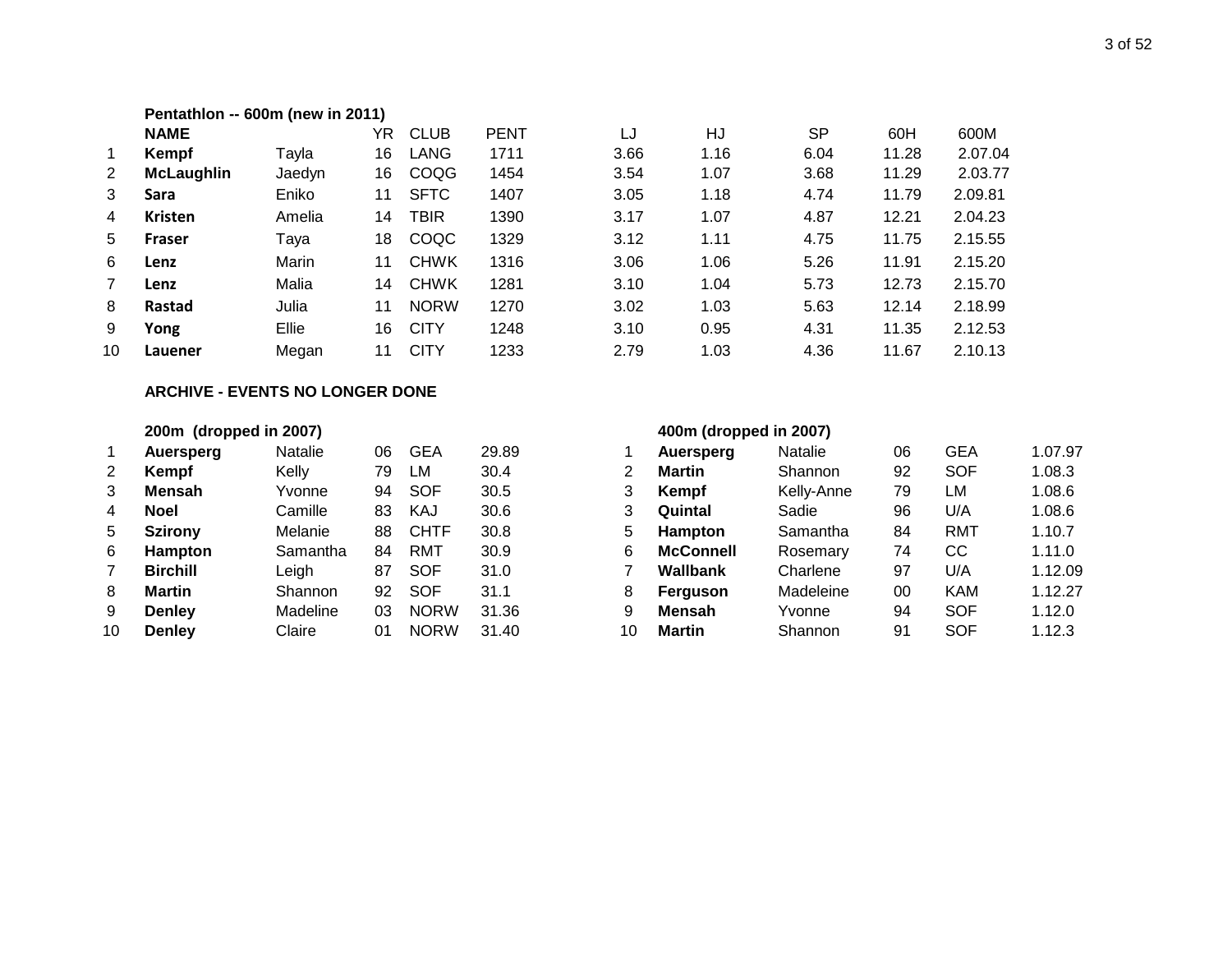### Pentathlon -- 600m (new in 2011)

| | NAME | | YR | CLUB | PENT | LJ | HJ | SP | 60H | 600M |
|---|---|---|---|---|---|---|---|---|---|---|
| 1 | **Kempf** | Tayla | 16 | LANG | 1711 | 3.66 | 1.16 | 6.04 | 11.28 | 2.07.04 |
| 2 | **McLaughlin** | Jaedyn | 16 | COQG | 1454 | 3.54 | 1.07 | 3.68 | 11.29 | 2.03.77 |
| 3 | **Sara** | Eniko | 11 | SFTC | 1407 | 3.05 | 1.18 | 4.74 | 11.79 | 2.09.81 |
| 4 | **Kristen** | Amelia | 14 | TBIR | 1390 | 3.17 | 1.07 | 4.87 | 12.21 | 2.04.23 |
| 5 | **Fraser** | Taya | 18 | COQC | 1329 | 3.12 | 1.11 | 4.75 | 11.75 | 2.15.55 |
| 6 | **Lenz** | Marin | 11 | CHWK | 1316 | 3.06 | 1.06 | 5.26 | 11.91 | 2.15.20 |
| 7 | **Lenz** | Malia | 14 | CHWK | 1281 | 3.10 | 1.04 | 5.73 | 12.73 | 2.15.70 |
| 8 | **Rastad** | Julia | 11 | NORW | 1270 | 3.02 | 1.03 | 5.63 | 12.14 | 2.18.99 |
| 9 | **Yong** | Ellie | 16 | CITY | 1248 | 3.10 | 0.95 | 4.31 | 11.35 | 2.12.53 |
| 10 | **Lauener** | Megan | 11 | CITY | 1233 | 2.79 | 1.03 | 4.36 | 11.67 | 2.10.13 |

## ARCHIVE - EVENTS NO LONGER DONE

### 200m (dropped in 2007)

| | | | | | |
|---|---|---|---|---|---|
| 1 | **Auersperg** | Natalie | 06 | GEA | 29.89 |
| 2 | **Kempf** | Kelly | 79 | LM | 30.4 |
| 3 | **Mensah** | Yvonne | 94 | SOF | 30.5 |
| 4 | **Noel** | Camille | 83 | KAJ | 30.6 |
| 5 | **Szirony** | Melanie | 88 | CHTF | 30.8 |
| 6 | **Hampton** | Samantha | 84 | RMT | 30.9 |
| 7 | **Birchill** | Leigh | 87 | SOF | 31.0 |
| 8 | **Martin** | Shannon | 92 | SOF | 31.1 |
| 9 | **Denley** | Madeline | 03 | NORW | 31.36 |
| 10 | **Denley** | Claire | 01 | NORW | 31.40 |

### 400m (dropped in 2007)

| | | | | | |
|---|---|---|---|---|---|
| 1 | **Auersperg** | Natalie | 06 | GEA | 1.07.97 |
| 2 | **Martin** | Shannon | 92 | SOF | 1.08.3 |
| 3 | **Kempf** | Kelly-Anne | 79 | LM | 1.08.6 |
| 3 | **Quintal** | Sadie | 96 | U/A | 1.08.6 |
| 5 | **Hampton** | Samantha | 84 | RMT | 1.10.7 |
| 6 | **McConnell** | Rosemary | 74 | CC | 1.11.0 |
| 7 | **Wallbank** | Charlene | 97 | U/A | 1.12.09 |
| 8 | **Ferguson** | Madeleine | 00 | KAM | 1.12.27 |
| 9 | **Mensah** | Yvonne | 94 | SOF | 1.12.0 |
| 10 | **Martin** | Shannon | 91 | SOF | 1.12.3 |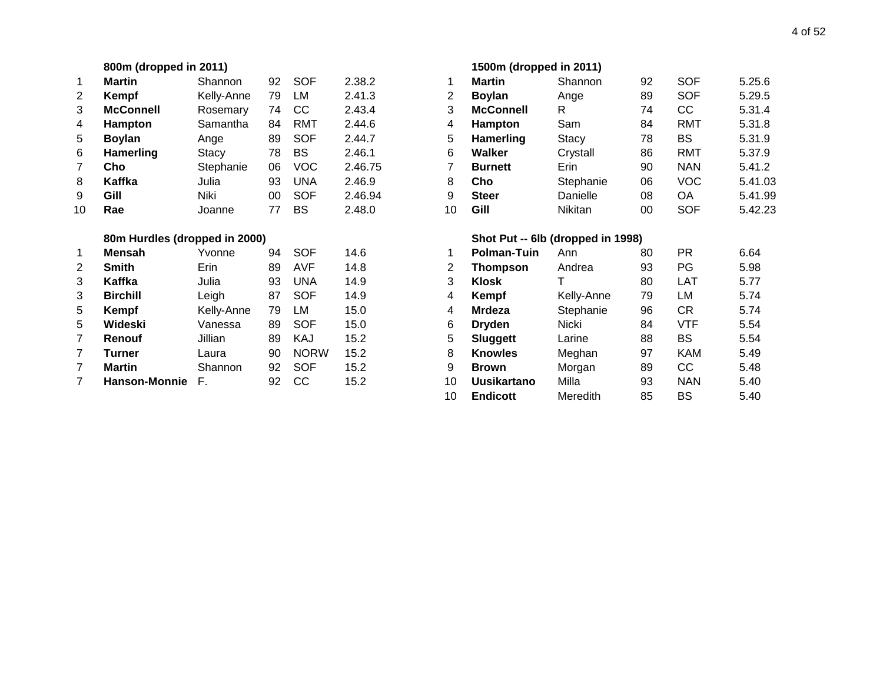### 800m (dropped in 2011)

| | | | | | |
|---|---|---|---|---|---|
| 1 | **Martin** | Shannon | 92 | SOF | 2.38.2 |
| 2 | **Kempf** | Kelly-Anne | 79 | LM | 2.41.3 |
| 3 | **McConnell** | Rosemary | 74 | CC | 2.43.4 |
| 4 | **Hampton** | Samantha | 84 | RMT | 2.44.6 |
| 5 | **Boylan** | Ange | 89 | SOF | 2.44.7 |
| 6 | **Hamerling** | Stacy | 78 | BS | 2.46.1 |
| 7 | **Cho** | Stephanie | 06 | VOC | 2.46.75 |
| 8 | **Kaffka** | Julia | 93 | UNA | 2.46.9 |
| 9 | **Gill** | Niki | 00 | SOF | 2.46.94 |
| 10 | **Rae** | Joanne | 77 | BS | 2.48.0 |

### 80m Hurdles (dropped in 2000)

| | | | | | |
|---|---|---|---|---|---|
| 1 | **Mensah** | Yvonne | 94 | SOF | 14.6 |
| 2 | **Smith** | Erin | 89 | AVF | 14.8 |
| 3 | **Kaffka** | Julia | 93 | UNA | 14.9 |
| 3 | **Birchill** | Leigh | 87 | SOF | 14.9 |
| 5 | **Kempf** | Kelly-Anne | 79 | LM | 15.0 |
| 5 | **Wideski** | Vanessa | 89 | SOF | 15.0 |
| 7 | **Renouf** | Jillian | 89 | KAJ | 15.2 |
| 7 | **Turner** | Laura | 90 | NORW | 15.2 |
| 7 | **Martin** | Shannon | 92 | SOF | 15.2 |
| 7 | **Hanson-Monnie** | F. | 92 | CC | 15.2 |

### 1500m (dropped in 2011)

| | | | | | |
|---|---|---|---|---|---|
| 1 | **Martin** | Shannon | 92 | SOF | 5.25.6 |
| 2 | **Boylan** | Ange | 89 | SOF | 5.29.5 |
| 3 | **McConnell** | R | 74 | CC | 5.31.4 |
| 4 | **Hampton** | Sam | 84 | RMT | 5.31.8 |
| 5 | **Hamerling** | Stacy | 78 | BS | 5.31.9 |
| 6 | **Walker** | Crystall | 86 | RMT | 5.37.9 |
| 7 | **Burnett** | Erin | 90 | NAN | 5.41.2 |
| 8 | **Cho** | Stephanie | 06 | VOC | 5.41.03 |
| 9 | **Steer** | Danielle | 08 | OA | 5.41.99 |
| 10 | **Gill** | Nikitan | 00 | SOF | 5.42.23 |

### Shot Put -- 6lb (dropped in 1998)

| | | | | | |
|---|---|---|---|---|---|
| 1 | **Polman-Tuin** | Ann | 80 | PR | 6.64 |
| 2 | **Thompson** | Andrea | 93 | PG | 5.98 |
| 3 | **Klosk** | T | 80 | LAT | 5.77 |
| 4 | **Kempf** | Kelly-Anne | 79 | LM | 5.74 |
| 4 | **Mrdeza** | Stephanie | 96 | CR | 5.74 |
| 6 | **Dryden** | Nicki | 84 | VTF | 5.54 |
| 5 | **Sluggett** | Larine | 88 | BS | 5.54 |
| 8 | **Knowles** | Meghan | 97 | KAM | 5.49 |
| 9 | **Brown** | Morgan | 89 | CC | 5.48 |
| 10 | **Uusikartano** | Milla | 93 | NAN | 5.40 |
| 10 | **Endicott** | Meredith | 85 | BS | 5.40 |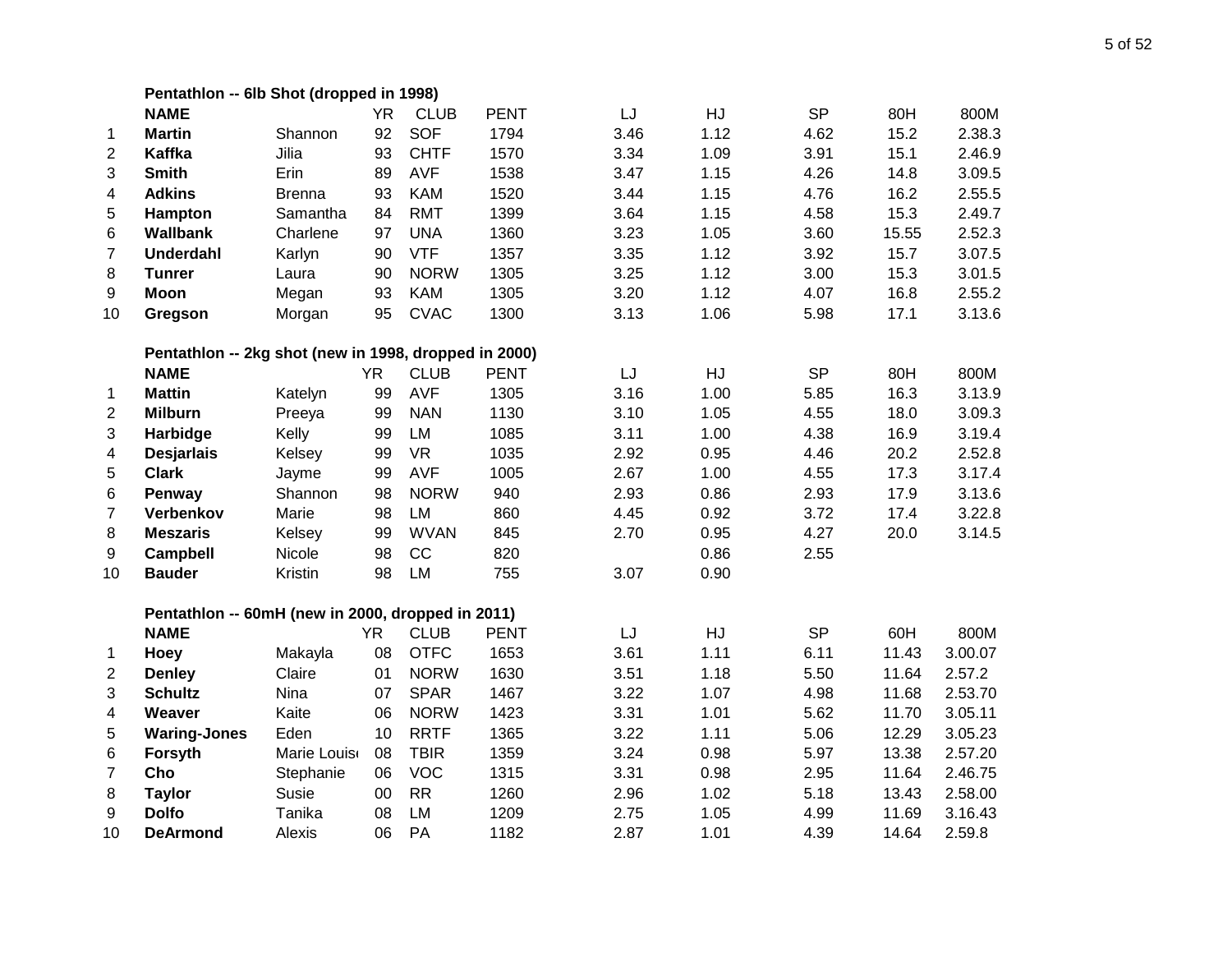### Pentathlon -- 6lb Shot (dropped in 1998)

| | NAME | | YR | CLUB | PENT | LJ | HJ | SP | 80H | 800M |
|---|---|---|---|---|---|---|---|---|---|---|
| 1 | **Martin** | Shannon | 92 | SOF | 1794 | 3.46 | 1.12 | 4.62 | 15.2 | 2.38.3 |
| 2 | **Kaffka** | Jilia | 93 | CHTF | 1570 | 3.34 | 1.09 | 3.91 | 15.1 | 2.46.9 |
| 3 | **Smith** | Erin | 89 | AVF | 1538 | 3.47 | 1.15 | 4.26 | 14.8 | 3.09.5 |
| 4 | **Adkins** | Brenna | 93 | KAM | 1520 | 3.44 | 1.15 | 4.76 | 16.2 | 2.55.5 |
| 5 | **Hampton** | Samantha | 84 | RMT | 1399 | 3.64 | 1.15 | 4.58 | 15.3 | 2.49.7 |
| 6 | **Wallbank** | Charlene | 97 | UNA | 1360 | 3.23 | 1.05 | 3.60 | 15.55 | 2.52.3 |
| 7 | **Underdahl** | Karlyn | 90 | VTF | 1357 | 3.35 | 1.12 | 3.92 | 15.7 | 3.07.5 |
| 8 | **Tunrer** | Laura | 90 | NORW | 1305 | 3.25 | 1.12 | 3.00 | 15.3 | 3.01.5 |
| 9 | **Moon** | Megan | 93 | KAM | 1305 | 3.20 | 1.12 | 4.07 | 16.8 | 2.55.2 |
| 10 | **Gregson** | Morgan | 95 | CVAC | 1300 | 3.13 | 1.06 | 5.98 | 17.1 | 3.13.6 |

### Pentathlon -- 2kg shot (new in 1998, dropped in 2000)

| | NAME | | YR | CLUB | PENT | LJ | HJ | SP | 80H | 800M |
|---|---|---|---|---|---|---|---|---|---|---|
| 1 | **Mattin** | Katelyn | 99 | AVF | 1305 | 3.16 | 1.00 | 5.85 | 16.3 | 3.13.9 |
| 2 | **Milburn** | Preeya | 99 | NAN | 1130 | 3.10 | 1.05 | 4.55 | 18.0 | 3.09.3 |
| 3 | **Harbidge** | Kelly | 99 | LM | 1085 | 3.11 | 1.00 | 4.38 | 16.9 | 3.19.4 |
| 4 | **Desjarlais** | Kelsey | 99 | VR | 1035 | 2.92 | 0.95 | 4.46 | 20.2 | 2.52.8 |
| 5 | **Clark** | Jayme | 99 | AVF | 1005 | 2.67 | 1.00 | 4.55 | 17.3 | 3.17.4 |
| 6 | **Penway** | Shannon | 98 | NORW | 940 | 2.93 | 0.86 | 2.93 | 17.9 | 3.13.6 |
| 7 | **Verbenkov** | Marie | 98 | LM | 860 | 4.45 | 0.92 | 3.72 | 17.4 | 3.22.8 |
| 8 | **Meszaris** | Kelsey | 99 | WVAN | 845 | 2.70 | 0.95 | 4.27 | 20.0 | 3.14.5 |
| 9 | **Campbell** | Nicole | 98 | CC | 820 | | 0.86 | 2.55 | | |
| 10 | **Bauder** | Kristin | 98 | LM | 755 | 3.07 | 0.90 | | | |

### Pentathlon -- 60mH (new in 2000, dropped in 2011)

| | NAME | | YR | CLUB | PENT | LJ | HJ | SP | 60H | 800M |
|---|---|---|---|---|---|---|---|---|---|---|
| 1 | **Hoey** | Makayla | 08 | OTFC | 1653 | 3.61 | 1.11 | 6.11 | 11.43 | 3.00.07 |
| 2 | **Denley** | Claire | 01 | NORW | 1630 | 3.51 | 1.18 | 5.50 | 11.64 | 2.57.2 |
| 3 | **Schultz** | Nina | 07 | SPAR | 1467 | 3.22 | 1.07 | 4.98 | 11.68 | 2.53.70 |
| 4 | **Weaver** | Kaite | 06 | NORW | 1423 | 3.31 | 1.01 | 5.62 | 11.70 | 3.05.11 |
| 5 | **Waring-Jones** | Eden | 10 | RRTF | 1365 | 3.22 | 1.11 | 5.06 | 12.29 | 3.05.23 |
| 6 | **Forsyth** | Marie Louise | 08 | TBIR | 1359 | 3.24 | 0.98 | 5.97 | 13.38 | 2.57.20 |
| 7 | **Cho** | Stephanie | 06 | VOC | 1315 | 3.31 | 0.98 | 2.95 | 11.64 | 2.46.75 |
| 8 | **Taylor** | Susie | 00 | RR | 1260 | 2.96 | 1.02 | 5.18 | 13.43 | 2.58.00 |
| 9 | **Dolfo** | Tanika | 08 | LM | 1209 | 2.75 | 1.05 | 4.99 | 11.69 | 3.16.43 |
| 10 | **DeArmond** | Alexis | 06 | PA | 1182 | 2.87 | 1.01 | 4.39 | 14.64 | 2.59.8 |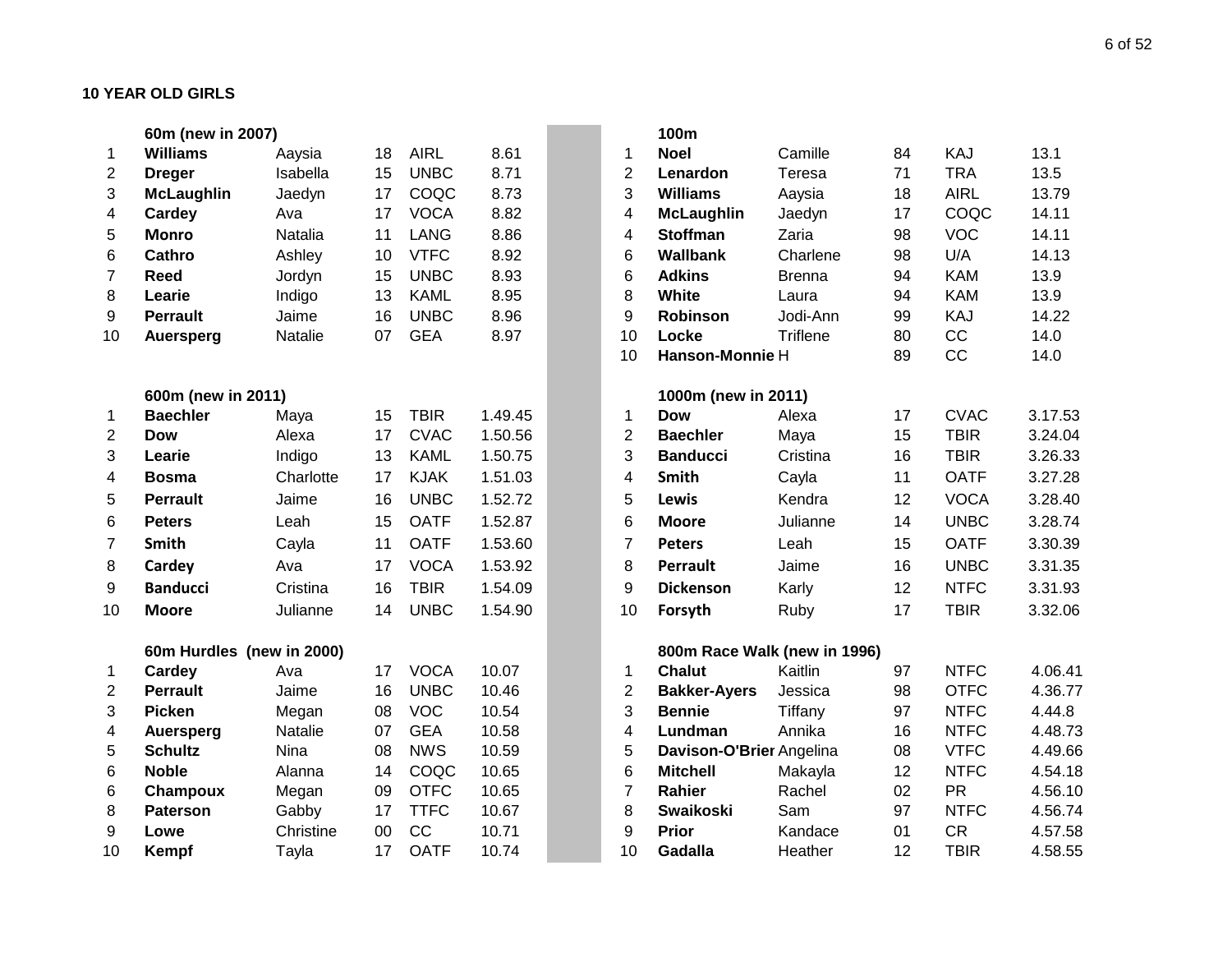**10 YEAR OLD GIRLS**

**60m (new in 2007)**

| | | | | | |
|---|---|---|---|---|---|
| 1 | **Williams** | Aaysia | 18 | AIRL | 8.61 |
| 2 | **Dreger** | Isabella | 15 | UNBC | 8.71 |
| 3 | **McLaughlin** | Jaedyn | 17 | COQC | 8.73 |
| 4 | **Cardey** | Ava | 17 | VOCA | 8.82 |
| 5 | **Monro** | Natalia | 11 | LANG | 8.86 |
| 6 | **Cathro** | Ashley | 10 | VTFC | 8.92 |
| 7 | **Reed** | Jordyn | 15 | UNBC | 8.93 |
| 8 | **Learie** | Indigo | 13 | KAML | 8.95 |
| 9 | **Perrault** | Jaime | 16 | UNBC | 8.96 |
| 10 | **Auersperg** | Natalie | 07 | GEA | 8.97 |

**100m**

| | | | | | |
|---|---|---|---|---|---|
| 1 | **Noel** | Camille | 84 | KAJ | 13.1 |
| 2 | **Lenardon** | Teresa | 71 | TRA | 13.5 |
| 3 | **Williams** | Aaysia | 18 | AIRL | 13.79 |
| 4 | **McLaughlin** | Jaedyn | 17 | COQC | 14.11 |
| 4 | **Stoffman** | Zaria | 98 | VOC | 14.11 |
| 6 | **Wallbank** | Charlene | 98 | U/A | 14.13 |
| 6 | **Adkins** | Brenna | 94 | KAM | 13.9 |
| 8 | **White** | Laura | 94 | KAM | 13.9 |
| 9 | **Robinson** | Jodi-Ann | 99 | KAJ | 14.22 |
| 10 | **Locke** | Triflene | 80 | CC | 14.0 |
| 10 | **Hanson-Monnie** | H | 89 | CC | 14.0 |

**600m (new in 2011)**

| | | | | | |
|---|---|---|---|---|---|
| 1 | **Baechler** | Maya | 15 | TBIR | 1.49.45 |
| 2 | **Dow** | Alexa | 17 | CVAC | 1.50.56 |
| 3 | **Learie** | Indigo | 13 | KAML | 1.50.75 |
| 4 | **Bosma** | Charlotte | 17 | KJAK | 1.51.03 |
| 5 | **Perrault** | Jaime | 16 | UNBC | 1.52.72 |
| 6 | **Peters** | Leah | 15 | OATF | 1.52.87 |
| 7 | **Smith** | Cayla | 11 | OATF | 1.53.60 |
| 8 | **Cardey** | Ava | 17 | VOCA | 1.53.92 |
| 9 | **Banducci** | Cristina | 16 | TBIR | 1.54.09 |
| 10 | **Moore** | Julianne | 14 | UNBC | 1.54.90 |

**1000m (new in 2011)**

| | | | | | |
|---|---|---|---|---|---|
| 1 | **Dow** | Alexa | 17 | CVAC | 3.17.53 |
| 2 | **Baechler** | Maya | 15 | TBIR | 3.24.04 |
| 3 | **Banducci** | Cristina | 16 | TBIR | 3.26.33 |
| 4 | **Smith** | Cayla | 11 | OATF | 3.27.28 |
| 5 | **Lewis** | Kendra | 12 | VOCA | 3.28.40 |
| 6 | **Moore** | Julianne | 14 | UNBC | 3.28.74 |
| 7 | **Peters** | Leah | 15 | OATF | 3.30.39 |
| 8 | **Perrault** | Jaime | 16 | UNBC | 3.31.35 |
| 9 | **Dickenson** | Karly | 12 | NTFC | 3.31.93 |
| 10 | **Forsyth** | Ruby | 17 | TBIR | 3.32.06 |

**60m Hurdles (new in 2000)**

| | | | | | |
|---|---|---|---|---|---|
| 1 | **Cardey** | Ava | 17 | VOCA | 10.07 |
| 2 | **Perrault** | Jaime | 16 | UNBC | 10.46 |
| 3 | **Picken** | Megan | 08 | VOC | 10.54 |
| 4 | **Auersperg** | Natalie | 07 | GEA | 10.58 |
| 5 | **Schultz** | Nina | 08 | NWS | 10.59 |
| 6 | **Noble** | Alanna | 14 | COQC | 10.65 |
| 6 | **Champoux** | Megan | 09 | OTFC | 10.65 |
| 8 | **Paterson** | Gabby | 17 | TTFC | 10.67 |
| 9 | **Lowe** | Christine | 00 | CC | 10.71 |
| 10 | **Kempf** | Tayla | 17 | OATF | 10.74 |

**800m Race Walk (new in 1996)**

| | | | | | |
|---|---|---|---|---|---|
| 1 | **Chalut** | Kaitlin | 97 | NTFC | 4.06.41 |
| 2 | **Bakker-Ayers** | Jessica | 98 | OTFC | 4.36.77 |
| 3 | **Bennie** | Tiffany | 97 | NTFC | 4.44.8 |
| 4 | **Lundman** | Annika | 16 | NTFC | 4.48.73 |
| 5 | **Davison-O'Brier** | Angelina | 08 | VTFC | 4.49.66 |
| 6 | **Mitchell** | Makayla | 12 | NTFC | 4.54.18 |
| 7 | **Rahier** | Rachel | 02 | PR | 4.56.10 |
| 8 | **Swaikoski** | Sam | 97 | NTFC | 4.56.74 |
| 9 | **Prior** | Kandace | 01 | CR | 4.57.58 |
| 10 | **Gadalla** | Heather | 12 | TBIR | 4.58.55 |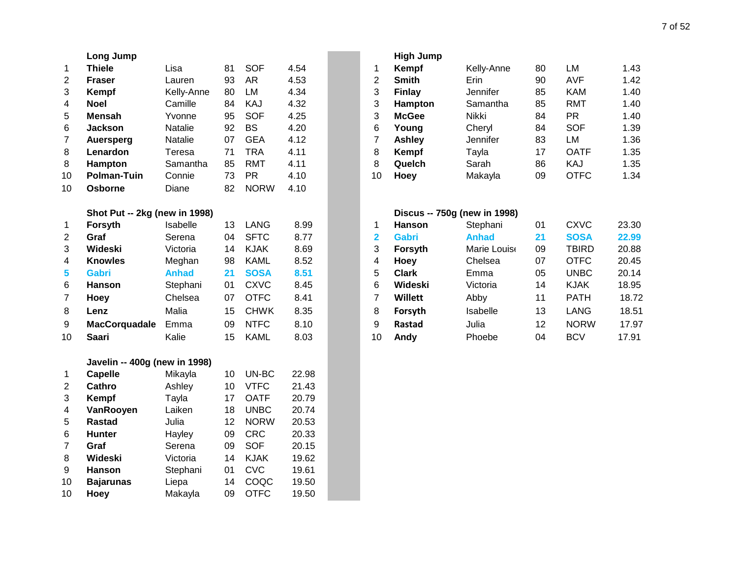### Long Jump

| | | | | | |
|---|---|---|---|---|---|
| 1 | **Thiele** | Lisa | 81 | SOF | 4.54 |
| 2 | **Fraser** | Lauren | 93 | AR | 4.53 |
| 3 | **Kempf** | Kelly-Anne | 80 | LM | 4.34 |
| 4 | **Noel** | Camille | 84 | KAJ | 4.32 |
| 5 | **Mensah** | Yvonne | 95 | SOF | 4.25 |
| 6 | **Jackson** | Natalie | 92 | BS | 4.20 |
| 7 | **Auersperg** | Natalie | 07 | GEA | 4.12 |
| 8 | **Lenardon** | Teresa | 71 | TRA | 4.11 |
| 8 | **Hampton** | Samantha | 85 | RMT | 4.11 |
| 10 | **Polman-Tuin** | Connie | 73 | PR | 4.10 |
| 10 | **Osborne** | Diane | 82 | NORW | 4.10 |

### Shot Put -- 2kg (new in 1998)

| | | | | | |
|---|---|---|---|---|---|
| 1 | **Forsyth** | Isabelle | 13 | LANG | 8.99 |
| 2 | **Graf** | Serena | 04 | SFTC | 8.77 |
| 3 | **Wideski** | Victoria | 14 | KJAK | 8.69 |
| 4 | **Knowles** | Meghan | 98 | KAML | 8.52 |
| **5** | **Gabri** | **Anhad** | **21** | **SOSA** | **8.51** |
| 6 | **Hanson** | Stephani | 01 | CXVC | 8.45 |
| 7 | **Hoey** | Chelsea | 07 | OTFC | 8.41 |
| 8 | **Lenz** | Malia | 15 | CHWK | 8.35 |
| 9 | **MacCorquadale** | Emma | 09 | NTFC | 8.10 |
| 10 | **Saari** | Kalie | 15 | KAML | 8.03 |

### Javelin -- 400g (new in 1998)

| | | | | | |
|---|---|---|---|---|---|
| 1 | **Capelle** | Mikayla | 10 | UN-BC | 22.98 |
| 2 | **Cathro** | Ashley | 10 | VTFC | 21.43 |
| 3 | **Kempf** | Tayla | 17 | OATF | 20.79 |
| 4 | **VanRooyen** | Laiken | 18 | UNBC | 20.74 |
| 5 | **Rastad** | Julia | 12 | NORW | 20.53 |
| 6 | **Hunter** | Hayley | 09 | CRC | 20.33 |
| 7 | **Graf** | Serena | 09 | SOF | 20.15 |
| 8 | **Wideski** | Victoria | 14 | KJAK | 19.62 |
| 9 | **Hanson** | Stephani | 01 | CVC | 19.61 |
| 10 | **Bajarunas** | Liepa | 14 | COQC | 19.50 |
| 10 | **Hoey** | Makayla | 09 | OTFC | 19.50 |

### High Jump

| | | | | | |
|---|---|---|---|---|---|
| 1 | **Kempf** | Kelly-Anne | 80 | LM | 1.43 |
| 2 | **Smith** | Erin | 90 | AVF | 1.42 |
| 3 | **Finlay** | Jennifer | 85 | KAM | 1.40 |
| 3 | **Hampton** | Samantha | 85 | RMT | 1.40 |
| 3 | **McGee** | Nikki | 84 | PR | 1.40 |
| 6 | **Young** | Cheryl | 84 | SOF | 1.39 |
| 7 | **Ashley** | Jennifer | 83 | LM | 1.36 |
| 8 | **Kempf** | Tayla | 17 | OATF | 1.35 |
| 8 | **Quelch** | Sarah | 86 | KAJ | 1.35 |
| 10 | **Hoey** | Makayla | 09 | OTFC | 1.34 |

### Discus -- 750g (new in 1998)

| | | | | | |
|---|---|---|---|---|---|
| 1 | **Hanson** | Stephani | 01 | CXVC | 23.30 |
| **2** | **Gabri** | **Anhad** | **21** | **SOSA** | **22.99** |
| 3 | **Forsyth** | Marie Louise | 09 | TBIRD | 20.88 |
| 4 | **Hoey** | Chelsea | 07 | OTFC | 20.45 |
| 5 | **Clark** | Emma | 05 | UNBC | 20.14 |
| 6 | **Wideski** | Victoria | 14 | KJAK | 18.95 |
| 7 | **Willett** | Abby | 11 | PATH | 18.72 |
| 8 | **Forsyth** | Isabelle | 13 | LANG | 18.51 |
| 9 | **Rastad** | Julia | 12 | NORW | 17.97 |
| 10 | **Andy** | Phoebe | 04 | BCV | 17.91 |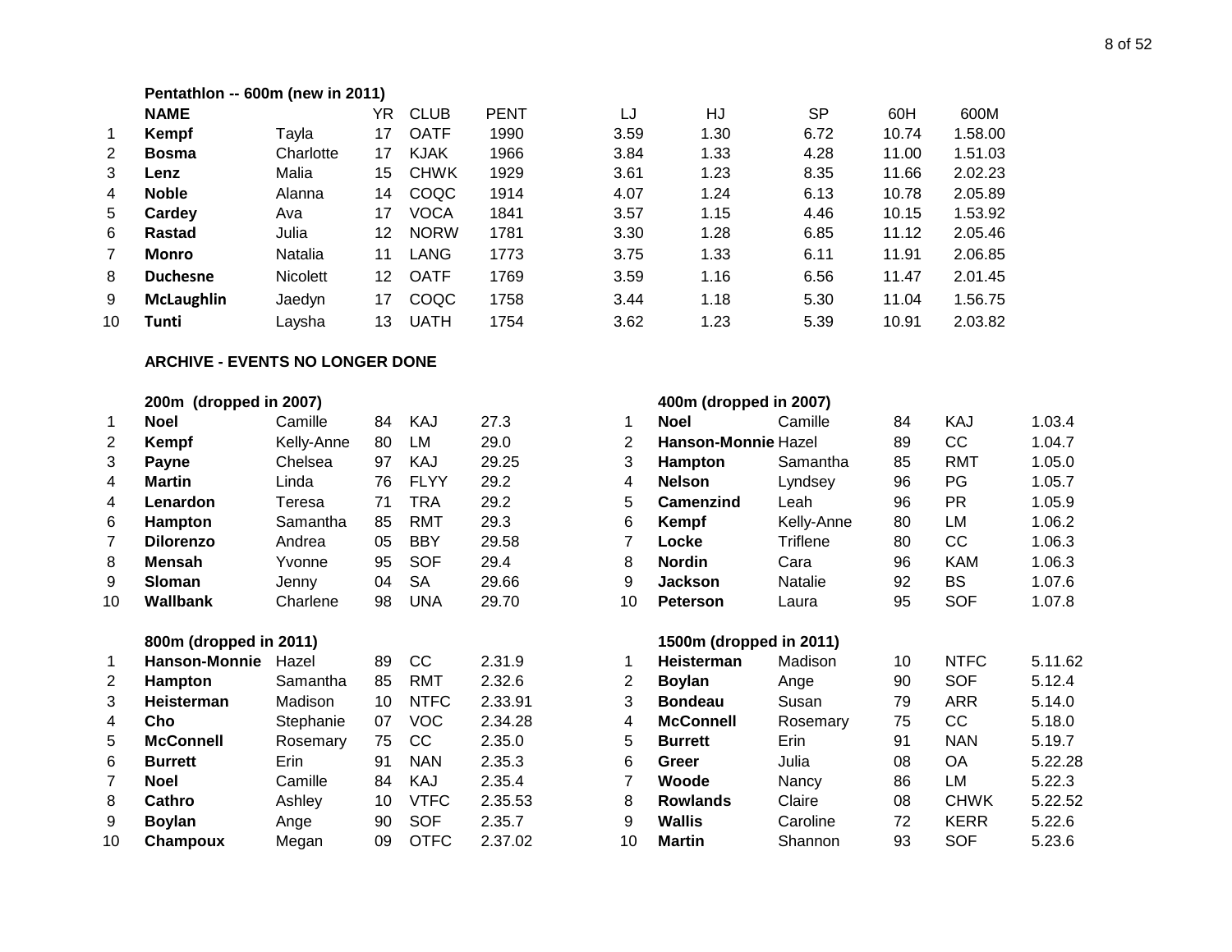### Pentathlon -- 600m (new in 2011)

| | NAME | | YR | CLUB | PENT | LJ | HJ | SP | 60H | 600M |
|---|---|---|---|---|---|---|---|---|---|---|
| 1 | **Kempf** | Tayla | 17 | OATF | 1990 | 3.59 | 1.30 | 6.72 | 10.74 | 1.58.00 |
| 2 | **Bosma** | Charlotte | 17 | KJAK | 1966 | 3.84 | 1.33 | 4.28 | 11.00 | 1.51.03 |
| 3 | **Lenz** | Malia | 15 | CHWK | 1929 | 3.61 | 1.23 | 8.35 | 11.66 | 2.02.23 |
| 4 | **Noble** | Alanna | 14 | COQC | 1914 | 4.07 | 1.24 | 6.13 | 10.78 | 2.05.89 |
| 5 | **Cardey** | Ava | 17 | VOCA | 1841 | 3.57 | 1.15 | 4.46 | 10.15 | 1.53.92 |
| 6 | **Rastad** | Julia | 12 | NORW | 1781 | 3.30 | 1.28 | 6.85 | 11.12 | 2.05.46 |
| 7 | **Monro** | Natalia | 11 | LANG | 1773 | 3.75 | 1.33 | 6.11 | 11.91 | 2.06.85 |
| 8 | **Duchesne** | Nicolett | 12 | OATF | 1769 | 3.59 | 1.16 | 6.56 | 11.47 | 2.01.45 |
| 9 | **McLaughlin** | Jaedyn | 17 | COQC | 1758 | 3.44 | 1.18 | 5.30 | 11.04 | 1.56.75 |
| 10 | **Tunti** | Laysha | 13 | UATH | 1754 | 3.62 | 1.23 | 5.39 | 10.91 | 2.03.82 |

## ARCHIVE - EVENTS NO LONGER DONE

### 200m (dropped in 2007)

| | | | | | |
|---|---|---|---|---|---|
| 1 | **Noel** | Camille | 84 | KAJ | 27.3 |
| 2 | **Kempf** | Kelly-Anne | 80 | LM | 29.0 |
| 3 | **Payne** | Chelsea | 97 | KAJ | 29.25 |
| 4 | **Martin** | Linda | 76 | FLYY | 29.2 |
| 4 | **Lenardon** | Teresa | 71 | TRA | 29.2 |
| 6 | **Hampton** | Samantha | 85 | RMT | 29.3 |
| 7 | **Dilorenzo** | Andrea | 05 | BBY | 29.58 |
| 8 | **Mensah** | Yvonne | 95 | SOF | 29.4 |
| 9 | **Sloman** | Jenny | 04 | SA | 29.66 |
| 10 | **Wallbank** | Charlene | 98 | UNA | 29.70 |

### 400m (dropped in 2007)

| | | | | | |
|---|---|---|---|---|---|
| 1 | **Noel** | Camille | 84 | KAJ | 1.03.4 |
| 2 | **Hanson-Monnie** | Hazel | 89 | CC | 1.04.7 |
| 3 | **Hampton** | Samantha | 85 | RMT | 1.05.0 |
| 4 | **Nelson** | Lyndsey | 96 | PG | 1.05.7 |
| 5 | **Camenzind** | Leah | 96 | PR | 1.05.9 |
| 6 | **Kempf** | Kelly-Anne | 80 | LM | 1.06.2 |
| 7 | **Locke** | Triflene | 80 | CC | 1.06.3 |
| 8 | **Nordin** | Cara | 96 | KAM | 1.06.3 |
| 9 | **Jackson** | Natalie | 92 | BS | 1.07.6 |
| 10 | **Peterson** | Laura | 95 | SOF | 1.07.8 |

### 800m (dropped in 2011)

| | | | | | |
|---|---|---|---|---|---|
| 1 | **Hanson-Monnie** | Hazel | 89 | CC | 2.31.9 |
| 2 | **Hampton** | Samantha | 85 | RMT | 2.32.6 |
| 3 | **Heisterman** | Madison | 10 | NTFC | 2.33.91 |
| 4 | **Cho** | Stephanie | 07 | VOC | 2.34.28 |
| 5 | **McConnell** | Rosemary | 75 | CC | 2.35.0 |
| 6 | **Burrett** | Erin | 91 | NAN | 2.35.3 |
| 7 | **Noel** | Camille | 84 | KAJ | 2.35.4 |
| 8 | **Cathro** | Ashley | 10 | VTFC | 2.35.53 |
| 9 | **Boylan** | Ange | 90 | SOF | 2.35.7 |
| 10 | **Champoux** | Megan | 09 | OTFC | 2.37.02 |

### 1500m (dropped in 2011)

| | | | | | |
|---|---|---|---|---|---|
| 1 | **Heisterman** | Madison | 10 | NTFC | 5.11.62 |
| 2 | **Boylan** | Ange | 90 | SOF | 5.12.4 |
| 3 | **Bondeau** | Susan | 79 | ARR | 5.14.0 |
| 4 | **McConnell** | Rosemary | 75 | CC | 5.18.0 |
| 5 | **Burrett** | Erin | 91 | NAN | 5.19.7 |
| 6 | **Greer** | Julia | 08 | OA | 5.22.28 |
| 7 | **Woode** | Nancy | 86 | LM | 5.22.3 |
| 8 | **Rowlands** | Claire | 08 | CHWK | 5.22.52 |
| 9 | **Wallis** | Caroline | 72 | KERR | 5.22.6 |
| 10 | **Martin** | Shannon | 93 | SOF | 5.23.6 |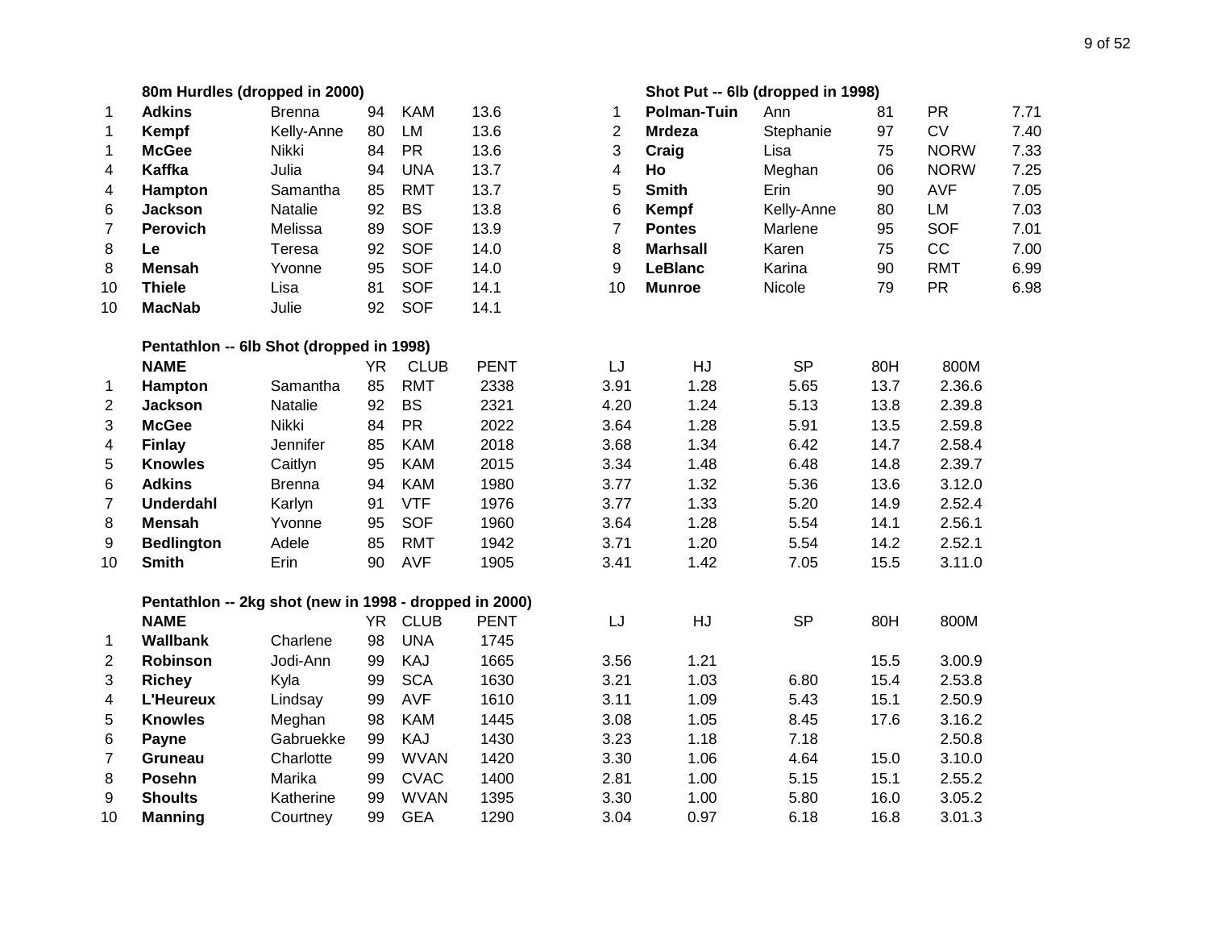### 80m Hurdles (dropped in 2000)

| | | | | | |
|---|---|---|---|---|---|
| 1 | **Adkins** | Brenna | 94 | KAM | 13.6 |
| 1 | **Kempf** | Kelly-Anne | 80 | LM | 13.6 |
| 1 | **McGee** | Nikki | 84 | PR | 13.6 |
| 4 | **Kaffka** | Julia | 94 | UNA | 13.7 |
| 4 | **Hampton** | Samantha | 85 | RMT | 13.7 |
| 6 | **Jackson** | Natalie | 92 | BS | 13.8 |
| 7 | **Perovich** | Melissa | 89 | SOF | 13.9 |
| 8 | **Le** | Teresa | 92 | SOF | 14.0 |
| 8 | **Mensah** | Yvonne | 95 | SOF | 14.0 |
| 10 | **Thiele** | Lisa | 81 | SOF | 14.1 |
| 10 | **MacNab** | Julie | 92 | SOF | 14.1 |

### Shot Put -- 6lb (dropped in 1998)

| | | | | | |
|---|---|---|---|---|---|
| 1 | **Polman-Tuin** | Ann | 81 | PR | 7.71 |
| 2 | **Mrdeza** | Stephanie | 97 | CV | 7.40 |
| 3 | **Craig** | Lisa | 75 | NORW | 7.33 |
| 4 | **Ho** | Meghan | 06 | NORW | 7.25 |
| 5 | **Smith** | Erin | 90 | AVF | 7.05 |
| 6 | **Kempf** | Kelly-Anne | 80 | LM | 7.03 |
| 7 | **Pontes** | Marlene | 95 | SOF | 7.01 |
| 8 | **Marhsall** | Karen | 75 | CC | 7.00 |
| 9 | **LeBlanc** | Karina | 90 | RMT | 6.99 |
| 10 | **Munroe** | Nicole | 79 | PR | 6.98 |

### Pentathlon -- 6lb Shot (dropped in 1998)

| | NAME | | YR | CLUB | PENT | LJ | HJ | SP | 80H | 800M |
|---|---|---|---|---|---|---|---|---|---|---|
| 1 | **Hampton** | Samantha | 85 | RMT | 2338 | 3.91 | 1.28 | 5.65 | 13.7 | 2.36.6 |
| 2 | **Jackson** | Natalie | 92 | BS | 2321 | 4.20 | 1.24 | 5.13 | 13.8 | 2.39.8 |
| 3 | **McGee** | Nikki | 84 | PR | 2022 | 3.64 | 1.28 | 5.91 | 13.5 | 2.59.8 |
| 4 | **Finlay** | Jennifer | 85 | KAM | 2018 | 3.68 | 1.34 | 6.42 | 14.7 | 2.58.4 |
| 5 | **Knowles** | Caitlyn | 95 | KAM | 2015 | 3.34 | 1.48 | 6.48 | 14.8 | 2.39.7 |
| 6 | **Adkins** | Brenna | 94 | KAM | 1980 | 3.77 | 1.32 | 5.36 | 13.6 | 3.12.0 |
| 7 | **Underdahl** | Karlyn | 91 | VTF | 1976 | 3.77 | 1.33 | 5.20 | 14.9 | 2.52.4 |
| 8 | **Mensah** | Yvonne | 95 | SOF | 1960 | 3.64 | 1.28 | 5.54 | 14.1 | 2.56.1 |
| 9 | **Bedlington** | Adele | 85 | RMT | 1942 | 3.71 | 1.20 | 5.54 | 14.2 | 2.52.1 |
| 10 | **Smith** | Erin | 90 | AVF | 1905 | 3.41 | 1.42 | 7.05 | 15.5 | 3.11.0 |

### Pentathlon -- 2kg shot (new in 1998 - dropped in 2000)

| | NAME | | YR | CLUB | PENT | LJ | HJ | SP | 80H | 800M |
|---|---|---|---|---|---|---|---|---|---|---|
| 1 | **Wallbank** | Charlene | 98 | UNA | 1745 | | | | | |
| 2 | **Robinson** | Jodi-Ann | 99 | KAJ | 1665 | 3.56 | 1.21 | | 15.5 | 3.00.9 |
| 3 | **Richey** | Kyla | 99 | SCA | 1630 | 3.21 | 1.03 | 6.80 | 15.4 | 2.53.8 |
| 4 | **L'Heureux** | Lindsay | 99 | AVF | 1610 | 3.11 | 1.09 | 5.43 | 15.1 | 2.50.9 |
| 5 | **Knowles** | Meghan | 98 | KAM | 1445 | 3.08 | 1.05 | 8.45 | 17.6 | 3.16.2 |
| 6 | **Payne** | Gabruekke | 99 | KAJ | 1430 | 3.23 | 1.18 | 7.18 | | 2.50.8 |
| 7 | **Gruneau** | Charlotte | 99 | WVAN | 1420 | 3.30 | 1.06 | 4.64 | 15.0 | 3.10.0 |
| 8 | **Posehn** | Marika | 99 | CVAC | 1400 | 2.81 | 1.00 | 5.15 | 15.1 | 2.55.2 |
| 9 | **Shoults** | Katherine | 99 | WVAN | 1395 | 3.30 | 1.00 | 5.80 | 16.0 | 3.05.2 |
| 10 | **Manning** | Courtney | 99 | GEA | 1290 | 3.04 | 0.97 | 6.18 | 16.8 | 3.01.3 |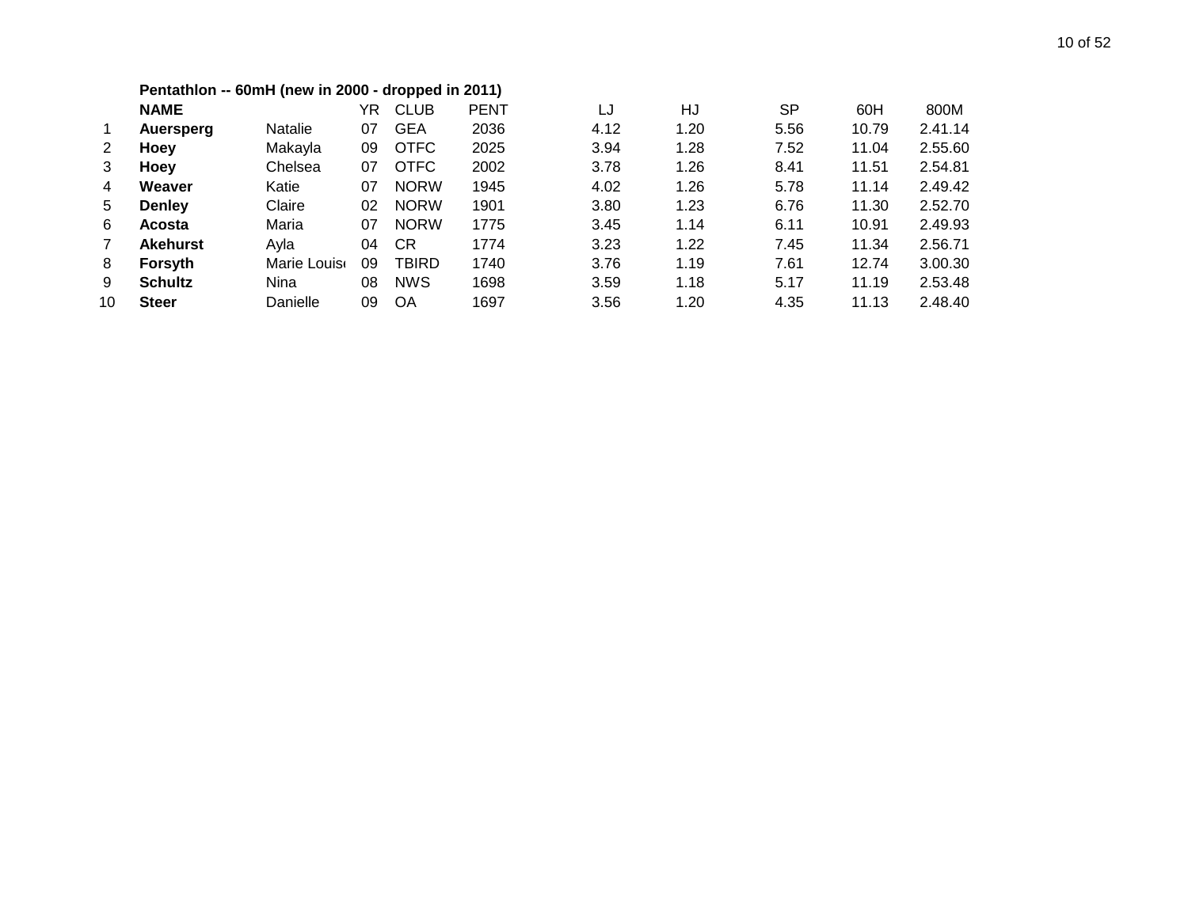**Pentathlon -- 60mH (new in 2000 - dropped in 2011)**

| | NAME | | YR | CLUB | PENT | LJ | HJ | SP | 60H | 800M |
|---|---|---|---|---|---|---|---|---|---|---|
| 1 | **Auersperg** | Natalie | 07 | GEA | 2036 | 4.12 | 1.20 | 5.56 | 10.79 | 2.41.14 |
| 2 | **Hoey** | Makayla | 09 | OTFC | 2025 | 3.94 | 1.28 | 7.52 | 11.04 | 2.55.60 |
| 3 | **Hoey** | Chelsea | 07 | OTFC | 2002 | 3.78 | 1.26 | 8.41 | 11.51 | 2.54.81 |
| 4 | **Weaver** | Katie | 07 | NORW | 1945 | 4.02 | 1.26 | 5.78 | 11.14 | 2.49.42 |
| 5 | **Denley** | Claire | 02 | NORW | 1901 | 3.80 | 1.23 | 6.76 | 11.30 | 2.52.70 |
| 6 | **Acosta** | Maria | 07 | NORW | 1775 | 3.45 | 1.14 | 6.11 | 10.91 | 2.49.93 |
| 7 | **Akehurst** | Ayla | 04 | CR | 1774 | 3.23 | 1.22 | 7.45 | 11.34 | 2.56.71 |
| 8 | **Forsyth** | Marie Louise | 09 | TBIRD | 1740 | 3.76 | 1.19 | 7.61 | 12.74 | 3.00.30 |
| 9 | **Schultz** | Nina | 08 | NWS | 1698 | 3.59 | 1.18 | 5.17 | 11.19 | 2.53.48 |
| 10 | **Steer** | Danielle | 09 | OA | 1697 | 3.56 | 1.20 | 4.35 | 11.13 | 2.48.40 |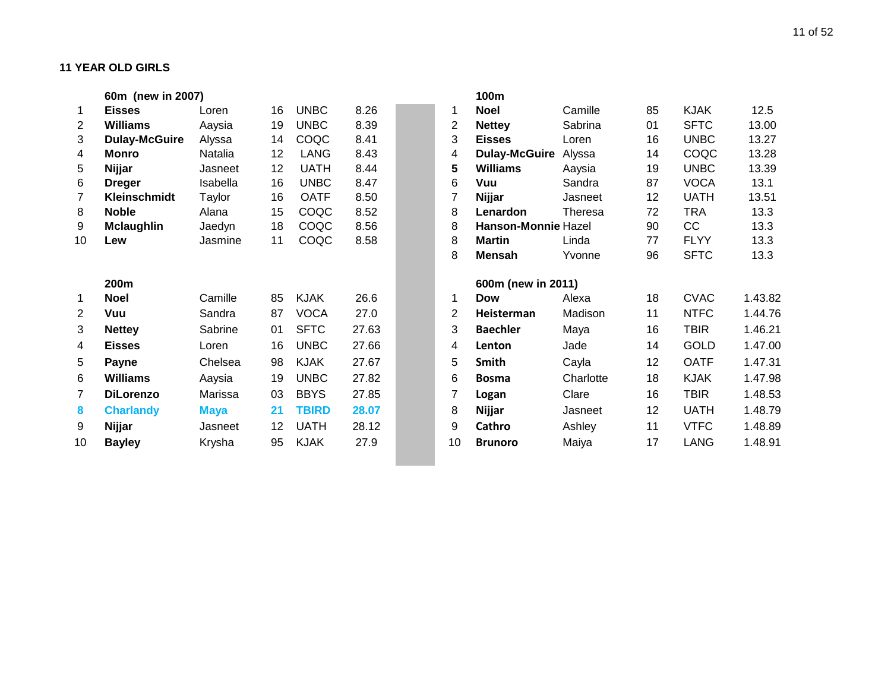## 11 YEAR OLD GIRLS

### 60m (new in 2007)

| | | | | | |
|---|---|---|---|---|---|
| 1 | **Eisses** | Loren | 16 | UNBC | 8.26 |
| 2 | **Williams** | Aaysia | 19 | UNBC | 8.39 |
| 3 | **Dulay-McGuire** | Alyssa | 14 | COQC | 8.41 |
| 4 | **Monro** | Natalia | 12 | LANG | 8.43 |
| 5 | **Nijjar** | Jasneet | 12 | UATH | 8.44 |
| 6 | **Dreger** | Isabella | 16 | UNBC | 8.47 |
| 7 | **Kleinschmidt** | Taylor | 16 | OATF | 8.50 |
| 8 | **Noble** | Alana | 15 | COQC | 8.52 |
| 9 | **Mclaughlin** | Jaedyn | 18 | COQC | 8.56 |
| 10 | **Lew** | Jasmine | 11 | COQC | 8.58 |

### 100m

| | | | | | |
|---|---|---|---|---|---|
| 1 | **Noel** | Camille | 85 | KJAK | 12.5 |
| 2 | **Nettey** | Sabrina | 01 | SFTC | 13.00 |
| 3 | **Eisses** | Loren | 16 | UNBC | 13.27 |
| 4 | **Dulay-McGuire** | Alyssa | 14 | COQC | 13.28 |
| **5** | **Williams** | Aaysia | 19 | UNBC | 13.39 |
| 6 | **Vuu** | Sandra | 87 | VOCA | 13.1 |
| 7 | **Nijjar** | Jasneet | 12 | UATH | 13.51 |
| 8 | **Lenardon** | Theresa | 72 | TRA | 13.3 |
| 8 | **Hanson-Monnie** | Hazel | 90 | CC | 13.3 |
| 8 | **Martin** | Linda | 77 | FLYY | 13.3 |
| 8 | **Mensah** | Yvonne | 96 | SFTC | 13.3 |

### 200m

| | | | | | |
|---|---|---|---|---|---|
| 1 | **Noel** | Camille | 85 | KJAK | 26.6 |
| 2 | **Vuu** | Sandra | 87 | VOCA | 27.0 |
| 3 | **Nettey** | Sabrine | 01 | SFTC | 27.63 |
| 4 | **Eisses** | Loren | 16 | UNBC | 27.66 |
| 5 | **Payne** | Chelsea | 98 | KJAK | 27.67 |
| 6 | **Williams** | Aaysia | 19 | UNBC | 27.82 |
| 7 | **DiLorenzo** | Marissa | 03 | BBYS | 27.85 |
| **8** | **Charlandy** | **Maya** | **21** | **TBIRD** | **28.07** |
| 9 | **Nijjar** | Jasneet | 12 | UATH | 28.12 |
| 10 | **Bayley** | Krysha | 95 | KJAK | 27.9 |

### 600m (new in 2011)

| | | | | | |
|---|---|---|---|---|---|
| 1 | **Dow** | Alexa | 18 | CVAC | 1.43.82 |
| 2 | **Heisterman** | Madison | 11 | NTFC | 1.44.76 |
| 3 | **Baechler** | Maya | 16 | TBIR | 1.46.21 |
| 4 | **Lenton** | Jade | 14 | GOLD | 1.47.00 |
| 5 | **Smith** | Cayla | 12 | OATF | 1.47.31 |
| 6 | **Bosma** | Charlotte | 18 | KJAK | 1.47.98 |
| 7 | **Logan** | Clare | 16 | TBIR | 1.48.53 |
| 8 | **Nijjar** | Jasneet | 12 | UATH | 1.48.79 |
| 9 | **Cathro** | Ashley | 11 | VTFC | 1.48.89 |
| 10 | **Brunoro** | Maiya | 17 | LANG | 1.48.91 |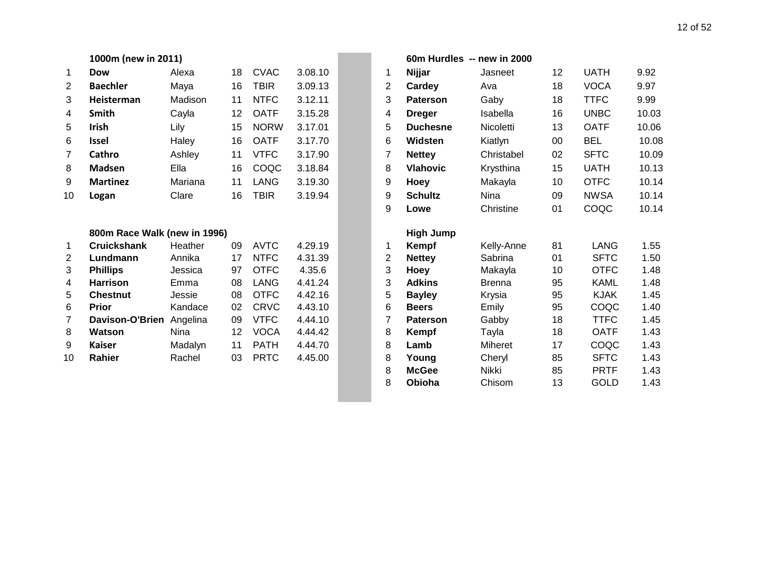### 1000m (new in 2011)

| | | | | | |
|---|---|---|---|---|---|
| 1 | **Dow** | Alexa | 18 | CVAC | 3.08.10 |
| 2 | **Baechler** | Maya | 16 | TBIR | 3.09.13 |
| 3 | **Heisterman** | Madison | 11 | NTFC | 3.12.11 |
| 4 | **Smith** | Cayla | 12 | OATF | 3.15.28 |
| 5 | **Irish** | Lily | 15 | NORW | 3.17.01 |
| 6 | **Issel** | Haley | 16 | OATF | 3.17.70 |
| 7 | **Cathro** | Ashley | 11 | VTFC | 3.17.90 |
| 8 | **Madsen** | Ella | 16 | COQC | 3.18.84 |
| 9 | **Martinez** | Mariana | 11 | LANG | 3.19.30 |
| 10 | **Logan** | Clare | 16 | TBIR | 3.19.94 |

### 800m Race Walk (new in 1996)

| | | | | | |
|---|---|---|---|---|---|
| 1 | **Cruickshank** | Heather | 09 | AVTC | 4.29.19 |
| 2 | **Lundmann** | Annika | 17 | NTFC | 4.31.39 |
| 3 | **Phillips** | Jessica | 97 | OTFC | 4.35.6 |
| 4 | **Harrison** | Emma | 08 | LANG | 4.41.24 |
| 5 | **Chestnut** | Jessie | 08 | OTFC | 4.42.16 |
| 6 | **Prior** | Kandace | 02 | CRVC | 4.43.10 |
| 7 | **Davison-O'Brien** | Angelina | 09 | VTFC | 4.44.10 |
| 8 | **Watson** | Nina | 12 | VOCA | 4.44.42 |
| 9 | **Kaiser** | Madalyn | 11 | PATH | 4.44.70 |
| 10 | **Rahier** | Rachel | 03 | PRTC | 4.45.00 |

### 60m Hurdles -- new in 2000

| | | | | | |
|---|---|---|---|---|---|
| 1 | **Nijjar** | Jasneet | 12 | UATH | 9.92 |
| 2 | **Cardey** | Ava | 18 | VOCA | 9.97 |
| 3 | **Paterson** | Gaby | 18 | TTFC | 9.99 |
| 4 | **Dreger** | Isabella | 16 | UNBC | 10.03 |
| 5 | **Duchesne** | Nicoletti | 13 | OATF | 10.06 |
| 6 | **Widsten** | Kiatlyn | 00 | BEL | 10.08 |
| 7 | **Nettey** | Christabel | 02 | SFTC | 10.09 |
| 8 | **Vlahovic** | Krysthina | 15 | UATH | 10.13 |
| 9 | **Hoey** | Makayla | 10 | OTFC | 10.14 |
| 9 | **Schultz** | Nina | 09 | NWSA | 10.14 |
| 9 | **Lowe** | Christine | 01 | COQC | 10.14 |

### High Jump

| | | | | | |
|---|---|---|---|---|---|
| 1 | **Kempf** | Kelly-Anne | 81 | LANG | 1.55 |
| 2 | **Nettey** | Sabrina | 01 | SFTC | 1.50 |
| 3 | **Hoey** | Makayla | 10 | OTFC | 1.48 |
| 3 | **Adkins** | Brenna | 95 | KAML | 1.48 |
| 5 | **Bayley** | Krysia | 95 | KJAK | 1.45 |
| 6 | **Beers** | Emily | 95 | COQC | 1.40 |
| 7 | **Paterson** | Gabby | 18 | TTFC | 1.45 |
| 8 | **Kempf** | Tayla | 18 | OATF | 1.43 |
| 8 | **Lamb** | Miheret | 17 | COQC | 1.43 |
| 8 | **Young** | Cheryl | 85 | SFTC | 1.43 |
| 8 | **McGee** | Nikki | 85 | PRTF | 1.43 |
| 8 | **Obioha** | Chisom | 13 | GOLD | 1.43 |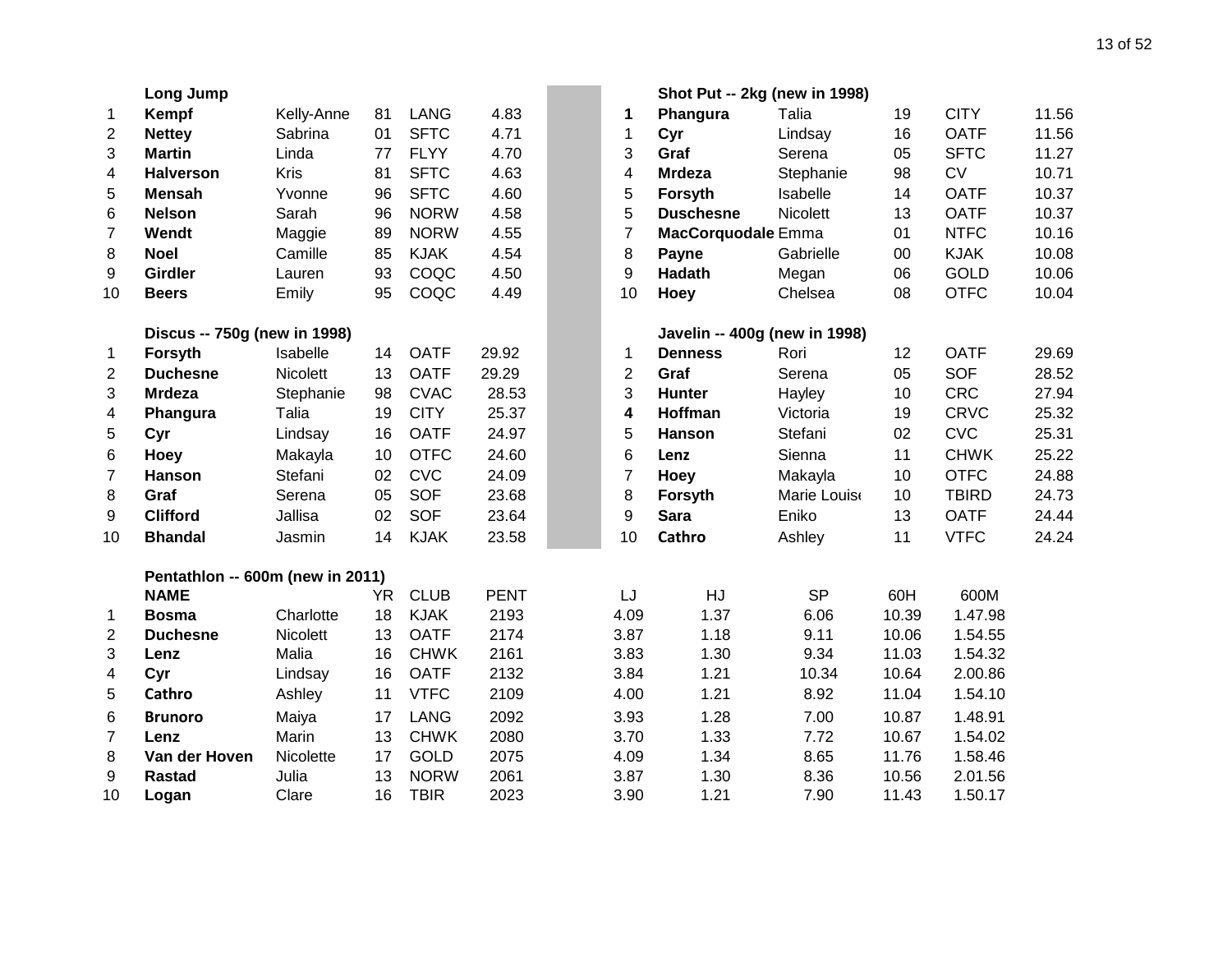### Long Jump

| | | | | | |
|---|---|---|---|---|---|
| 1 | **Kempf** | Kelly-Anne | 81 | LANG | 4.83 |
| 2 | **Nettey** | Sabrina | 01 | SFTC | 4.71 |
| 3 | **Martin** | Linda | 77 | FLYY | 4.70 |
| 4 | **Halverson** | Kris | 81 | SFTC | 4.63 |
| 5 | **Mensah** | Yvonne | 96 | SFTC | 4.60 |
| 6 | **Nelson** | Sarah | 96 | NORW | 4.58 |
| 7 | **Wendt** | Maggie | 89 | NORW | 4.55 |
| 8 | **Noel** | Camille | 85 | KJAK | 4.54 |
| 9 | **Girdler** | Lauren | 93 | COQC | 4.50 |
| 10 | **Beers** | Emily | 95 | COQC | 4.49 |

### Shot Put -- 2kg (new in 1998)

| | | | | | |
|---|---|---|---|---|---|
| **1** | **Phangura** | Talia | 19 | CITY | 11.56 |
| 1 | **Cyr** | Lindsay | 16 | OATF | 11.56 |
| 3 | **Graf** | Serena | 05 | SFTC | 11.27 |
| 4 | **Mrdeza** | Stephanie | 98 | CV | 10.71 |
| 5 | **Forsyth** | Isabelle | 14 | OATF | 10.37 |
| 5 | **Duschesne** | Nicolett | 13 | OATF | 10.37 |
| 7 | **MacCorquodale** | Emma | 01 | NTFC | 10.16 |
| 8 | **Payne** | Gabrielle | 00 | KJAK | 10.08 |
| 9 | **Hadath** | Megan | 06 | GOLD | 10.06 |
| 10 | **Hoey** | Chelsea | 08 | OTFC | 10.04 |

### Discus -- 750g (new in 1998)

| | | | | | |
|---|---|---|---|---|---|
| 1 | **Forsyth** | Isabelle | 14 | OATF | 29.92 |
| 2 | **Duchesne** | Nicolett | 13 | OATF | 29.29 |
| 3 | **Mrdeza** | Stephanie | 98 | CVAC | 28.53 |
| 4 | **Phangura** | Talia | 19 | CITY | 25.37 |
| 5 | **Cyr** | Lindsay | 16 | OATF | 24.97 |
| 6 | **Hoey** | Makayla | 10 | OTFC | 24.60 |
| 7 | **Hanson** | Stefani | 02 | CVC | 24.09 |
| 8 | **Graf** | Serena | 05 | SOF | 23.68 |
| 9 | **Clifford** | Jallisa | 02 | SOF | 23.64 |
| 10 | **Bhandal** | Jasmin | 14 | KJAK | 23.58 |

### Javelin -- 400g (new in 1998)

| | | | | | |
|---|---|---|---|---|---|
| 1 | **Denness** | Rori | 12 | OATF | 29.69 |
| 2 | **Graf** | Serena | 05 | SOF | 28.52 |
| 3 | **Hunter** | Hayley | 10 | CRC | 27.94 |
| **4** | **Hoffman** | Victoria | 19 | CRVC | 25.32 |
| 5 | **Hanson** | Stefani | 02 | CVC | 25.31 |
| 6 | **Lenz** | Sienna | 11 | CHWK | 25.22 |
| 7 | **Hoey** | Makayla | 10 | OTFC | 24.88 |
| 8 | **Forsyth** | Marie Louise | 10 | TBIRD | 24.73 |
| 9 | **Sara** | Eniko | 13 | OATF | 24.44 |
| 10 | **Cathro** | Ashley | 11 | VTFC | 24.24 |

### Pentathlon -- 600m (new in 2011)

| | NAME | | YR | CLUB | PENT | LJ | HJ | SP | 60H | 600M |
|---|---|---|---|---|---|---|---|---|---|---|
| 1 | **Bosma** | Charlotte | 18 | KJAK | 2193 | 4.09 | 1.37 | 6.06 | 10.39 | 1.47.98 |
| 2 | **Duchesne** | Nicolett | 13 | OATF | 2174 | 3.87 | 1.18 | 9.11 | 10.06 | 1.54.55 |
| 3 | **Lenz** | Malia | 16 | CHWK | 2161 | 3.83 | 1.30 | 9.34 | 11.03 | 1.54.32 |
| 4 | **Cyr** | Lindsay | 16 | OATF | 2132 | 3.84 | 1.21 | 10.34 | 10.64 | 2.00.86 |
| 5 | **Cathro** | Ashley | 11 | VTFC | 2109 | 4.00 | 1.21 | 8.92 | 11.04 | 1.54.10 |
| 6 | **Brunoro** | Maiya | 17 | LANG | 2092 | 3.93 | 1.28 | 7.00 | 10.87 | 1.48.91 |
| 7 | **Lenz** | Marin | 13 | CHWK | 2080 | 3.70 | 1.33 | 7.72 | 10.67 | 1.54.02 |
| 8 | **Van der Hoven** | Nicolette | 17 | GOLD | 2075 | 4.09 | 1.34 | 8.65 | 11.76 | 1.58.46 |
| 9 | **Rastad** | Julia | 13 | NORW | 2061 | 3.87 | 1.30 | 8.36 | 10.56 | 2.01.56 |
| 10 | **Logan** | Clare | 16 | TBIR | 2023 | 3.90 | 1.21 | 7.90 | 11.43 | 1.50.17 |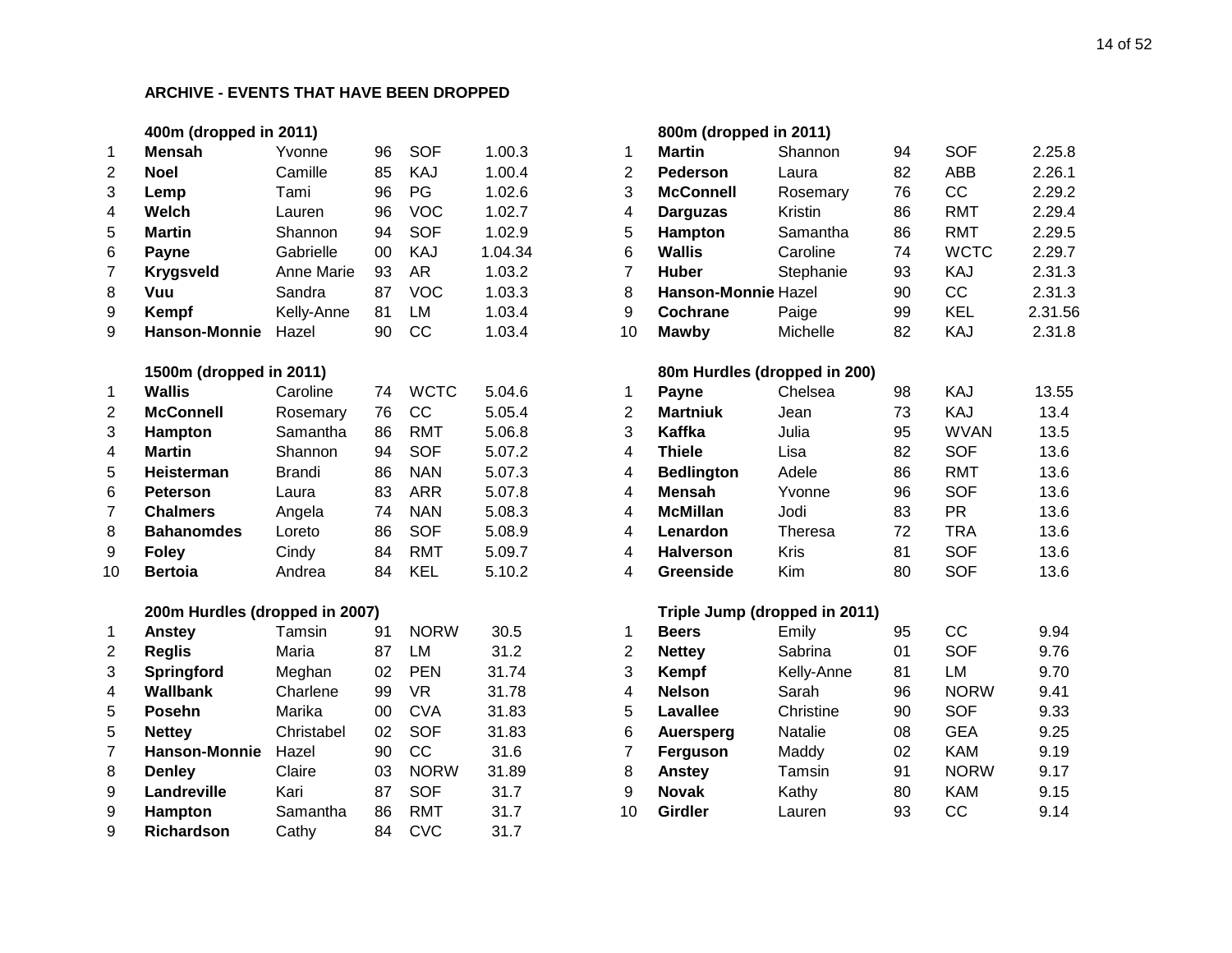## ARCHIVE - EVENTS THAT HAVE BEEN DROPPED

### 400m (dropped in 2011)

| | | | | | |
|---|---|---|---|---|---|
| 1 | **Mensah** | Yvonne | 96 | SOF | 1.00.3 |
| 2 | **Noel** | Camille | 85 | KAJ | 1.00.4 |
| 3 | **Lemp** | Tami | 96 | PG | 1.02.6 |
| 4 | **Welch** | Lauren | 96 | VOC | 1.02.7 |
| 5 | **Martin** | Shannon | 94 | SOF | 1.02.9 |
| 6 | **Payne** | Gabrielle | 00 | KAJ | 1.04.34 |
| 7 | **Krygsveld** | Anne Marie | 93 | AR | 1.03.2 |
| 8 | **Vuu** | Sandra | 87 | VOC | 1.03.3 |
| 9 | **Kempf** | Kelly-Anne | 81 | LM | 1.03.4 |
| 9 | **Hanson-Monnie** | Hazel | 90 | CC | 1.03.4 |

### 1500m (dropped in 2011)

| | | | | | |
|---|---|---|---|---|---|
| 1 | **Wallis** | Caroline | 74 | WCTC | 5.04.6 |
| 2 | **McConnell** | Rosemary | 76 | CC | 5.05.4 |
| 3 | **Hampton** | Samantha | 86 | RMT | 5.06.8 |
| 4 | **Martin** | Shannon | 94 | SOF | 5.07.2 |
| 5 | **Heisterman** | Brandi | 86 | NAN | 5.07.3 |
| 6 | **Peterson** | Laura | 83 | ARR | 5.07.8 |
| 7 | **Chalmers** | Angela | 74 | NAN | 5.08.3 |
| 8 | **Bahanomdes** | Loreto | 86 | SOF | 5.08.9 |
| 9 | **Foley** | Cindy | 84 | RMT | 5.09.7 |
| 10 | **Bertoia** | Andrea | 84 | KEL | 5.10.2 |

### 200m Hurdles (dropped in 2007)

| | | | | | |
|---|---|---|---|---|---|
| 1 | **Anstey** | Tamsin | 91 | NORW | 30.5 |
| 2 | **Reglis** | Maria | 87 | LM | 31.2 |
| 3 | **Springford** | Meghan | 02 | PEN | 31.74 |
| 4 | **Wallbank** | Charlene | 99 | VR | 31.78 |
| 5 | **Posehn** | Marika | 00 | CVA | 31.83 |
| 5 | **Nettey** | Christabel | 02 | SOF | 31.83 |
| 7 | **Hanson-Monnie** | Hazel | 90 | CC | 31.6 |
| 8 | **Denley** | Claire | 03 | NORW | 31.89 |
| 9 | **Landreville** | Kari | 87 | SOF | 31.7 |
| 9 | **Hampton** | Samantha | 86 | RMT | 31.7 |
| 9 | **Richardson** | Cathy | 84 | CVC | 31.7 |

### 800m (dropped in 2011)

| | | | | | |
|---|---|---|---|---|---|
| 1 | **Martin** | Shannon | 94 | SOF | 2.25.8 |
| 2 | **Pederson** | Laura | 82 | ABB | 2.26.1 |
| 3 | **McConnell** | Rosemary | 76 | CC | 2.29.2 |
| 4 | **Darguzas** | Kristin | 86 | RMT | 2.29.4 |
| 5 | **Hampton** | Samantha | 86 | RMT | 2.29.5 |
| 6 | **Wallis** | Caroline | 74 | WCTC | 2.29.7 |
| 7 | **Huber** | Stephanie | 93 | KAJ | 2.31.3 |
| 8 | **Hanson-Monnie** | Hazel | 90 | CC | 2.31.3 |
| 9 | **Cochrane** | Paige | 99 | KEL | 2.31.56 |
| 10 | **Mawby** | Michelle | 82 | KAJ | 2.31.8 |

### 80m Hurdles (dropped in 200)

| | | | | | |
|---|---|---|---|---|---|
| 1 | **Payne** | Chelsea | 98 | KAJ | 13.55 |
| 2 | **Martniuk** | Jean | 73 | KAJ | 13.4 |
| 3 | **Kaffka** | Julia | 95 | WVAN | 13.5 |
| 4 | **Thiele** | Lisa | 82 | SOF | 13.6 |
| 4 | **Bedlington** | Adele | 86 | RMT | 13.6 |
| 4 | **Mensah** | Yvonne | 96 | SOF | 13.6 |
| 4 | **McMillan** | Jodi | 83 | PR | 13.6 |
| 4 | **Lenardon** | Theresa | 72 | TRA | 13.6 |
| 4 | **Halverson** | Kris | 81 | SOF | 13.6 |
| 4 | **Greenside** | Kim | 80 | SOF | 13.6 |

### Triple Jump (dropped in 2011)

| | | | | | |
|---|---|---|---|---|---|
| 1 | **Beers** | Emily | 95 | CC | 9.94 |
| 2 | **Nettey** | Sabrina | 01 | SOF | 9.76 |
| 3 | **Kempf** | Kelly-Anne | 81 | LM | 9.70 |
| 4 | **Nelson** | Sarah | 96 | NORW | 9.41 |
| 5 | **Lavallee** | Christine | 90 | SOF | 9.33 |
| 6 | **Auersperg** | Natalie | 08 | GEA | 9.25 |
| 7 | **Ferguson** | Maddy | 02 | KAM | 9.19 |
| 8 | **Anstey** | Tamsin | 91 | NORW | 9.17 |
| 9 | **Novak** | Kathy | 80 | KAM | 9.15 |
| 10 | **Girdler** | Lauren | 93 | CC | 9.14 |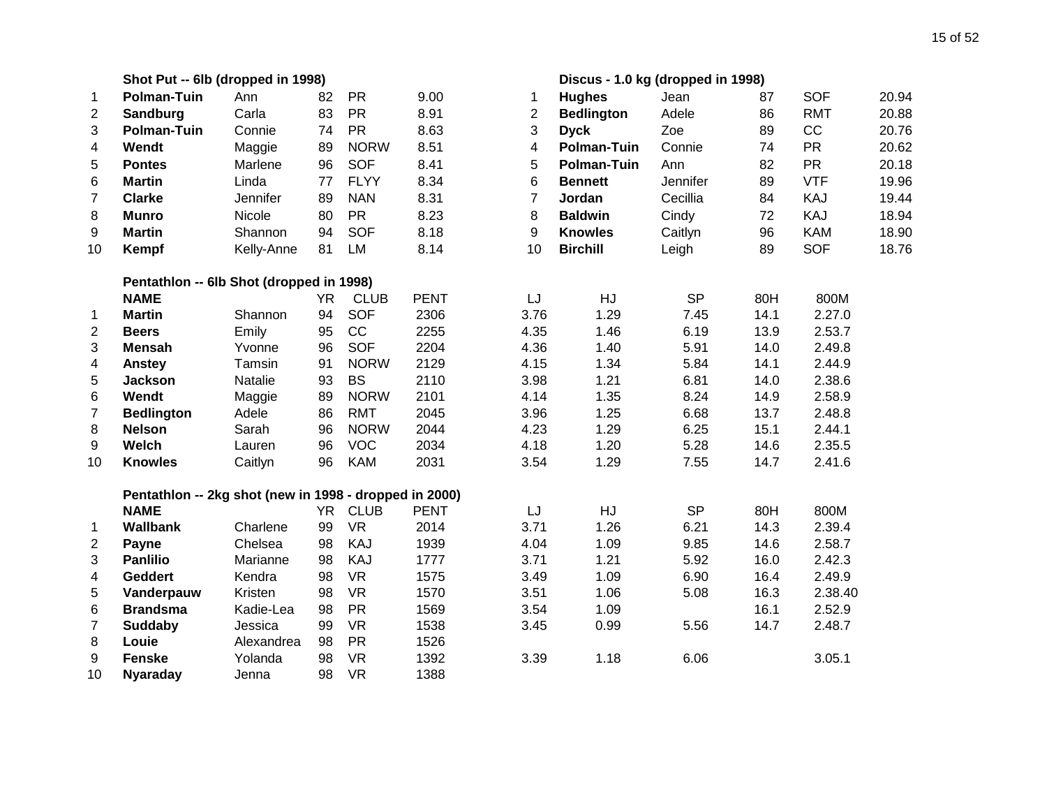### Shot Put -- 6lb (dropped in 1998)

| | | | | | |
|---|---|---|---|---|---|
| 1 | **Polman-Tuin** | Ann | 82 | PR | 9.00 |
| 2 | **Sandburg** | Carla | 83 | PR | 8.91 |
| 3 | **Polman-Tuin** | Connie | 74 | PR | 8.63 |
| 4 | **Wendt** | Maggie | 89 | NORW | 8.51 |
| 5 | **Pontes** | Marlene | 96 | SOF | 8.41 |
| 6 | **Martin** | Linda | 77 | FLYY | 8.34 |
| 7 | **Clarke** | Jennifer | 89 | NAN | 8.31 |
| 8 | **Munro** | Nicole | 80 | PR | 8.23 |
| 9 | **Martin** | Shannon | 94 | SOF | 8.18 |
| 10 | **Kempf** | Kelly-Anne | 81 | LM | 8.14 |

### Discus - 1.0 kg (dropped in 1998)

| | | | | | |
|---|---|---|---|---|---|
| 1 | **Hughes** | Jean | 87 | SOF | 20.94 |
| 2 | **Bedlington** | Adele | 86 | RMT | 20.88 |
| 3 | **Dyck** | Zoe | 89 | CC | 20.76 |
| 4 | **Polman-Tuin** | Connie | 74 | PR | 20.62 |
| 5 | **Polman-Tuin** | Ann | 82 | PR | 20.18 |
| 6 | **Bennett** | Jennifer | 89 | VTF | 19.96 |
| 7 | **Jordan** | Cecillia | 84 | KAJ | 19.44 |
| 8 | **Baldwin** | Cindy | 72 | KAJ | 18.94 |
| 9 | **Knowles** | Caitlyn | 96 | KAM | 18.90 |
| 10 | **Birchill** | Leigh | 89 | SOF | 18.76 |

### Pentathlon -- 6lb Shot (dropped in 1998)

| | **NAME** | | YR | CLUB | PENT | LJ | HJ | SP | 80H | 800M |
|---|---|---|---|---|---|---|---|---|---|---|
| 1 | **Martin** | Shannon | 94 | SOF | 2306 | 3.76 | 1.29 | 7.45 | 14.1 | 2.27.0 |
| 2 | **Beers** | Emily | 95 | CC | 2255 | 4.35 | 1.46 | 6.19 | 13.9 | 2.53.7 |
| 3 | **Mensah** | Yvonne | 96 | SOF | 2204 | 4.36 | 1.40 | 5.91 | 14.0 | 2.49.8 |
| 4 | **Anstey** | Tamsin | 91 | NORW | 2129 | 4.15 | 1.34 | 5.84 | 14.1 | 2.44.9 |
| 5 | **Jackson** | Natalie | 93 | BS | 2110 | 3.98 | 1.21 | 6.81 | 14.0 | 2.38.6 |
| 6 | **Wendt** | Maggie | 89 | NORW | 2101 | 4.14 | 1.35 | 8.24 | 14.9 | 2.58.9 |
| 7 | **Bedlington** | Adele | 86 | RMT | 2045 | 3.96 | 1.25 | 6.68 | 13.7 | 2.48.8 |
| 8 | **Nelson** | Sarah | 96 | NORW | 2044 | 4.23 | 1.29 | 6.25 | 15.1 | 2.44.1 |
| 9 | **Welch** | Lauren | 96 | VOC | 2034 | 4.18 | 1.20 | 5.28 | 14.6 | 2.35.5 |
| 10 | **Knowles** | Caitlyn | 96 | KAM | 2031 | 3.54 | 1.29 | 7.55 | 14.7 | 2.41.6 |

### Pentathlon -- 2kg shot (new in 1998 - dropped in 2000)

| | **NAME** | | YR | CLUB | PENT | LJ | HJ | SP | 80H | 800M |
|---|---|---|---|---|---|---|---|---|---|---|
| 1 | **Wallbank** | Charlene | 99 | VR | 2014 | 3.71 | 1.26 | 6.21 | 14.3 | 2.39.4 |
| 2 | **Payne** | Chelsea | 98 | KAJ | 1939 | 4.04 | 1.09 | 9.85 | 14.6 | 2.58.7 |
| 3 | **Panlilio** | Marianne | 98 | KAJ | 1777 | 3.71 | 1.21 | 5.92 | 16.0 | 2.42.3 |
| 4 | **Geddert** | Kendra | 98 | VR | 1575 | 3.49 | 1.09 | 6.90 | 16.4 | 2.49.9 |
| 5 | **Vanderpauw** | Kristen | 98 | VR | 1570 | 3.51 | 1.06 | 5.08 | 16.3 | 2.38.40 |
| 6 | **Brandsma** | Kadie-Lea | 98 | PR | 1569 | 3.54 | 1.09 | | 16.1 | 2.52.9 |
| 7 | **Suddaby** | Jessica | 99 | VR | 1538 | 3.45 | 0.99 | 5.56 | 14.7 | 2.48.7 |
| 8 | **Louie** | Alexandrea | 98 | PR | 1526 | | | | | |
| 9 | **Fenske** | Yolanda | 98 | VR | 1392 | 3.39 | 1.18 | 6.06 | | 3.05.1 |
| 10 | **Nyaraday** | Jenna | 98 | VR | 1388 | | | | | |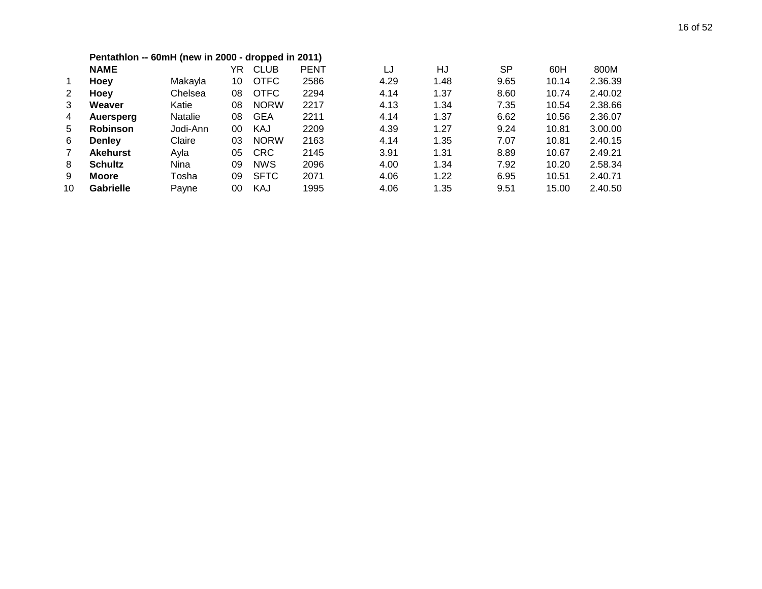**Pentathlon -- 60mH (new in 2000 - dropped in 2011)**

| | NAME | | YR | CLUB | PENT | LJ | HJ | SP | 60H | 800M |
|---|---|---|---|---|---|---|---|---|---|---|
| 1 | **Hoey** | Makayla | 10 | OTFC | 2586 | 4.29 | 1.48 | 9.65 | 10.14 | 2.36.39 |
| 2 | **Hoey** | Chelsea | 08 | OTFC | 2294 | 4.14 | 1.37 | 8.60 | 10.74 | 2.40.02 |
| 3 | **Weaver** | Katie | 08 | NORW | 2217 | 4.13 | 1.34 | 7.35 | 10.54 | 2.38.66 |
| 4 | **Auersperg** | Natalie | 08 | GEA | 2211 | 4.14 | 1.37 | 6.62 | 10.56 | 2.36.07 |
| 5 | **Robinson** | Jodi-Ann | 00 | KAJ | 2209 | 4.39 | 1.27 | 9.24 | 10.81 | 3.00.00 |
| 6 | **Denley** | Claire | 03 | NORW | 2163 | 4.14 | 1.35 | 7.07 | 10.81 | 2.40.15 |
| 7 | **Akehurst** | Ayla | 05 | CRC | 2145 | 3.91 | 1.31 | 8.89 | 10.67 | 2.49.21 |
| 8 | **Schultz** | Nina | 09 | NWS | 2096 | 4.00 | 1.34 | 7.92 | 10.20 | 2.58.34 |
| 9 | **Moore** | Tosha | 09 | SFTC | 2071 | 4.06 | 1.22 | 6.95 | 10.51 | 2.40.71 |
| 10 | **Gabrielle** | Payne | 00 | KAJ | 1995 | 4.06 | 1.35 | 9.51 | 15.00 | 2.40.50 |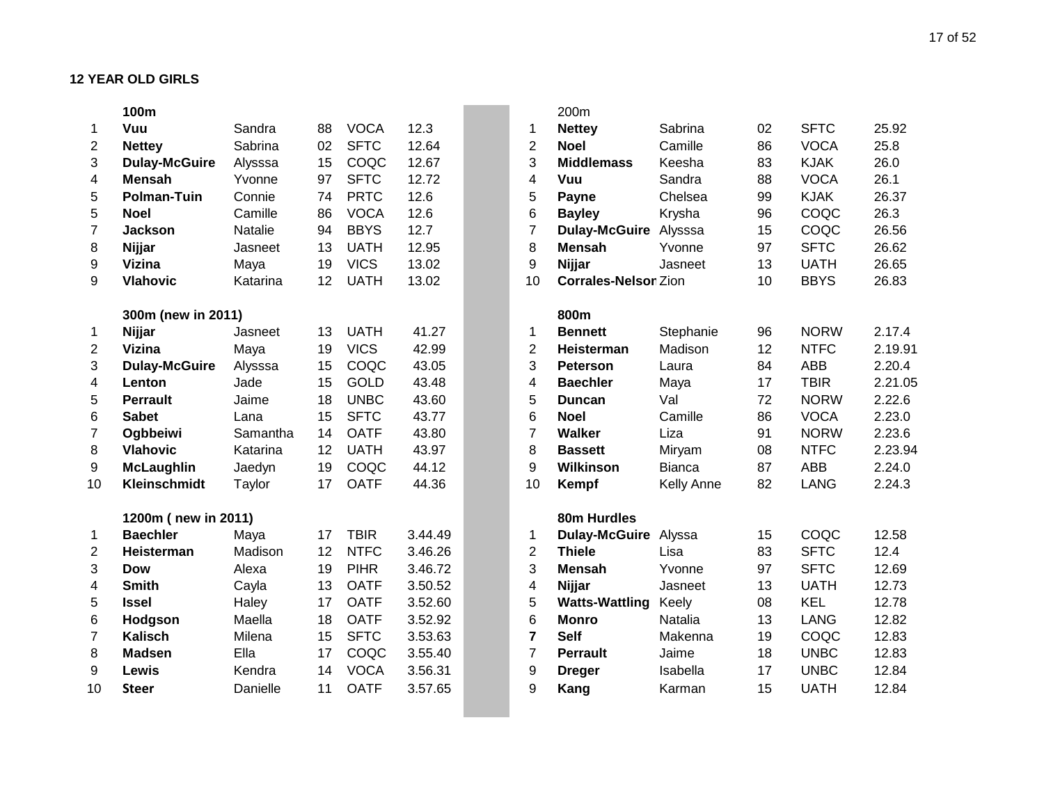**12 YEAR OLD GIRLS**

**100m**

| | | | | | |
|---|---|---|---|---|---|
| 1 | **Vuu** | Sandra | 88 | VOCA | 12.3 |
| 2 | **Nettey** | Sabrina | 02 | SFTC | 12.64 |
| 3 | **Dulay-McGuire** | Alysssa | 15 | COQC | 12.67 |
| 4 | **Mensah** | Yvonne | 97 | SFTC | 12.72 |
| 5 | **Polman-Tuin** | Connie | 74 | PRTC | 12.6 |
| 5 | **Noel** | Camille | 86 | VOCA | 12.6 |
| 7 | **Jackson** | Natalie | 94 | BBYS | 12.7 |
| 8 | **Nijjar** | Jasneet | 13 | UATH | 12.95 |
| 9 | **Vizina** | Maya | 19 | VICS | 13.02 |
| 9 | **Vlahovic** | Katarina | 12 | UATH | 13.02 |

**300m (new in 2011)**

| | | | | | |
|---|---|---|---|---|---|
| 1 | **Nijjar** | Jasneet | 13 | UATH | 41.27 |
| 2 | **Vizina** | Maya | 19 | VICS | 42.99 |
| 3 | **Dulay-McGuire** | Alysssa | 15 | COQC | 43.05 |
| 4 | **Lenton** | Jade | 15 | GOLD | 43.48 |
| 5 | **Perrault** | Jaime | 18 | UNBC | 43.60 |
| 6 | **Sabet** | Lana | 15 | SFTC | 43.77 |
| 7 | **Ogbbeiwi** | Samantha | 14 | OATF | 43.80 |
| 8 | **Vlahovic** | Katarina | 12 | UATH | 43.97 |
| 9 | **McLaughlin** | Jaedyn | 19 | COQC | 44.12 |
| 10 | **Kleinschmidt** | Taylor | 17 | OATF | 44.36 |

**1200m ( new in 2011)**

| | | | | | |
|---|---|---|---|---|---|
| 1 | **Baechler** | Maya | 17 | TBIR | 3.44.49 |
| 2 | **Heisterman** | Madison | 12 | NTFC | 3.46.26 |
| 3 | **Dow** | Alexa | 19 | PIHR | 3.46.72 |
| 4 | **Smith** | Cayla | 13 | OATF | 3.50.52 |
| 5 | **Issel** | Haley | 17 | OATF | 3.52.60 |
| 6 | **Hodgson** | Maella | 18 | OATF | 3.52.92 |
| 7 | **Kalisch** | Milena | 15 | SFTC | 3.53.63 |
| 8 | **Madsen** | Ella | 17 | COQC | 3.55.40 |
| 9 | **Lewis** | Kendra | 14 | VOCA | 3.56.31 |
| 10 | **Steer** | Danielle | 11 | OATF | 3.57.65 |

200m

| | | | | | |
|---|---|---|---|---|---|
| 1 | **Nettey** | Sabrina | 02 | SFTC | 25.92 |
| 2 | **Noel** | Camille | 86 | VOCA | 25.8 |
| 3 | **Middlemass** | Keesha | 83 | KJAK | 26.0 |
| 4 | **Vuu** | Sandra | 88 | VOCA | 26.1 |
| 5 | **Payne** | Chelsea | 99 | KJAK | 26.37 |
| 6 | **Bayley** | Krysha | 96 | COQC | 26.3 |
| 7 | **Dulay-McGuire** | Alysssa | 15 | COQC | 26.56 |
| 8 | **Mensah** | Yvonne | 97 | SFTC | 26.62 |
| 9 | **Nijjar** | Jasneet | 13 | UATH | 26.65 |
| 10 | **Corrales-Nelson** | Zion | 10 | BBYS | 26.83 |

**800m**

| | | | | | |
|---|---|---|---|---|---|
| 1 | **Bennett** | Stephanie | 96 | NORW | 2.17.4 |
| 2 | **Heisterman** | Madison | 12 | NTFC | 2.19.91 |
| 3 | **Peterson** | Laura | 84 | ABB | 2.20.4 |
| 4 | **Baechler** | Maya | 17 | TBIR | 2.21.05 |
| 5 | **Duncan** | Val | 72 | NORW | 2.22.6 |
| 6 | **Noel** | Camille | 86 | VOCA | 2.23.0 |
| 7 | **Walker** | Liza | 91 | NORW | 2.23.6 |
| 8 | **Bassett** | Miryam | 08 | NTFC | 2.23.94 |
| 9 | **Wilkinson** | Bianca | 87 | ABB | 2.24.0 |
| 10 | **Kempf** | Kelly Anne | 82 | LANG | 2.24.3 |

**80m Hurdles**

| | | | | | |
|---|---|---|---|---|---|
| 1 | **Dulay-McGuire** | Alyssa | 15 | COQC | 12.58 |
| 2 | **Thiele** | Lisa | 83 | SFTC | 12.4 |
| 3 | **Mensah** | Yvonne | 97 | SFTC | 12.69 |
| 4 | **Nijjar** | Jasneet | 13 | UATH | 12.73 |
| 5 | **Watts-Wattling** | Keely | 08 | KEL | 12.78 |
| 6 | **Monro** | Natalia | 13 | LANG | 12.82 |
| **7** | **Self** | Makenna | 19 | COQC | 12.83 |
| 7 | **Perrault** | Jaime | 18 | UNBC | 12.83 |
| 9 | **Dreger** | Isabella | 17 | UNBC | 12.84 |
| 9 | **Kang** | Karman | 15 | UATH | 12.84 |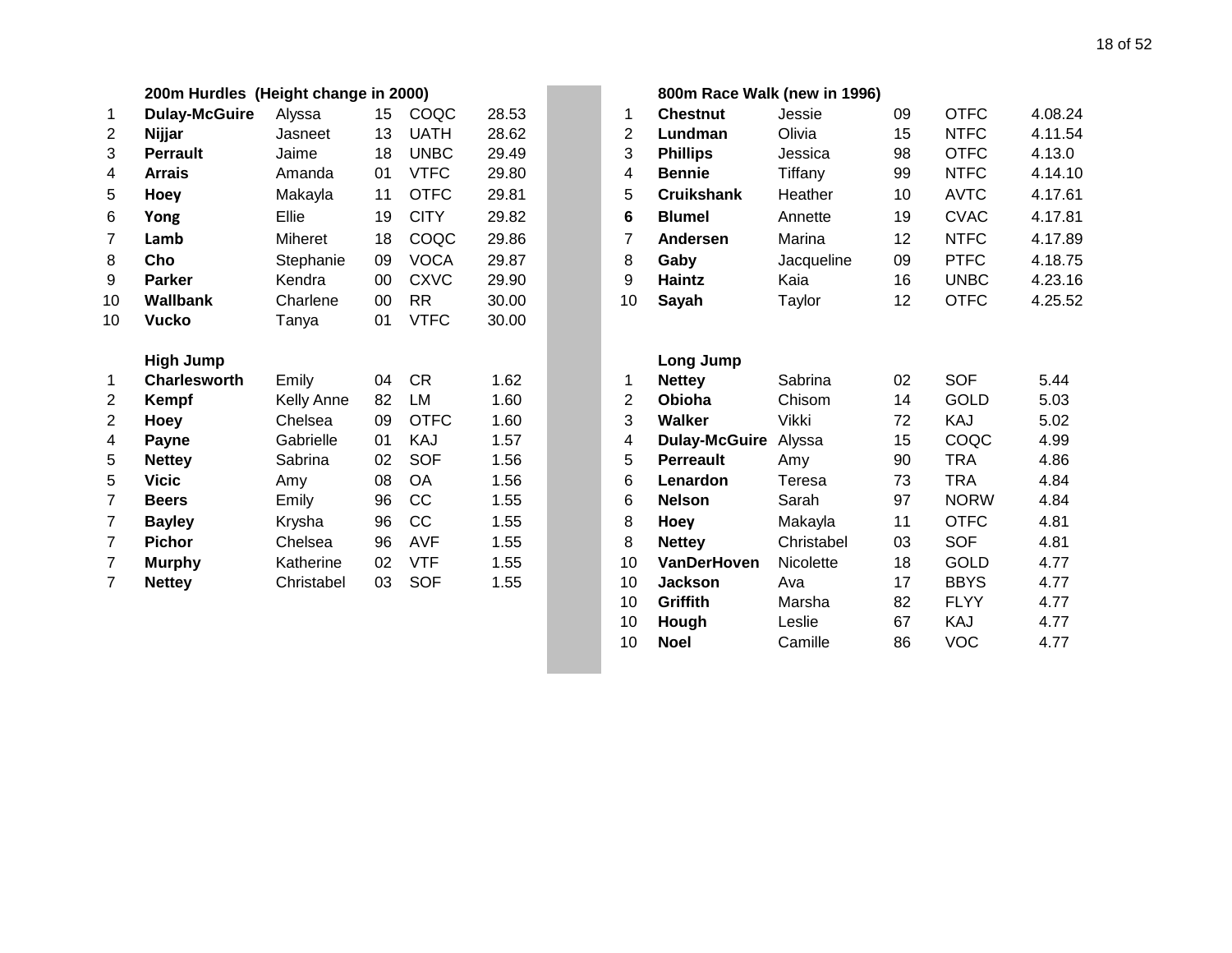### 200m Hurdles (Height change in 2000)

| | | | | | |
|---|---|---|---|---|---|
| 1 | **Dulay-McGuire** | Alyssa | 15 | COQC | 28.53 |
| 2 | **Nijjar** | Jasneet | 13 | UATH | 28.62 |
| 3 | **Perrault** | Jaime | 18 | UNBC | 29.49 |
| 4 | **Arrais** | Amanda | 01 | VTFC | 29.80 |
| 5 | **Hoey** | Makayla | 11 | OTFC | 29.81 |
| 6 | **Yong** | Ellie | 19 | CITY | 29.82 |
| 7 | **Lamb** | Miheret | 18 | COQC | 29.86 |
| 8 | **Cho** | Stephanie | 09 | VOCA | 29.87 |
| 9 | **Parker** | Kendra | 00 | CXVC | 29.90 |
| 10 | **Wallbank** | Charlene | 00 | RR | 30.00 |
| 10 | **Vucko** | Tanya | 01 | VTFC | 30.00 |

### High Jump

| | | | | | |
|---|---|---|---|---|---|
| 1 | **Charlesworth** | Emily | 04 | CR | 1.62 |
| 2 | **Kempf** | Kelly Anne | 82 | LM | 1.60 |
| 2 | **Hoey** | Chelsea | 09 | OTFC | 1.60 |
| 4 | **Payne** | Gabrielle | 01 | KAJ | 1.57 |
| 5 | **Nettey** | Sabrina | 02 | SOF | 1.56 |
| 5 | **Vicic** | Amy | 08 | OA | 1.56 |
| 7 | **Beers** | Emily | 96 | CC | 1.55 |
| 7 | **Bayley** | Krysha | 96 | CC | 1.55 |
| 7 | **Pichor** | Chelsea | 96 | AVF | 1.55 |
| 7 | **Murphy** | Katherine | 02 | VTF | 1.55 |
| 7 | **Nettey** | Christabel | 03 | SOF | 1.55 |

### 800m Race Walk (new in 1996)

| | | | | | |
|---|---|---|---|---|---|
| 1 | **Chestnut** | Jessie | 09 | OTFC | 4.08.24 |
| 2 | **Lundman** | Olivia | 15 | NTFC | 4.11.54 |
| 3 | **Phillips** | Jessica | 98 | OTFC | 4.13.0 |
| 4 | **Bennie** | Tiffany | 99 | NTFC | 4.14.10 |
| 5 | **Cruikshank** | Heather | 10 | AVTC | 4.17.61 |
| **6** | **Blumel** | Annette | 19 | CVAC | 4.17.81 |
| 7 | **Andersen** | Marina | 12 | NTFC | 4.17.89 |
| 8 | **Gaby** | Jacqueline | 09 | PTFC | 4.18.75 |
| 9 | **Haintz** | Kaia | 16 | UNBC | 4.23.16 |
| 10 | **Sayah** | Taylor | 12 | OTFC | 4.25.52 |

### Long Jump

| | | | | | |
|---|---|---|---|---|---|
| 1 | **Nettey** | Sabrina | 02 | SOF | 5.44 |
| 2 | **Obioha** | Chisom | 14 | GOLD | 5.03 |
| 3 | **Walker** | Vikki | 72 | KAJ | 5.02 |
| 4 | **Dulay-McGuire** | Alyssa | 15 | COQC | 4.99 |
| 5 | **Perreault** | Amy | 90 | TRA | 4.86 |
| 6 | **Lenardon** | Teresa | 73 | TRA | 4.84 |
| 6 | **Nelson** | Sarah | 97 | NORW | 4.84 |
| 8 | **Hoey** | Makayla | 11 | OTFC | 4.81 |
| 8 | **Nettey** | Christabel | 03 | SOF | 4.81 |
| 10 | **VanDerHoven** | Nicolette | 18 | GOLD | 4.77 |
| 10 | **Jackson** | Ava | 17 | BBYS | 4.77 |
| 10 | **Griffith** | Marsha | 82 | FLYY | 4.77 |
| 10 | **Hough** | Leslie | 67 | KAJ | 4.77 |
| 10 | **Noel** | Camille | 86 | VOC | 4.77 |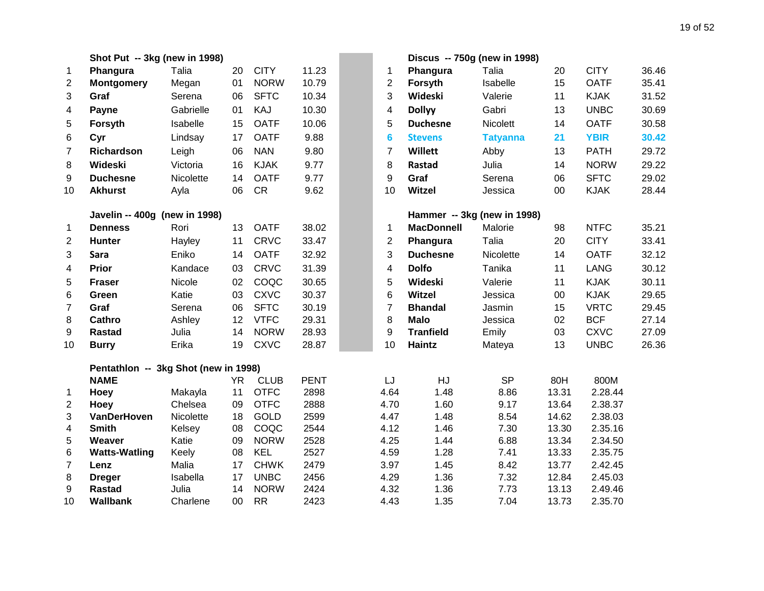### Shot Put -- 3kg (new in 1998)

| | | | | | |
|---|---|---|---|---|---|
| 1 | **Phangura** | Talia | 20 | CITY | 11.23 |
| 2 | **Montgomery** | Megan | 01 | NORW | 10.79 |
| 3 | **Graf** | Serena | 06 | SFTC | 10.34 |
| 4 | **Payne** | Gabrielle | 01 | KAJ | 10.30 |
| 5 | **Forsyth** | Isabelle | 15 | OATF | 10.06 |
| 6 | **Cyr** | Lindsay | 17 | OATF | 9.88 |
| 7 | **Richardson** | Leigh | 06 | NAN | 9.80 |
| 8 | **Wideski** | Victoria | 16 | KJAK | 9.77 |
| 9 | **Duchesne** | Nicolette | 14 | OATF | 9.77 |
| 10 | **Akhurst** | Ayla | 06 | CR | 9.62 |

### Discus -- 750g (new in 1998)

| | | | | | |
|---|---|---|---|---|---|
| 1 | **Phangura** | Talia | 20 | CITY | 36.46 |
| 2 | **Forsyth** | Isabelle | 15 | OATF | 35.41 |
| 3 | **Wideski** | Valerie | 11 | KJAK | 31.52 |
| 4 | **Dollyy** | Gabri | 13 | UNBC | 30.69 |
| 5 | **Duchesne** | Nicolett | 14 | OATF | 30.58 |
| 6 | **Stevens** | **Tatyanna** | **21** | **YBIR** | **30.42** |
| 7 | **Willett** | Abby | 13 | PATH | 29.72 |
| 8 | **Rastad** | Julia | 14 | NORW | 29.22 |
| 9 | **Graf** | Serena | 06 | SFTC | 29.02 |
| 10 | **Witzel** | Jessica | 00 | KJAK | 28.44 |

### Javelin -- 400g (new in 1998)

| | | | | | |
|---|---|---|---|---|---|
| 1 | **Denness** | Rori | 13 | OATF | 38.02 |
| 2 | **Hunter** | Hayley | 11 | CRVC | 33.47 |
| 3 | **Sara** | Eniko | 14 | OATF | 32.92 |
| 4 | **Prior** | Kandace | 03 | CRVC | 31.39 |
| 5 | **Fraser** | Nicole | 02 | COQC | 30.65 |
| 6 | **Green** | Katie | 03 | CXVC | 30.37 |
| 7 | **Graf** | Serena | 06 | SFTC | 30.19 |
| 8 | **Cathro** | Ashley | 12 | VTFC | 29.31 |
| 9 | **Rastad** | Julia | 14 | NORW | 28.93 |
| 10 | **Burry** | Erika | 19 | CXVC | 28.87 |

### Hammer -- 3kg (new in 1998)

| | | | | | |
|---|---|---|---|---|---|
| 1 | **MacDonnell** | Malorie | 98 | NTFC | 35.21 |
| 2 | **Phangura** | Talia | 20 | CITY | 33.41 |
| 3 | **Duchesne** | Nicolette | 14 | OATF | 32.12 |
| 4 | **Dolfo** | Tanika | 11 | LANG | 30.12 |
| 5 | **Wideski** | Valerie | 11 | KJAK | 30.11 |
| 6 | **Witzel** | Jessica | 00 | KJAK | 29.65 |
| 7 | **Bhandal** | Jasmin | 15 | VRTC | 29.45 |
| 8 | **Malo** | Jessica | 02 | BCF | 27.14 |
| 9 | **Tranfield** | Emily | 03 | CXVC | 27.09 |
| 10 | **Haintz** | Mateya | 13 | UNBC | 26.36 |

### Pentathlon -- 3kg Shot (new in 1998)

| | **NAME** | | YR | CLUB | PENT | LJ | HJ | SP | 80H | 800M |
|---|---|---|---|---|---|---|---|---|---|---|
| 1 | **Hoey** | Makayla | 11 | OTFC | 2898 | 4.64 | 1.48 | 8.86 | 13.31 | 2.28.44 |
| 2 | **Hoey** | Chelsea | 09 | OTFC | 2888 | 4.70 | 1.60 | 9.17 | 13.64 | 2.38.37 |
| 3 | **VanDerHoven** | Nicolette | 18 | GOLD | 2599 | 4.47 | 1.48 | 8.54 | 14.62 | 2.38.03 |
| 4 | **Smith** | Kelsey | 08 | COQC | 2544 | 4.12 | 1.46 | 7.30 | 13.30 | 2.35.16 |
| 5 | **Weaver** | Katie | 09 | NORW | 2528 | 4.25 | 1.44 | 6.88 | 13.34 | 2.34.50 |
| 6 | **Watts-Watling** | Keely | 08 | KEL | 2527 | 4.59 | 1.28 | 7.41 | 13.33 | 2.35.75 |
| 7 | **Lenz** | Malia | 17 | CHWK | 2479 | 3.97 | 1.45 | 8.42 | 13.77 | 2.42.45 |
| 8 | **Dreger** | Isabella | 17 | UNBC | 2456 | 4.29 | 1.36 | 7.32 | 12.84 | 2.45.03 |
| 9 | **Rastad** | Julia | 14 | NORW | 2424 | 4.32 | 1.36 | 7.73 | 13.13 | 2.49.46 |
| 10 | **Wallbank** | Charlene | 00 | RR | 2423 | 4.43 | 1.35 | 7.04 | 13.73 | 2.35.70 |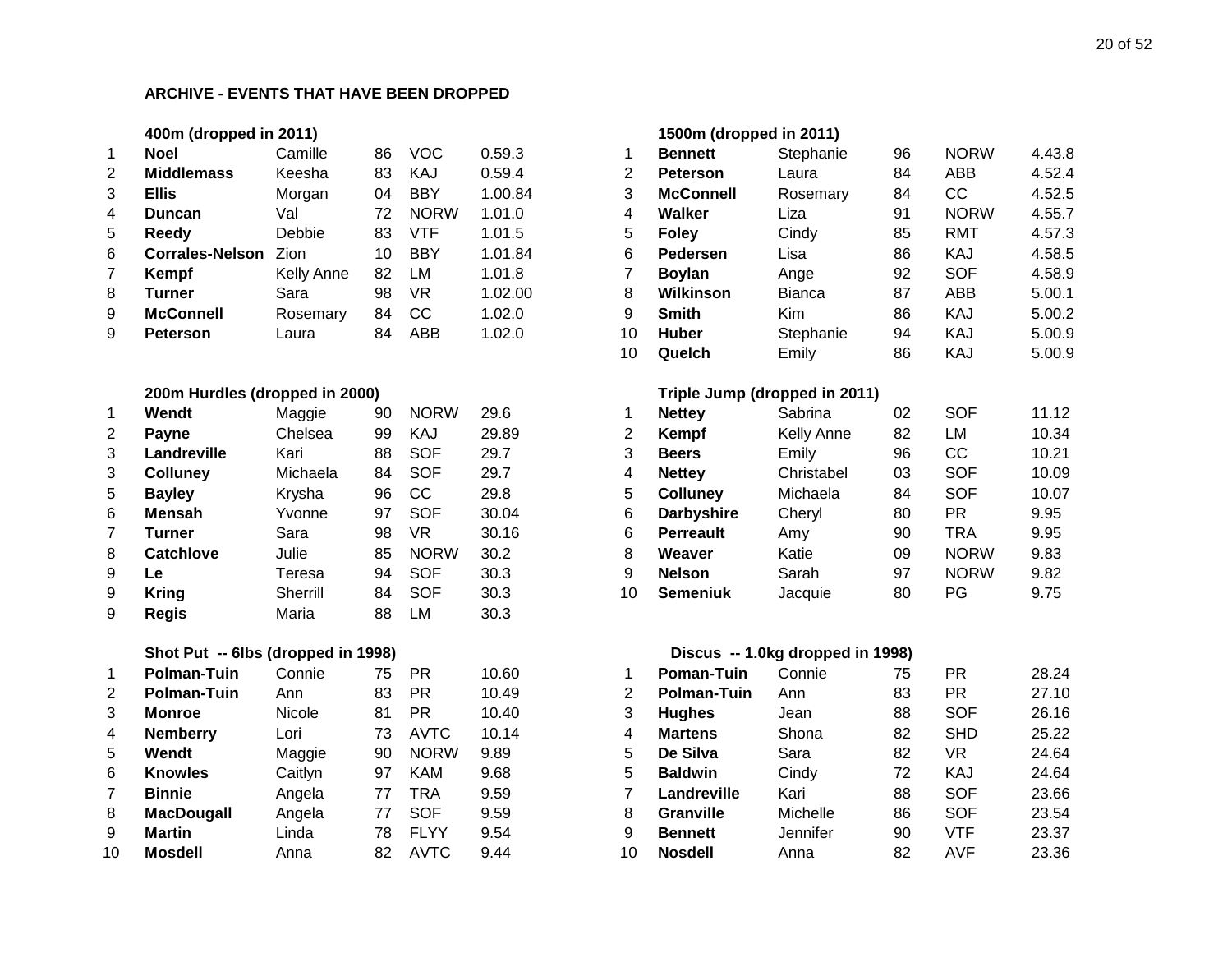## ARCHIVE - EVENTS THAT HAVE BEEN DROPPED

### 400m (dropped in 2011)

| | | | | | |
|---|---|---|---|---|---|
| 1 | **Noel** | Camille | 86 | VOC | 0.59.3 |
| 2 | **Middlemass** | Keesha | 83 | KAJ | 0.59.4 |
| 3 | **Ellis** | Morgan | 04 | BBY | 1.00.84 |
| 4 | **Duncan** | Val | 72 | NORW | 1.01.0 |
| 5 | **Reedy** | Debbie | 83 | VTF | 1.01.5 |
| 6 | **Corrales-Nelson** | Zion | 10 | BBY | 1.01.84 |
| 7 | **Kempf** | Kelly Anne | 82 | LM | 1.01.8 |
| 8 | **Turner** | Sara | 98 | VR | 1.02.00 |
| 9 | **McConnell** | Rosemary | 84 | CC | 1.02.0 |
| 9 | **Peterson** | Laura | 84 | ABB | 1.02.0 |

### 1500m (dropped in 2011)

| | | | | | |
|---|---|---|---|---|---|
| 1 | **Bennett** | Stephanie | 96 | NORW | 4.43.8 |
| 2 | **Peterson** | Laura | 84 | ABB | 4.52.4 |
| 3 | **McConnell** | Rosemary | 84 | CC | 4.52.5 |
| 4 | **Walker** | Liza | 91 | NORW | 4.55.7 |
| 5 | **Foley** | Cindy | 85 | RMT | 4.57.3 |
| 6 | **Pedersen** | Lisa | 86 | KAJ | 4.58.5 |
| 7 | **Boylan** | Ange | 92 | SOF | 4.58.9 |
| 8 | **Wilkinson** | Bianca | 87 | ABB | 5.00.1 |
| 9 | **Smith** | Kim | 86 | KAJ | 5.00.2 |
| 10 | **Huber** | Stephanie | 94 | KAJ | 5.00.9 |
| 10 | **Quelch** | Emily | 86 | KAJ | 5.00.9 |

### 200m Hurdles (dropped in 2000)

| | | | | | |
|---|---|---|---|---|---|
| 1 | **Wendt** | Maggie | 90 | NORW | 29.6 |
| 2 | **Payne** | Chelsea | 99 | KAJ | 29.89 |
| 3 | **Landreville** | Kari | 88 | SOF | 29.7 |
| 3 | **Colluney** | Michaela | 84 | SOF | 29.7 |
| 5 | **Bayley** | Krysha | 96 | CC | 29.8 |
| 6 | **Mensah** | Yvonne | 97 | SOF | 30.04 |
| 7 | **Turner** | Sara | 98 | VR | 30.16 |
| 8 | **Catchlove** | Julie | 85 | NORW | 30.2 |
| 9 | **Le** | Teresa | 94 | SOF | 30.3 |
| 9 | **Kring** | Sherrill | 84 | SOF | 30.3 |
| 9 | **Regis** | Maria | 88 | LM | 30.3 |

### Triple Jump (dropped in 2011)

| | | | | | |
|---|---|---|---|---|---|
| 1 | **Nettey** | Sabrina | 02 | SOF | 11.12 |
| 2 | **Kempf** | Kelly Anne | 82 | LM | 10.34 |
| 3 | **Beers** | Emily | 96 | CC | 10.21 |
| 4 | **Nettey** | Christabel | 03 | SOF | 10.09 |
| 5 | **Colluney** | Michaela | 84 | SOF | 10.07 |
| 6 | **Darbyshire** | Cheryl | 80 | PR | 9.95 |
| 6 | **Perreault** | Amy | 90 | TRA | 9.95 |
| 8 | **Weaver** | Katie | 09 | NORW | 9.83 |
| 9 | **Nelson** | Sarah | 97 | NORW | 9.82 |
| 10 | **Semeniuk** | Jacquie | 80 | PG | 9.75 |

### Shot Put -- 6lbs (dropped in 1998)

| | | | | | |
|---|---|---|---|---|---|
| 1 | **Polman-Tuin** | Connie | 75 | PR | 10.60 |
| 2 | **Polman-Tuin** | Ann | 83 | PR | 10.49 |
| 3 | **Monroe** | Nicole | 81 | PR | 10.40 |
| 4 | **Nemberry** | Lori | 73 | AVTC | 10.14 |
| 5 | **Wendt** | Maggie | 90 | NORW | 9.89 |
| 6 | **Knowles** | Caitlyn | 97 | KAM | 9.68 |
| 7 | **Binnie** | Angela | 77 | TRA | 9.59 |
| 8 | **MacDougall** | Angela | 77 | SOF | 9.59 |
| 9 | **Martin** | Linda | 78 | FLYY | 9.54 |
| 10 | **Mosdell** | Anna | 82 | AVTC | 9.44 |

### Discus -- 1.0kg dropped in 1998)

| | | | | | |
|---|---|---|---|---|---|
| 1 | **Poman-Tuin** | Connie | 75 | PR | 28.24 |
| 2 | **Polman-Tuin** | Ann | 83 | PR | 27.10 |
| 3 | **Hughes** | Jean | 88 | SOF | 26.16 |
| 4 | **Martens** | Shona | 82 | SHD | 25.22 |
| 5 | **De Silva** | Sara | 82 | VR | 24.64 |
| 5 | **Baldwin** | Cindy | 72 | KAJ | 24.64 |
| 7 | **Landreville** | Kari | 88 | SOF | 23.66 |
| 8 | **Granville** | Michelle | 86 | SOF | 23.54 |
| 9 | **Bennett** | Jennifer | 90 | VTF | 23.37 |
| 10 | **Nosdell** | Anna | 82 | AVF | 23.36 |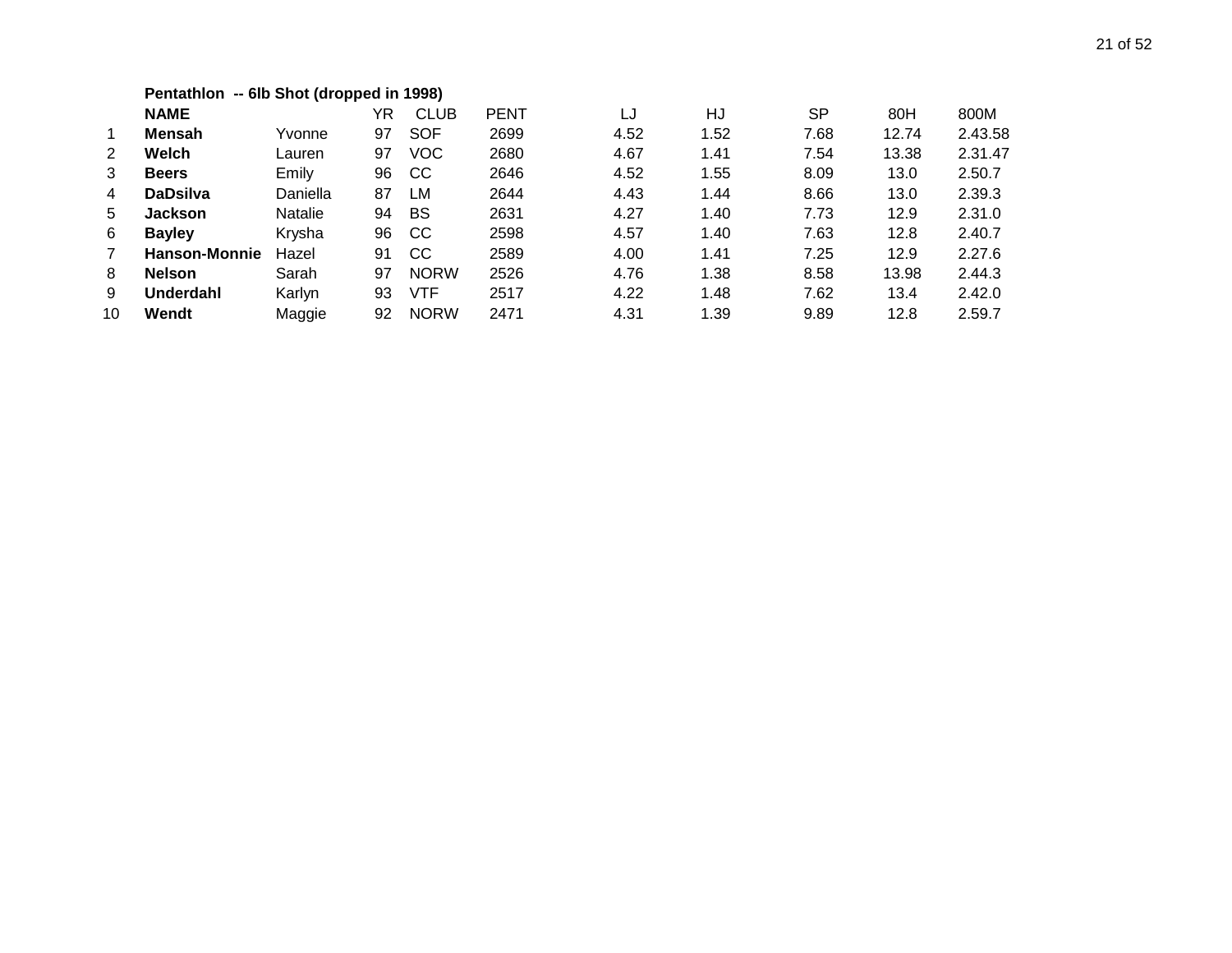**Pentathlon -- 6lb Shot (dropped in 1998)**

| | NAME | | YR | CLUB | PENT | LJ | HJ | SP | 80H | 800M |
|---|---|---|---|---|---|---|---|---|---|---|
| 1 | **Mensah** | Yvonne | 97 | SOF | 2699 | 4.52 | 1.52 | 7.68 | 12.74 | 2.43.58 |
| 2 | **Welch** | Lauren | 97 | VOC | 2680 | 4.67 | 1.41 | 7.54 | 13.38 | 2.31.47 |
| 3 | **Beers** | Emily | 96 | CC | 2646 | 4.52 | 1.55 | 8.09 | 13.0 | 2.50.7 |
| 4 | **DaDsilva** | Daniella | 87 | LM | 2644 | 4.43 | 1.44 | 8.66 | 13.0 | 2.39.3 |
| 5 | **Jackson** | Natalie | 94 | BS | 2631 | 4.27 | 1.40 | 7.73 | 12.9 | 2.31.0 |
| 6 | **Bayley** | Krysha | 96 | CC | 2598 | 4.57 | 1.40 | 7.63 | 12.8 | 2.40.7 |
| 7 | **Hanson-Monnie** | Hazel | 91 | CC | 2589 | 4.00 | 1.41 | 7.25 | 12.9 | 2.27.6 |
| 8 | **Nelson** | Sarah | 97 | NORW | 2526 | 4.76 | 1.38 | 8.58 | 13.98 | 2.44.3 |
| 9 | **Underdahl** | Karlyn | 93 | VTF | 2517 | 4.22 | 1.48 | 7.62 | 13.4 | 2.42.0 |
| 10 | **Wendt** | Maggie | 92 | NORW | 2471 | 4.31 | 1.39 | 9.89 | 12.8 | 2.59.7 |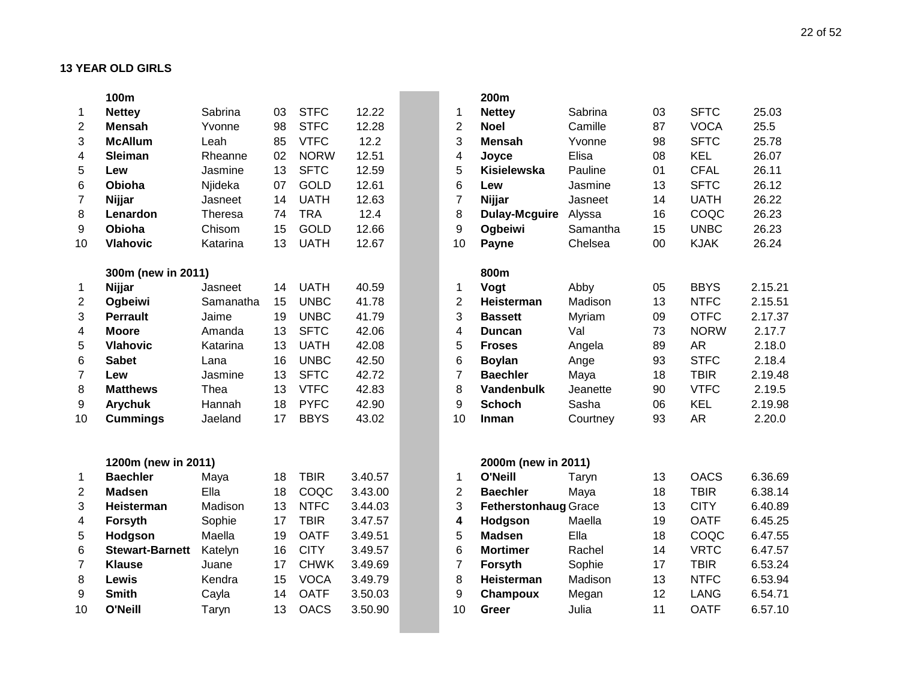## 13 YEAR OLD GIRLS

### 100m

| | | | | | |
|---|---|---|---|---|---|
| 1 | **Nettey** | Sabrina | 03 | STFC | 12.22 |
| 2 | **Mensah** | Yvonne | 98 | STFC | 12.28 |
| 3 | **McAllum** | Leah | 85 | VTFC | 12.2 |
| 4 | **Sleiman** | Rheanne | 02 | NORW | 12.51 |
| 5 | **Lew** | Jasmine | 13 | SFTC | 12.59 |
| 6 | **Obioha** | Njideka | 07 | GOLD | 12.61 |
| 7 | **Nijjar** | Jasneet | 14 | UATH | 12.63 |
| 8 | **Lenardon** | Theresa | 74 | TRA | 12.4 |
| 9 | **Obioha** | Chisom | 15 | GOLD | 12.66 |
| 10 | **Vlahovic** | Katarina | 13 | UATH | 12.67 |

### 200m

| | | | | | |
|---|---|---|---|---|---|
| 1 | **Nettey** | Sabrina | 03 | SFTC | 25.03 |
| 2 | **Noel** | Camille | 87 | VOCA | 25.5 |
| 3 | **Mensah** | Yvonne | 98 | SFTC | 25.78 |
| 4 | **Joyce** | Elisa | 08 | KEL | 26.07 |
| 5 | **Kisielewska** | Pauline | 01 | CFAL | 26.11 |
| 6 | **Lew** | Jasmine | 13 | SFTC | 26.12 |
| 7 | **Nijjar** | Jasneet | 14 | UATH | 26.22 |
| 8 | **Dulay-Mcguire** | Alyssa | 16 | COQC | 26.23 |
| 9 | **Ogbeiwi** | Samantha | 15 | UNBC | 26.23 |
| 10 | **Payne** | Chelsea | 00 | KJAK | 26.24 |

### 300m (new in 2011)

| | | | | | |
|---|---|---|---|---|---|
| 1 | **Nijjar** | Jasneet | 14 | UATH | 40.59 |
| 2 | **Ogbeiwi** | Samanatha | 15 | UNBC | 41.78 |
| 3 | **Perrault** | Jaime | 19 | UNBC | 41.79 |
| 4 | **Moore** | Amanda | 13 | SFTC | 42.06 |
| 5 | **Vlahovic** | Katarina | 13 | UATH | 42.08 |
| 6 | **Sabet** | Lana | 16 | UNBC | 42.50 |
| 7 | **Lew** | Jasmine | 13 | SFTC | 42.72 |
| 8 | **Matthews** | Thea | 13 | VTFC | 42.83 |
| 9 | **Arychuk** | Hannah | 18 | PYFC | 42.90 |
| 10 | **Cummings** | Jaeland | 17 | BBYS | 43.02 |

### 800m

| | | | | | |
|---|---|---|---|---|---|
| 1 | **Vogt** | Abby | 05 | BBYS | 2.15.21 |
| 2 | **Heisterman** | Madison | 13 | NTFC | 2.15.51 |
| 3 | **Bassett** | Myriam | 09 | OTFC | 2.17.37 |
| 4 | **Duncan** | Val | 73 | NORW | 2.17.7 |
| 5 | **Froses** | Angela | 89 | AR | 2.18.0 |
| 6 | **Boylan** | Ange | 93 | STFC | 2.18.4 |
| 7 | **Baechler** | Maya | 18 | TBIR | 2.19.48 |
| 8 | **Vandenbulk** | Jeanette | 90 | VTFC | 2.19.5 |
| 9 | **Schoch** | Sasha | 06 | KEL | 2.19.98 |
| 10 | **Inman** | Courtney | 93 | AR | 2.20.0 |

### 1200m (new in 2011)

| | | | | | |
|---|---|---|---|---|---|
| 1 | **Baechler** | Maya | 18 | TBIR | 3.40.57 |
| 2 | **Madsen** | Ella | 18 | COQC | 3.43.00 |
| 3 | **Heisterman** | Madison | 13 | NTFC | 3.44.03 |
| 4 | **Forsyth** | Sophie | 17 | TBIR | 3.47.57 |
| 5 | **Hodgson** | Maella | 19 | OATF | 3.49.51 |
| 6 | **Stewart-Barnett** | Katelyn | 16 | CITY | 3.49.57 |
| 7 | **Klause** | Juane | 17 | CHWK | 3.49.69 |
| 8 | **Lewis** | Kendra | 15 | VOCA | 3.49.79 |
| 9 | **Smith** | Cayla | 14 | OATF | 3.50.03 |
| 10 | **O'Neill** | Taryn | 13 | OACS | 3.50.90 |

### 2000m (new in 2011)

| | | | | | |
|---|---|---|---|---|---|
| 1 | **O'Neill** | Taryn | 13 | OACS | 6.36.69 |
| 2 | **Baechler** | Maya | 18 | TBIR | 6.38.14 |
| 3 | **Fetherstonhaug** | Grace | 13 | CITY | 6.40.89 |
| **4** | **Hodgson** | Maella | 19 | OATF | 6.45.25 |
| 5 | **Madsen** | Ella | 18 | COQC | 6.47.55 |
| 6 | **Mortimer** | Rachel | 14 | VRTC | 6.47.57 |
| 7 | **Forsyth** | Sophie | 17 | TBIR | 6.53.24 |
| 8 | **Heisterman** | Madison | 13 | NTFC | 6.53.94 |
| 9 | **Champoux** | Megan | 12 | LANG | 6.54.71 |
| 10 | **Greer** | Julia | 11 | OATF | 6.57.10 |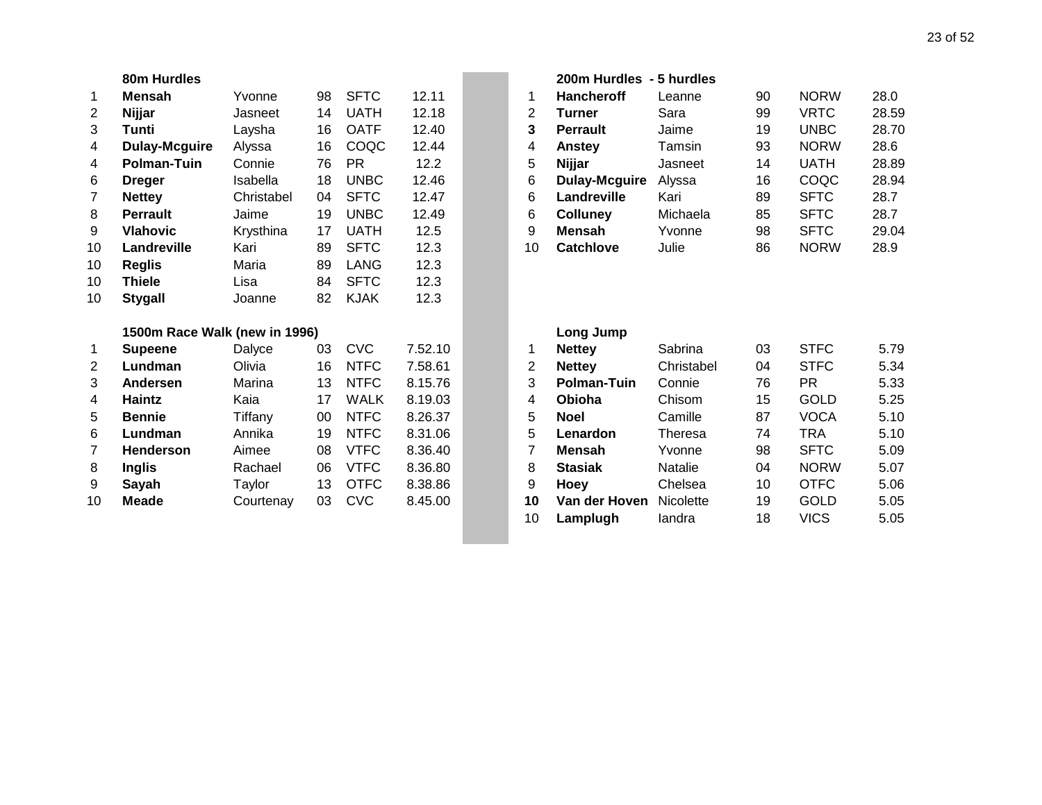### 80m Hurdles

| | | | | | |
|---|---|---|---|---|---|
| 1 | **Mensah** | Yvonne | 98 | SFTC | 12.11 |
| 2 | **Nijjar** | Jasneet | 14 | UATH | 12.18 |
| 3 | **Tunti** | Laysha | 16 | OATF | 12.40 |
| 4 | **Dulay-Mcguire** | Alyssa | 16 | COQC | 12.44 |
| 4 | **Polman-Tuin** | Connie | 76 | PR | 12.2 |
| 6 | **Dreger** | Isabella | 18 | UNBC | 12.46 |
| 7 | **Nettey** | Christabel | 04 | SFTC | 12.47 |
| 8 | **Perrault** | Jaime | 19 | UNBC | 12.49 |
| 9 | **Vlahovic** | Krysthina | 17 | UATH | 12.5 |
| 10 | **Landreville** | Kari | 89 | SFTC | 12.3 |
| 10 | **Reglis** | Maria | 89 | LANG | 12.3 |
| 10 | **Thiele** | Lisa | 84 | SFTC | 12.3 |
| 10 | **Stygall** | Joanne | 82 | KJAK | 12.3 |

### 1500m Race Walk (new in 1996)

| | | | | | |
|---|---|---|---|---|---|
| 1 | **Supeene** | Dalyce | 03 | CVC | 7.52.10 |
| 2 | **Lundman** | Olivia | 16 | NTFC | 7.58.61 |
| 3 | **Andersen** | Marina | 13 | NTFC | 8.15.76 |
| 4 | **Haintz** | Kaia | 17 | WALK | 8.19.03 |
| 5 | **Bennie** | Tiffany | 00 | NTFC | 8.26.37 |
| 6 | **Lundman** | Annika | 19 | NTFC | 8.31.06 |
| 7 | **Henderson** | Aimee | 08 | VTFC | 8.36.40 |
| 8 | **Inglis** | Rachael | 06 | VTFC | 8.36.80 |
| 9 | **Sayah** | Taylor | 13 | OTFC | 8.38.86 |
| 10 | **Meade** | Courtenay | 03 | CVC | 8.45.00 |

### 200m Hurdles - 5 hurdles

| | | | | | |
|---|---|---|---|---|---|
| 1 | **Hancheroff** | Leanne | 90 | NORW | 28.0 |
| 2 | **Turner** | Sara | 99 | VRTC | 28.59 |
| **3** | **Perrault** | Jaime | 19 | UNBC | 28.70 |
| 4 | **Anstey** | Tamsin | 93 | NORW | 28.6 |
| 5 | **Nijjar** | Jasneet | 14 | UATH | 28.89 |
| 6 | **Dulay-Mcguire** | Alyssa | 16 | COQC | 28.94 |
| 6 | **Landreville** | Kari | 89 | SFTC | 28.7 |
| 6 | **Colluney** | Michaela | 85 | SFTC | 28.7 |
| 9 | **Mensah** | Yvonne | 98 | SFTC | 29.04 |
| 10 | **Catchlove** | Julie | 86 | NORW | 28.9 |

### Long Jump

| | | | | | |
|---|---|---|---|---|---|
| 1 | **Nettey** | Sabrina | 03 | STFC | 5.79 |
| 2 | **Nettey** | Christabel | 04 | STFC | 5.34 |
| 3 | **Polman-Tuin** | Connie | 76 | PR | 5.33 |
| 4 | **Obioha** | Chisom | 15 | GOLD | 5.25 |
| 5 | **Noel** | Camille | 87 | VOCA | 5.10 |
| 5 | **Lenardon** | Theresa | 74 | TRA | 5.10 |
| 7 | **Mensah** | Yvonne | 98 | SFTC | 5.09 |
| 8 | **Stasiak** | Natalie | 04 | NORW | 5.07 |
| 9 | **Hoey** | Chelsea | 10 | OTFC | 5.06 |
| **10** | **Van der Hoven** | Nicolette | 19 | GOLD | 5.05 |
| 10 | **Lamplugh** | Iandra | 18 | VICS | 5.05 |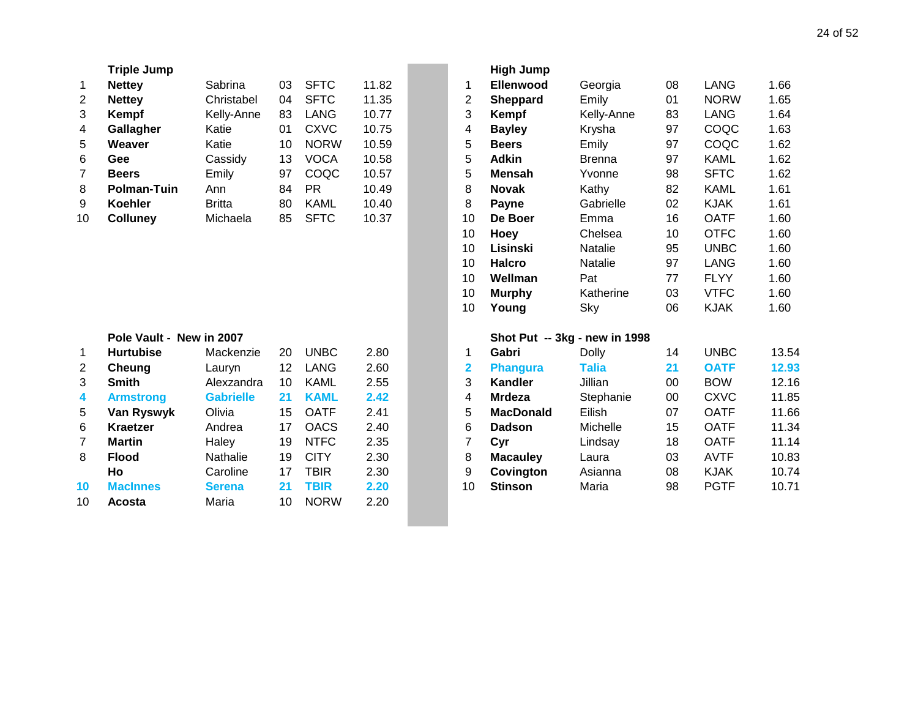## Triple Jump

| Rank | Last Name | First Name | Year | Club | Mark |
|---|---|---|---|---|---|
| 1 | **Nettey** | Sabrina | 03 | SFTC | 11.82 |
| 2 | **Nettey** | Christabel | 04 | SFTC | 11.35 |
| 3 | **Kempf** | Kelly-Anne | 83 | LANG | 10.77 |
| 4 | **Gallagher** | Katie | 01 | CXVC | 10.75 |
| 5 | **Weaver** | Katie | 10 | NORW | 10.59 |
| 6 | **Gee** | Cassidy | 13 | VOCA | 10.58 |
| 7 | **Beers** | Emily | 97 | COQC | 10.57 |
| 8 | **Polman-Tuin** | Ann | 84 | PR | 10.49 |
| 9 | **Koehler** | Britta | 80 | KAML | 10.40 |
| 10 | **Colluney** | Michaela | 85 | SFTC | 10.37 |

## High Jump

| Rank | Last Name | First Name | Year | Club | Mark |
|---|---|---|---|---|---|
| 1 | **Ellenwood** | Georgia | 08 | LANG | 1.66 |
| 2 | **Sheppard** | Emily | 01 | NORW | 1.65 |
| 3 | **Kempf** | Kelly-Anne | 83 | LANG | 1.64 |
| 4 | **Bayley** | Krysha | 97 | COQC | 1.63 |
| 5 | **Beers** | Emily | 97 | COQC | 1.62 |
| 5 | **Adkin** | Brenna | 97 | KAML | 1.62 |
| 5 | **Mensah** | Yvonne | 98 | SFTC | 1.62 |
| 8 | **Novak** | Kathy | 82 | KAML | 1.61 |
| 8 | **Payne** | Gabrielle | 02 | KJAK | 1.61 |
| 10 | **De Boer** | Emma | 16 | OATF | 1.60 |
| 10 | **Hoey** | Chelsea | 10 | OTFC | 1.60 |
| 10 | **Lisinski** | Natalie | 95 | UNBC | 1.60 |
| 10 | **Halcro** | Natalie | 97 | LANG | 1.60 |
| 10 | **Wellman** | Pat | 77 | FLYY | 1.60 |
| 10 | **Murphy** | Katherine | 03 | VTFC | 1.60 |
| 10 | **Young** | Sky | 06 | KJAK | 1.60 |

## Pole Vault - New in 2007

| Rank | Last Name | First Name | Year | Club | Mark |
|---|---|---|---|---|---|
| 1 | **Hurtubise** | Mackenzie | 20 | UNBC | 2.80 |
| 2 | **Cheung** | Lauryn | 12 | LANG | 2.60 |
| 3 | **Smith** | Alexzandra | 10 | KAML | 2.55 |
| **4** | **Armstrong** | **Gabrielle** | **21** | **KAML** | **2.42** |
| 5 | **Van Ryswyk** | Olivia | 15 | OATF | 2.41 |
| 6 | **Kraetzer** | Andrea | 17 | OACS | 2.40 |
| 7 | **Martin** | Haley | 19 | NTFC | 2.35 |
| 8 | **Flood** | Nathalie | 19 | CITY | 2.30 |
| | **Ho** | Caroline | 17 | TBIR | 2.30 |
| **10** | **MacInnes** | **Serena** | **21** | **TBIR** | **2.20** |
| 10 | **Acosta** | Maria | 10 | NORW | 2.20 |

## Shot Put -- 3kg - new in 1998

| Rank | Last Name | First Name | Year | Club | Mark |
|---|---|---|---|---|---|
| 1 | **Gabri** | Dolly | 14 | UNBC | 13.54 |
| **2** | **Phangura** | **Talia** | **21** | **OATF** | **12.93** |
| 3 | **Kandler** | Jillian | 00 | BOW | 12.16 |
| 4 | **Mrdeza** | Stephanie | 00 | CXVC | 11.85 |
| 5 | **MacDonald** | Eilish | 07 | OATF | 11.66 |
| 6 | **Dadson** | Michelle | 15 | OATF | 11.34 |
| 7 | **Cyr** | Lindsay | 18 | OATF | 11.14 |
| 8 | **Macauley** | Laura | 03 | AVTF | 10.83 |
| 9 | **Covington** | Asianna | 08 | KJAK | 10.74 |
| 10 | **Stinson** | Maria | 98 | PGTF | 10.71 |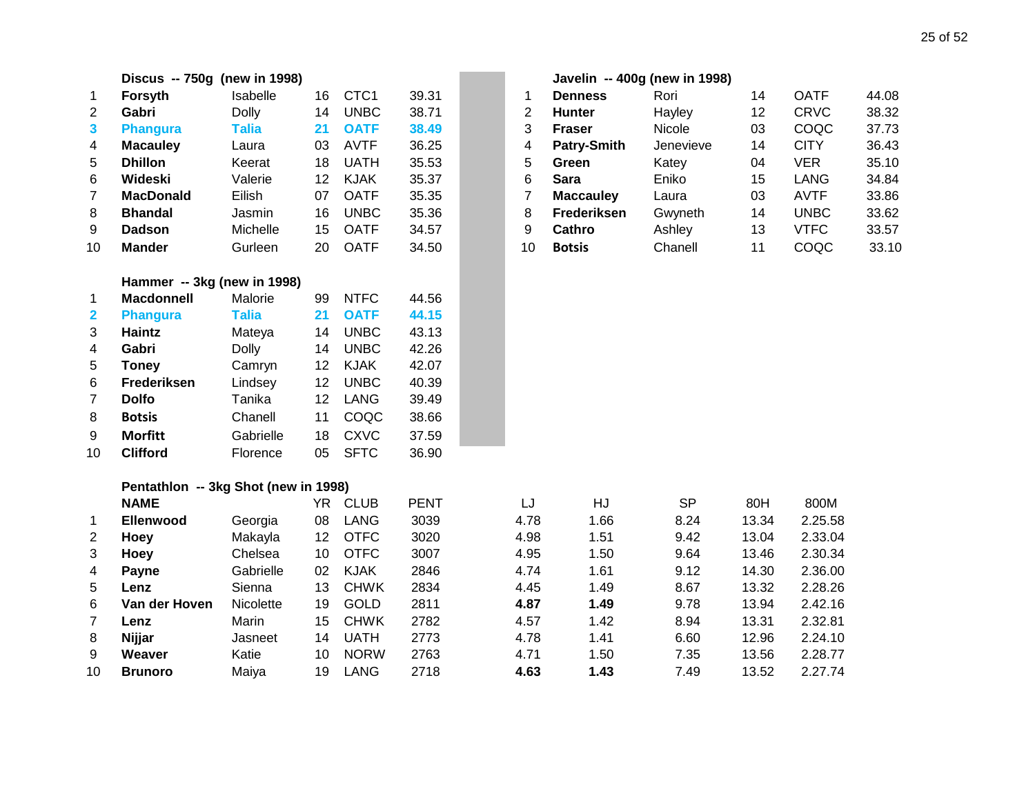### Discus -- 750g (new in 1998)

| | | | | | |
|---|---|---|---|---|---|
| 1 | **Forsyth** | Isabelle | 16 | CTC1 | 39.31 |
| 2 | **Gabri** | Dolly | 14 | UNBC | 38.71 |
| 3 | **Phangura** | **Talia** | **21** | **OATF** | **38.49** |
| 4 | **Macauley** | Laura | 03 | AVTF | 36.25 |
| 5 | **Dhillon** | Keerat | 18 | UATH | 35.53 |
| 6 | **Wideski** | Valerie | 12 | KJAK | 35.37 |
| 7 | **MacDonald** | Eilish | 07 | OATF | 35.35 |
| 8 | **Bhandal** | Jasmin | 16 | UNBC | 35.36 |
| 9 | **Dadson** | Michelle | 15 | OATF | 34.57 |
| 10 | **Mander** | Gurleen | 20 | OATF | 34.50 |

### Javelin -- 400g (new in 1998)

| | | | | | |
|---|---|---|---|---|---|
| 1 | **Denness** | Rori | 14 | OATF | 44.08 |
| 2 | **Hunter** | Hayley | 12 | CRVC | 38.32 |
| 3 | **Fraser** | Nicole | 03 | COQC | 37.73 |
| 4 | **Patry-Smith** | Jenevieve | 14 | CITY | 36.43 |
| 5 | **Green** | Katey | 04 | VER | 35.10 |
| 6 | **Sara** | Eniko | 15 | LANG | 34.84 |
| 7 | **Maccauley** | Laura | 03 | AVTF | 33.86 |
| 8 | **Frederiksen** | Gwyneth | 14 | UNBC | 33.62 |
| 9 | **Cathro** | Ashley | 13 | VTFC | 33.57 |
| 10 | **Botsis** | Chanell | 11 | COQC | 33.10 |

### Hammer -- 3kg (new in 1998)

| | | | | | |
|---|---|---|---|---|---|
| 1 | **Macdonnell** | Malorie | 99 | NTFC | 44.56 |
| 2 | **Phangura** | **Talia** | **21** | **OATF** | **44.15** |
| 3 | **Haintz** | Mateya | 14 | UNBC | 43.13 |
| 4 | **Gabri** | Dolly | 14 | UNBC | 42.26 |
| 5 | **Toney** | Camryn | 12 | KJAK | 42.07 |
| 6 | **Frederiksen** | Lindsey | 12 | UNBC | 40.39 |
| 7 | **Dolfo** | Tanika | 12 | LANG | 39.49 |
| 8 | **Botsis** | Chanell | 11 | COQC | 38.66 |
| 9 | **Morfitt** | Gabrielle | 18 | CXVC | 37.59 |
| 10 | **Clifford** | Florence | 05 | SFTC | 36.90 |

### Pentathlon -- 3kg Shot (new in 1998)

| | NAME | | YR | CLUB | PENT | LJ | HJ | SP | 80H | 800M |
|---|---|---|---|---|---|---|---|---|---|---|
| 1 | **Ellenwood** | Georgia | 08 | LANG | 3039 | 4.78 | 1.66 | 8.24 | 13.34 | 2.25.58 |
| 2 | **Hoey** | Makayla | 12 | OTFC | 3020 | 4.98 | 1.51 | 9.42 | 13.04 | 2.33.04 |
| 3 | **Hoey** | Chelsea | 10 | OTFC | 3007 | 4.95 | 1.50 | 9.64 | 13.46 | 2.30.34 |
| 4 | **Payne** | Gabrielle | 02 | KJAK | 2846 | 4.74 | 1.61 | 9.12 | 14.30 | 2.36.00 |
| 5 | **Lenz** | Sienna | 13 | CHWK | 2834 | 4.45 | 1.49 | 8.67 | 13.32 | 2.28.26 |
| 6 | **Van der Hoven** | Nicolette | 19 | GOLD | 2811 | **4.87** | **1.49** | 9.78 | 13.94 | 2.42.16 |
| 7 | **Lenz** | Marin | 15 | CHWK | 2782 | 4.57 | 1.42 | 8.94 | 13.31 | 2.32.81 |
| 8 | **Nijjar** | Jasneet | 14 | UATH | 2773 | 4.78 | 1.41 | 6.60 | 12.96 | 2.24.10 |
| 9 | **Weaver** | Katie | 10 | NORW | 2763 | 4.71 | 1.50 | 7.35 | 13.56 | 2.28.77 |
| 10 | **Brunoro** | Maiya | 19 | LANG | 2718 | **4.63** | **1.43** | 7.49 | 13.52 | 2.27.74 |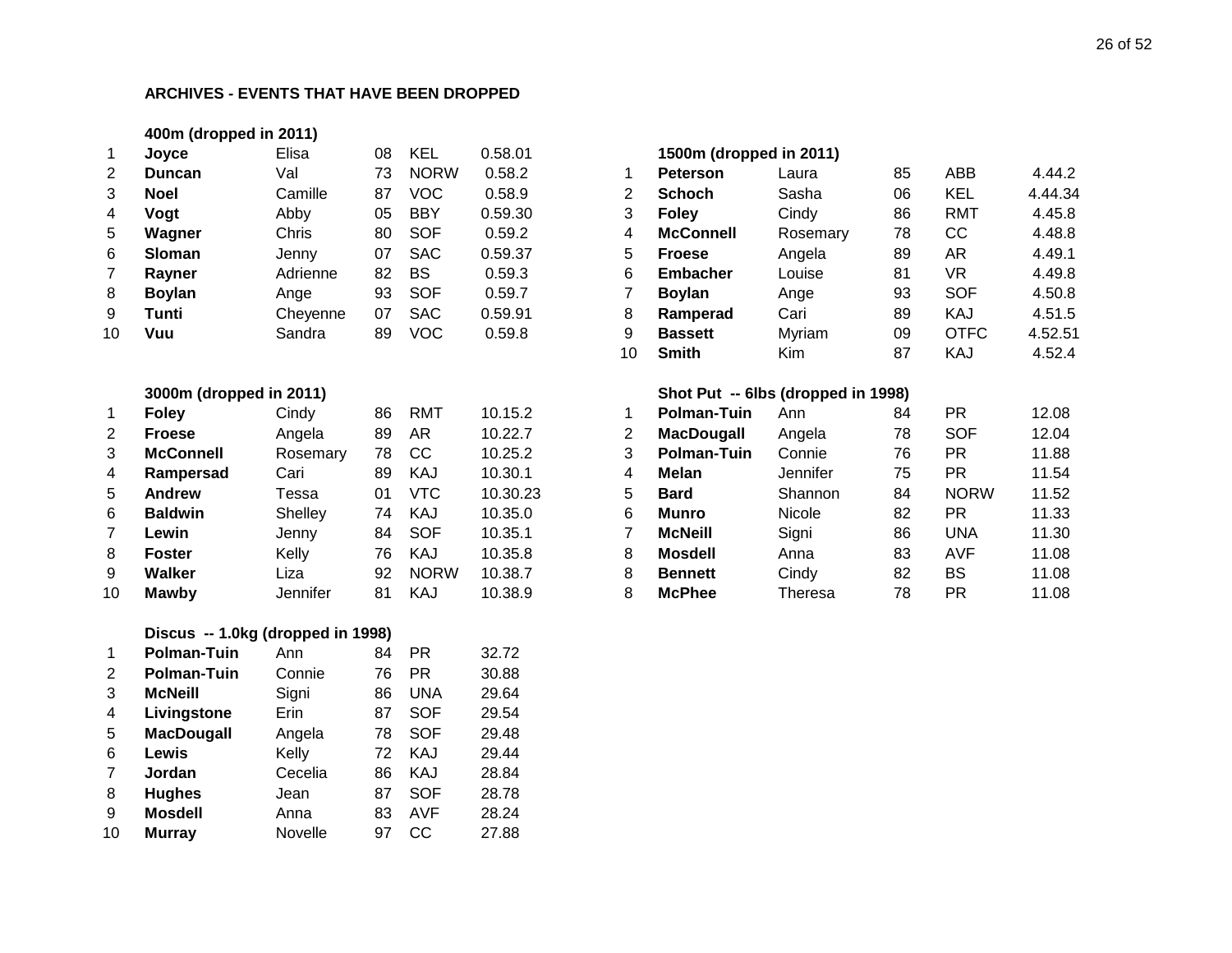**ARCHIVES - EVENTS THAT HAVE BEEN DROPPED**

**400m (dropped in 2011)**

| | | | | | |
|---|---|---|---|---|---|
| 1 | **Joyce** | Elisa | 08 | KEL | 0.58.01 |
| 2 | **Duncan** | Val | 73 | NORW | 0.58.2 |
| 3 | **Noel** | Camille | 87 | VOC | 0.58.9 |
| 4 | **Vogt** | Abby | 05 | BBY | 0.59.30 |
| 5 | **Wagner** | Chris | 80 | SOF | 0.59.2 |
| 6 | **Sloman** | Jenny | 07 | SAC | 0.59.37 |
| 7 | **Rayner** | Adrienne | 82 | BS | 0.59.3 |
| 8 | **Boylan** | Ange | 93 | SOF | 0.59.7 |
| 9 | **Tunti** | Cheyenne | 07 | SAC | 0.59.91 |
| 10 | **Vuu** | Sandra | 89 | VOC | 0.59.8 |

**1500m (dropped in 2011)**

| | | | | | |
|---|---|---|---|---|---|
| 1 | **Peterson** | Laura | 85 | ABB | 4.44.2 |
| 2 | **Schoch** | Sasha | 06 | KEL | 4.44.34 |
| 3 | **Foley** | Cindy | 86 | RMT | 4.45.8 |
| 4 | **McConnell** | Rosemary | 78 | CC | 4.48.8 |
| 5 | **Froese** | Angela | 89 | AR | 4.49.1 |
| 6 | **Embacher** | Louise | 81 | VR | 4.49.8 |
| 7 | **Boylan** | Ange | 93 | SOF | 4.50.8 |
| 8 | **Ramperad** | Cari | 89 | KAJ | 4.51.5 |
| 9 | **Bassett** | Myriam | 09 | OTFC | 4.52.51 |
| 10 | **Smith** | Kim | 87 | KAJ | 4.52.4 |

**3000m (dropped in 2011)**

| | | | | | |
|---|---|---|---|---|---|
| 1 | **Foley** | Cindy | 86 | RMT | 10.15.2 |
| 2 | **Froese** | Angela | 89 | AR | 10.22.7 |
| 3 | **McConnell** | Rosemary | 78 | CC | 10.25.2 |
| 4 | **Rampersad** | Cari | 89 | KAJ | 10.30.1 |
| 5 | **Andrew** | Tessa | 01 | VTC | 10.30.23 |
| 6 | **Baldwin** | Shelley | 74 | KAJ | 10.35.0 |
| 7 | **Lewin** | Jenny | 84 | SOF | 10.35.1 |
| 8 | **Foster** | Kelly | 76 | KAJ | 10.35.8 |
| 9 | **Walker** | Liza | 92 | NORW | 10.38.7 |
| 10 | **Mawby** | Jennifer | 81 | KAJ | 10.38.9 |

**Shot Put -- 6lbs (dropped in 1998)**

| | | | | | |
|---|---|---|---|---|---|
| 1 | **Polman-Tuin** | Ann | 84 | PR | 12.08 |
| 2 | **MacDougall** | Angela | 78 | SOF | 12.04 |
| 3 | **Polman-Tuin** | Connie | 76 | PR | 11.88 |
| 4 | **Melan** | Jennifer | 75 | PR | 11.54 |
| 5 | **Bard** | Shannon | 84 | NORW | 11.52 |
| 6 | **Munro** | Nicole | 82 | PR | 11.33 |
| 7 | **McNeill** | Signi | 86 | UNA | 11.30 |
| 8 | **Mosdell** | Anna | 83 | AVF | 11.08 |
| 8 | **Bennett** | Cindy | 82 | BS | 11.08 |
| 8 | **McPhee** | Theresa | 78 | PR | 11.08 |

**Discus -- 1.0kg (dropped in 1998)**

| | | | | | |
|---|---|---|---|---|---|
| 1 | **Polman-Tuin** | Ann | 84 | PR | 32.72 |
| 2 | **Polman-Tuin** | Connie | 76 | PR | 30.88 |
| 3 | **McNeill** | Signi | 86 | UNA | 29.64 |
| 4 | **Livingstone** | Erin | 87 | SOF | 29.54 |
| 5 | **MacDougall** | Angela | 78 | SOF | 29.48 |
| 6 | **Lewis** | Kelly | 72 | KAJ | 29.44 |
| 7 | **Jordan** | Cecelia | 86 | KAJ | 28.84 |
| 8 | **Hughes** | Jean | 87 | SOF | 28.78 |
| 9 | **Mosdell** | Anna | 83 | AVF | 28.24 |
| 10 | **Murray** | Novelle | 97 | CC | 27.88 |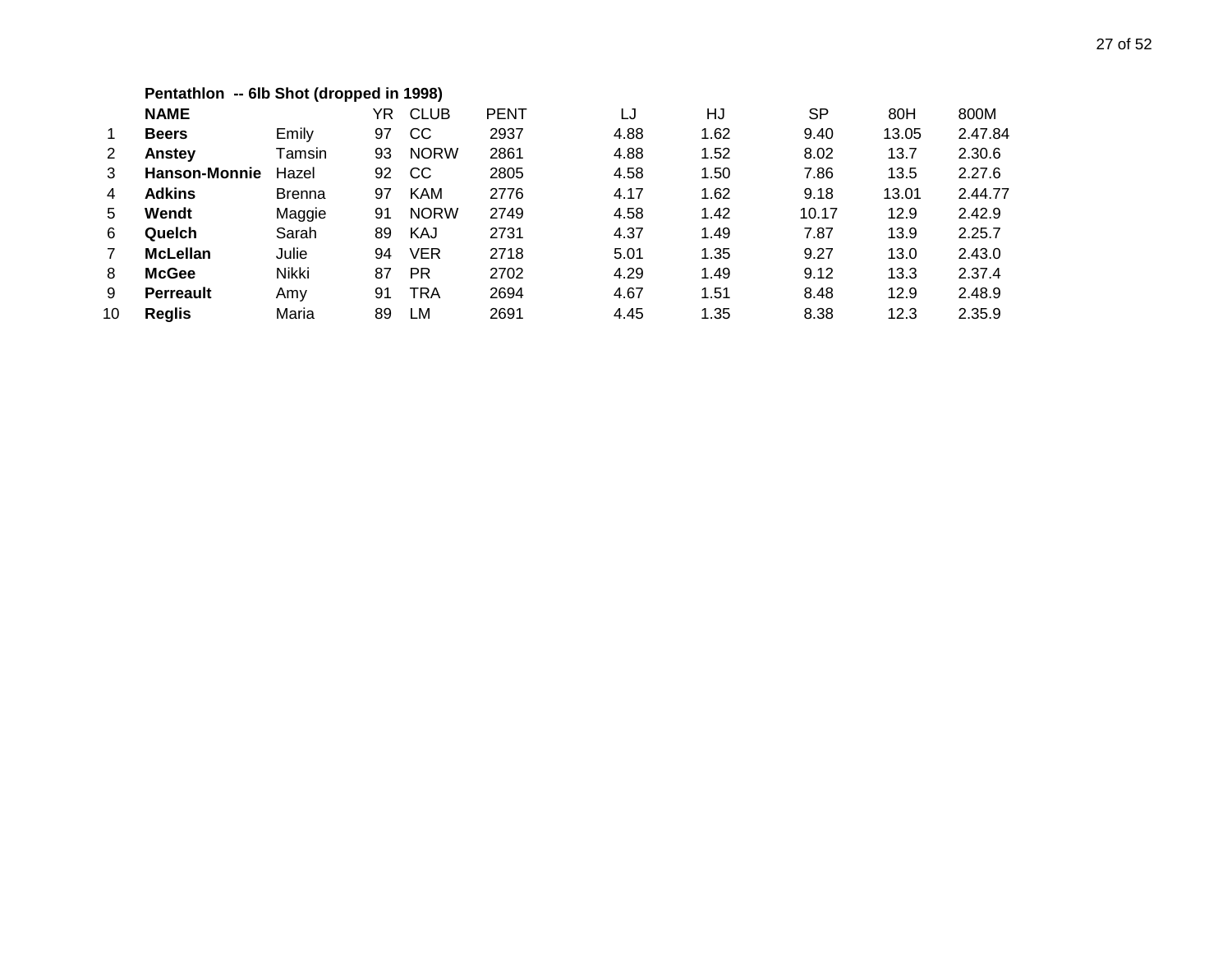**Pentathlon -- 6lb Shot (dropped in 1998)**

| | NAME | | YR | CLUB | PENT | LJ | HJ | SP | 80H | 800M |
|---|---|---|---|---|---|---|---|---|---|---|
| 1 | **Beers** | Emily | 97 | CC | 2937 | 4.88 | 1.62 | 9.40 | 13.05 | 2.47.84 |
| 2 | **Anstey** | Tamsin | 93 | NORW | 2861 | 4.88 | 1.52 | 8.02 | 13.7 | 2.30.6 |
| 3 | **Hanson-Monnie** | Hazel | 92 | CC | 2805 | 4.58 | 1.50 | 7.86 | 13.5 | 2.27.6 |
| 4 | **Adkins** | Brenna | 97 | KAM | 2776 | 4.17 | 1.62 | 9.18 | 13.01 | 2.44.77 |
| 5 | **Wendt** | Maggie | 91 | NORW | 2749 | 4.58 | 1.42 | 10.17 | 12.9 | 2.42.9 |
| 6 | **Quelch** | Sarah | 89 | KAJ | 2731 | 4.37 | 1.49 | 7.87 | 13.9 | 2.25.7 |
| 7 | **McLellan** | Julie | 94 | VER | 2718 | 5.01 | 1.35 | 9.27 | 13.0 | 2.43.0 |
| 8 | **McGee** | Nikki | 87 | PR | 2702 | 4.29 | 1.49 | 9.12 | 13.3 | 2.37.4 |
| 9 | **Perreault** | Amy | 91 | TRA | 2694 | 4.67 | 1.51 | 8.48 | 12.9 | 2.48.9 |
| 10 | **Reglis** | Maria | 89 | LM | 2691 | 4.45 | 1.35 | 8.38 | 12.3 | 2.35.9 |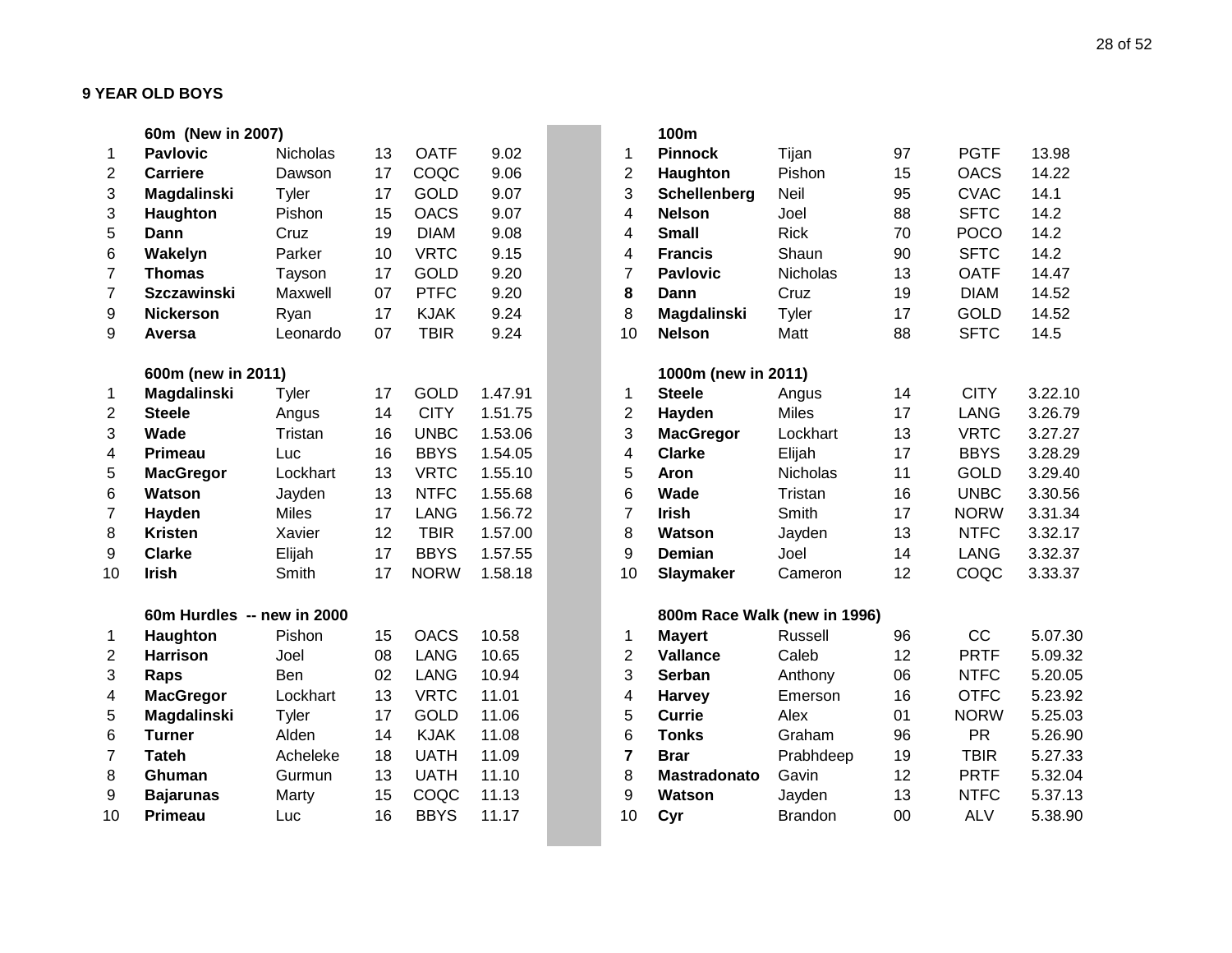**9 YEAR OLD BOYS**

**60m (New in 2007)**

| | | | | | |
|---|---|---|---|---|---|
| 1 | **Pavlovic** | Nicholas | 13 | OATF | 9.02 |
| 2 | **Carriere** | Dawson | 17 | COQC | 9.06 |
| 3 | **Magdalinski** | Tyler | 17 | GOLD | 9.07 |
| 3 | **Haughton** | Pishon | 15 | OACS | 9.07 |
| 5 | **Dann** | Cruz | 19 | DIAM | 9.08 |
| 6 | **Wakelyn** | Parker | 10 | VRTC | 9.15 |
| 7 | **Thomas** | Tayson | 17 | GOLD | 9.20 |
| 7 | **Szczawinski** | Maxwell | 07 | PTFC | 9.20 |
| 9 | **Nickerson** | Ryan | 17 | KJAK | 9.24 |
| 9 | **Aversa** | Leonardo | 07 | TBIR | 9.24 |

**100m**

| | | | | | |
|---|---|---|---|---|---|
| 1 | **Pinnock** | Tijan | 97 | PGTF | 13.98 |
| 2 | **Haughton** | Pishon | 15 | OACS | 14.22 |
| 3 | **Schellenberg** | Neil | 95 | CVAC | 14.1 |
| 4 | **Nelson** | Joel | 88 | SFTC | 14.2 |
| 4 | **Small** | Rick | 70 | POCO | 14.2 |
| 4 | **Francis** | Shaun | 90 | SFTC | 14.2 |
| 7 | **Pavlovic** | Nicholas | 13 | OATF | 14.47 |
| **8** | **Dann** | Cruz | 19 | DIAM | 14.52 |
| 8 | **Magdalinski** | Tyler | 17 | GOLD | 14.52 |
| 10 | **Nelson** | Matt | 88 | SFTC | 14.5 |

**600m (new in 2011)**

| | | | | | |
|---|---|---|---|---|---|
| 1 | **Magdalinski** | Tyler | 17 | GOLD | 1.47.91 |
| 2 | **Steele** | Angus | 14 | CITY | 1.51.75 |
| 3 | **Wade** | Tristan | 16 | UNBC | 1.53.06 |
| 4 | **Primeau** | Luc | 16 | BBYS | 1.54.05 |
| 5 | **MacGregor** | Lockhart | 13 | VRTC | 1.55.10 |
| 6 | **Watson** | Jayden | 13 | NTFC | 1.55.68 |
| 7 | **Hayden** | Miles | 17 | LANG | 1.56.72 |
| 8 | **Kristen** | Xavier | 12 | TBIR | 1.57.00 |
| 9 | **Clarke** | Elijah | 17 | BBYS | 1.57.55 |
| 10 | **Irish** | Smith | 17 | NORW | 1.58.18 |

**1000m (new in 2011)**

| | | | | | |
|---|---|---|---|---|---|
| 1 | **Steele** | Angus | 14 | CITY | 3.22.10 |
| 2 | **Hayden** | Miles | 17 | LANG | 3.26.79 |
| 3 | **MacGregor** | Lockhart | 13 | VRTC | 3.27.27 |
| 4 | **Clarke** | Elijah | 17 | BBYS | 3.28.29 |
| 5 | **Aron** | Nicholas | 11 | GOLD | 3.29.40 |
| 6 | **Wade** | Tristan | 16 | UNBC | 3.30.56 |
| 7 | **Irish** | Smith | 17 | NORW | 3.31.34 |
| 8 | **Watson** | Jayden | 13 | NTFC | 3.32.17 |
| 9 | **Demian** | Joel | 14 | LANG | 3.32.37 |
| 10 | **Slaymaker** | Cameron | 12 | COQC | 3.33.37 |

**60m Hurdles -- new in 2000**

| | | | | | |
|---|---|---|---|---|---|
| 1 | **Haughton** | Pishon | 15 | OACS | 10.58 |
| 2 | **Harrison** | Joel | 08 | LANG | 10.65 |
| 3 | **Raps** | Ben | 02 | LANG | 10.94 |
| 4 | **MacGregor** | Lockhart | 13 | VRTC | 11.01 |
| 5 | **Magdalinski** | Tyler | 17 | GOLD | 11.06 |
| 6 | **Turner** | Alden | 14 | KJAK | 11.08 |
| 7 | **Tateh** | Acheleke | 18 | UATH | 11.09 |
| 8 | **Ghuman** | Gurmun | 13 | UATH | 11.10 |
| 9 | **Bajarunas** | Marty | 15 | COQC | 11.13 |
| 10 | **Primeau** | Luc | 16 | BBYS | 11.17 |

**800m Race Walk (new in 1996)**

| | | | | | |
|---|---|---|---|---|---|
| 1 | **Mayert** | Russell | 96 | CC | 5.07.30 |
| 2 | **Vallance** | Caleb | 12 | PRTF | 5.09.32 |
| 3 | **Serban** | Anthony | 06 | NTFC | 5.20.05 |
| 4 | **Harvey** | Emerson | 16 | OTFC | 5.23.92 |
| 5 | **Currie** | Alex | 01 | NORW | 5.25.03 |
| 6 | **Tonks** | Graham | 96 | PR | 5.26.90 |
| **7** | **Brar** | Prabhdeep | 19 | TBIR | 5.27.33 |
| 8 | **Mastradonato** | Gavin | 12 | PRTF | 5.32.04 |
| 9 | **Watson** | Jayden | 13 | NTFC | 5.37.13 |
| 10 | **Cyr** | Brandon | 00 | ALV | 5.38.90 |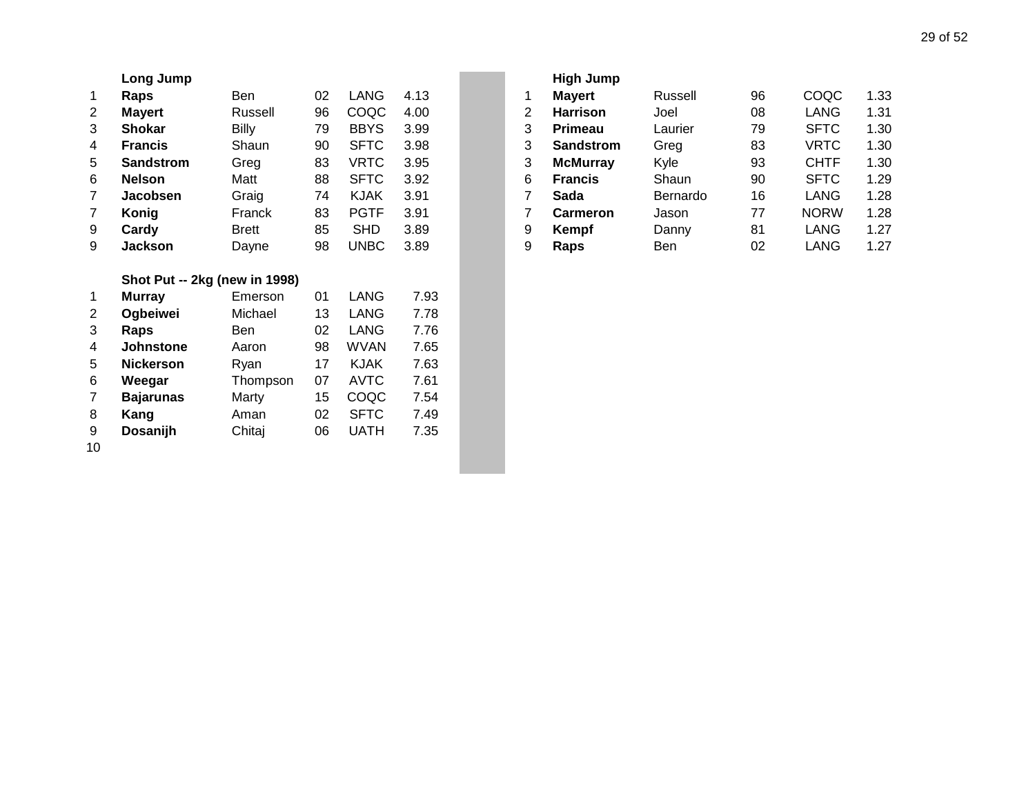### Long Jump

| | | | | | |
|---|---|---|---|---|---|
| 1 | **Raps** | Ben | 02 | LANG | 4.13 |
| 2 | **Mayert** | Russell | 96 | COQC | 4.00 |
| 3 | **Shokar** | Billy | 79 | BBYS | 3.99 |
| 4 | **Francis** | Shaun | 90 | SFTC | 3.98 |
| 5 | **Sandstrom** | Greg | 83 | VRTC | 3.95 |
| 6 | **Nelson** | Matt | 88 | SFTC | 3.92 |
| 7 | **Jacobsen** | Graig | 74 | KJAK | 3.91 |
| 7 | **Konig** | Franck | 83 | PGTF | 3.91 |
| 9 | **Cardy** | Brett | 85 | SHD | 3.89 |
| 9 | **Jackson** | Dayne | 98 | UNBC | 3.89 |

### Shot Put -- 2kg (new in 1998)

| | | | | | |
|---|---|---|---|---|---|
| 1 | **Murray** | Emerson | 01 | LANG | 7.93 |
| 2 | **Ogbeiwei** | Michael | 13 | LANG | 7.78 |
| 3 | **Raps** | Ben | 02 | LANG | 7.76 |
| 4 | **Johnstone** | Aaron | 98 | WVAN | 7.65 |
| 5 | **Nickerson** | Ryan | 17 | KJAK | 7.63 |
| 6 | **Weegar** | Thompson | 07 | AVTC | 7.61 |
| 7 | **Bajarunas** | Marty | 15 | COQC | 7.54 |
| 8 | **Kang** | Aman | 02 | SFTC | 7.49 |
| 9 | **Dosanijh** | Chitaj | 06 | UATH | 7.35 |
| 10 | | | | | |

### High Jump

| | | | | | |
|---|---|---|---|---|---|
| 1 | **Mayert** | Russell | 96 | COQC | 1.33 |
| 2 | **Harrison** | Joel | 08 | LANG | 1.31 |
| 3 | **Primeau** | Laurier | 79 | SFTC | 1.30 |
| 3 | **Sandstrom** | Greg | 83 | VRTC | 1.30 |
| 3 | **McMurray** | Kyle | 93 | CHTF | 1.30 |
| 6 | **Francis** | Shaun | 90 | SFTC | 1.29 |
| 7 | **Sada** | Bernardo | 16 | LANG | 1.28 |
| 7 | **Carmeron** | Jason | 77 | NORW | 1.28 |
| 9 | **Kempf** | Danny | 81 | LANG | 1.27 |
| 9 | **Raps** | Ben | 02 | LANG | 1.27 |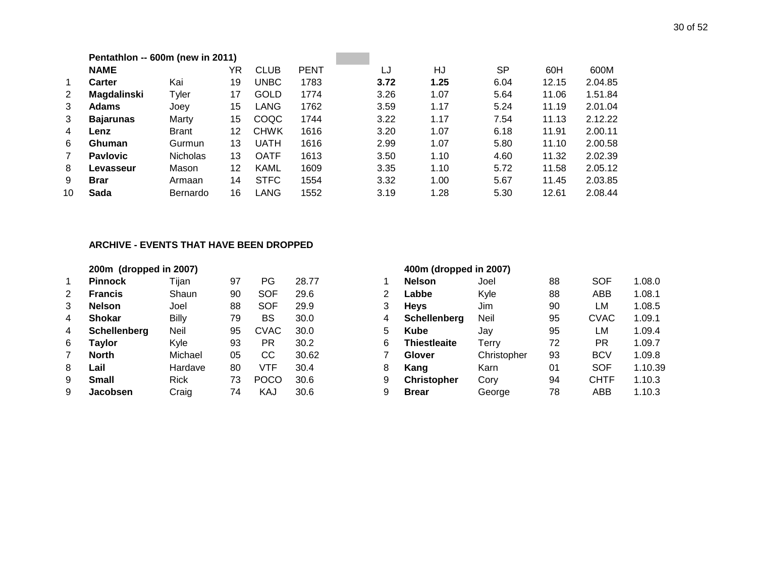### Pentathlon -- 600m (new in 2011)

| | NAME | | YR | CLUB | PENT | LJ | HJ | SP | 60H | 600M |
|---|---|---|---|---|---|---|---|---|---|---|
| 1 | **Carter** | Kai | 19 | UNBC | 1783 | **3.72** | **1.25** | 6.04 | 12.15 | 2.04.85 |
| 2 | **Magdalinski** | Tyler | 17 | GOLD | 1774 | 3.26 | 1.07 | 5.64 | 11.06 | 1.51.84 |
| 3 | **Adams** | Joey | 15 | LANG | 1762 | 3.59 | 1.17 | 5.24 | 11.19 | 2.01.04 |
| 3 | **Bajarunas** | Marty | 15 | COQC | 1744 | 3.22 | 1.17 | 7.54 | 11.13 | 2.12.22 |
| 4 | **Lenz** | Brant | 12 | CHWK | 1616 | 3.20 | 1.07 | 6.18 | 11.91 | 2.00.11 |
| 6 | **Ghuman** | Gurmun | 13 | UATH | 1616 | 2.99 | 1.07 | 5.80 | 11.10 | 2.00.58 |
| 7 | **Pavlovic** | Nicholas | 13 | OATF | 1613 | 3.50 | 1.10 | 4.60 | 11.32 | 2.02.39 |
| 8 | **Levasseur** | Mason | 12 | KAML | 1609 | 3.35 | 1.10 | 5.72 | 11.58 | 2.05.12 |
| 9 | **Brar** | Armaan | 14 | STFC | 1554 | 3.32 | 1.00 | 5.67 | 11.45 | 2.03.85 |
| 10 | **Sada** | Bernardo | 16 | LANG | 1552 | 3.19 | 1.28 | 5.30 | 12.61 | 2.08.44 |

### ARCHIVE - EVENTS THAT HAVE BEEN DROPPED

#### 200m (dropped in 2007)

| | | | | | |
|---|---|---|---|---|---|
| 1 | **Pinnock** | Tijan | 97 | PG | 28.77 |
| 2 | **Francis** | Shaun | 90 | SOF | 29.6 |
| 3 | **Nelson** | Joel | 88 | SOF | 29.9 |
| 4 | **Shokar** | Billy | 79 | BS | 30.0 |
| 4 | **Schellenberg** | Neil | 95 | CVAC | 30.0 |
| 6 | **Taylor** | Kyle | 93 | PR | 30.2 |
| 7 | **North** | Michael | 05 | CC | 30.62 |
| 8 | **Lail** | Hardave | 80 | VTF | 30.4 |
| 9 | **Small** | Rick | 73 | POCO | 30.6 |
| 9 | **Jacobsen** | Craig | 74 | KAJ | 30.6 |

#### 400m (dropped in 2007)

| | | | | | |
|---|---|---|---|---|---|
| 1 | **Nelson** | Joel | 88 | SOF | 1.08.0 |
| 2 | **Labbe** | Kyle | 88 | ABB | 1.08.1 |
| 3 | **Heys** | Jim | 90 | LM | 1.08.5 |
| 4 | **Schellenberg** | Neil | 95 | CVAC | 1.09.1 |
| 5 | **Kube** | Jay | 95 | LM | 1.09.4 |
| 6 | **Thiestleaite** | Terry | 72 | PR | 1.09.7 |
| 7 | **Glover** | Christopher | 93 | BCV | 1.09.8 |
| 8 | **Kang** | Karn | 01 | SOF | 1.10.39 |
| 9 | **Christopher** | Cory | 94 | CHTF | 1.10.3 |
| 9 | **Brear** | George | 78 | ABB | 1.10.3 |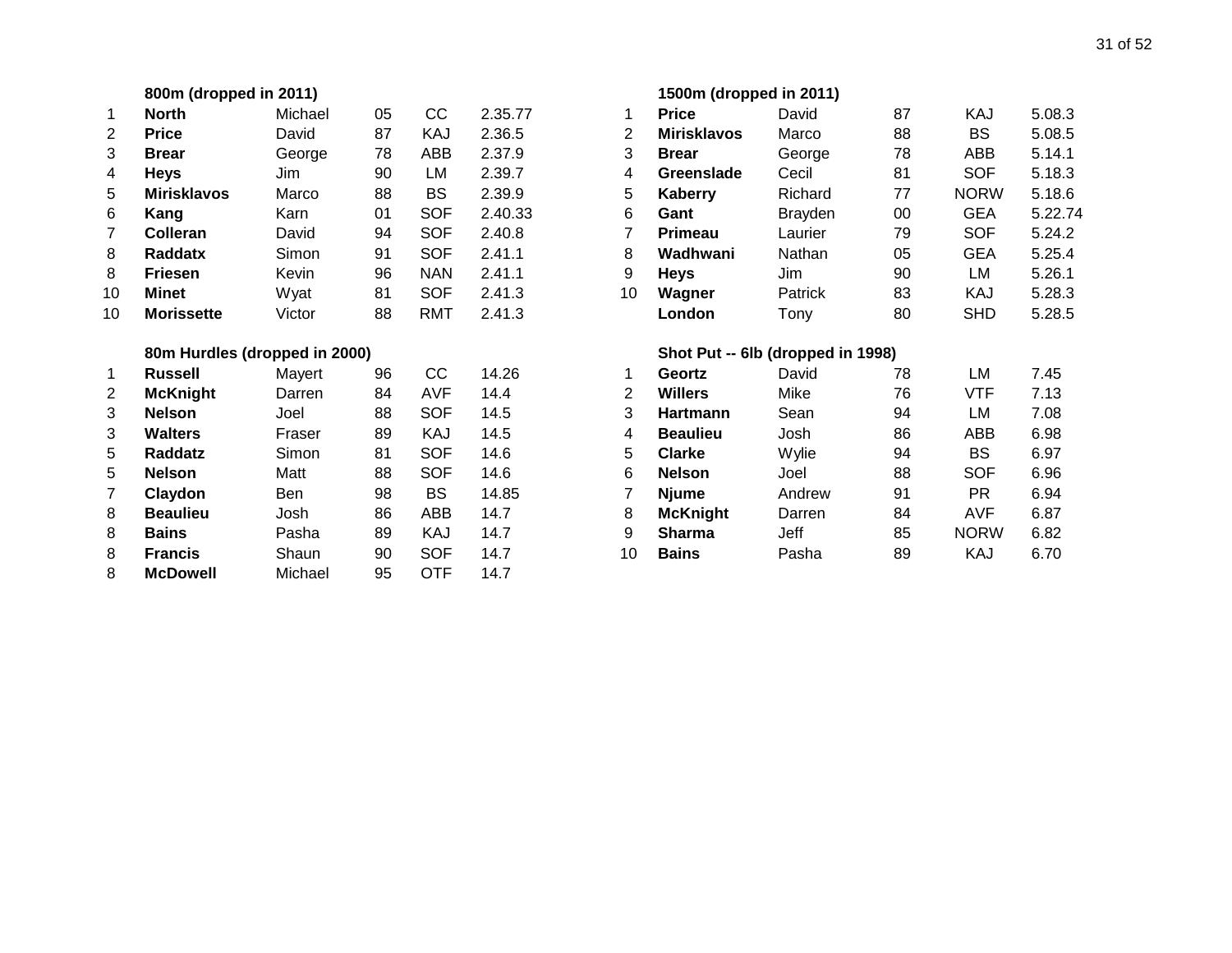### 800m (dropped in 2011)

| | | | | | |
|---|---|---|---|---|---|
| 1 | **North** | Michael | 05 | CC | 2.35.77 |
| 2 | **Price** | David | 87 | KAJ | 2.36.5 |
| 3 | **Brear** | George | 78 | ABB | 2.37.9 |
| 4 | **Heys** | Jim | 90 | LM | 2.39.7 |
| 5 | **Mirisklavos** | Marco | 88 | BS | 2.39.9 |
| 6 | **Kang** | Karn | 01 | SOF | 2.40.33 |
| 7 | **Colleran** | David | 94 | SOF | 2.40.8 |
| 8 | **Raddatx** | Simon | 91 | SOF | 2.41.1 |
| 8 | **Friesen** | Kevin | 96 | NAN | 2.41.1 |
| 10 | **Minet** | Wyat | 81 | SOF | 2.41.3 |
| 10 | **Morissette** | Victor | 88 | RMT | 2.41.3 |

### 80m Hurdles (dropped in 2000)

| | | | | | |
|---|---|---|---|---|---|
| 1 | **Russell** | Mayert | 96 | CC | 14.26 |
| 2 | **McKnight** | Darren | 84 | AVF | 14.4 |
| 3 | **Nelson** | Joel | 88 | SOF | 14.5 |
| 3 | **Walters** | Fraser | 89 | KAJ | 14.5 |
| 5 | **Raddatz** | Simon | 81 | SOF | 14.6 |
| 5 | **Nelson** | Matt | 88 | SOF | 14.6 |
| 7 | **Claydon** | Ben | 98 | BS | 14.85 |
| 8 | **Beaulieu** | Josh | 86 | ABB | 14.7 |
| 8 | **Bains** | Pasha | 89 | KAJ | 14.7 |
| 8 | **Francis** | Shaun | 90 | SOF | 14.7 |
| 8 | **McDowell** | Michael | 95 | OTF | 14.7 |

### 1500m (dropped in 2011)

| | | | | | |
|---|---|---|---|---|---|
| 1 | **Price** | David | 87 | KAJ | 5.08.3 |
| 2 | **Mirisklavos** | Marco | 88 | BS | 5.08.5 |
| 3 | **Brear** | George | 78 | ABB | 5.14.1 |
| 4 | **Greenslade** | Cecil | 81 | SOF | 5.18.3 |
| 5 | **Kaberry** | Richard | 77 | NORW | 5.18.6 |
| 6 | **Gant** | Brayden | 00 | GEA | 5.22.74 |
| 7 | **Primeau** | Laurier | 79 | SOF | 5.24.2 |
| 8 | **Wadhwani** | Nathan | 05 | GEA | 5.25.4 |
| 9 | **Heys** | Jim | 90 | LM | 5.26.1 |
| 10 | **Wagner** | Patrick | 83 | KAJ | 5.28.3 |
| | **London** | Tony | 80 | SHD | 5.28.5 |

### Shot Put -- 6lb (dropped in 1998)

| | | | | | |
|---|---|---|---|---|---|
| 1 | **Geortz** | David | 78 | LM | 7.45 |
| 2 | **Willers** | Mike | 76 | VTF | 7.13 |
| 3 | **Hartmann** | Sean | 94 | LM | 7.08 |
| 4 | **Beaulieu** | Josh | 86 | ABB | 6.98 |
| 5 | **Clarke** | Wylie | 94 | BS | 6.97 |
| 6 | **Nelson** | Joel | 88 | SOF | 6.96 |
| 7 | **Njume** | Andrew | 91 | PR | 6.94 |
| 8 | **McKnight** | Darren | 84 | AVF | 6.87 |
| 9 | **Sharma** | Jeff | 85 | NORW | 6.82 |
| 10 | **Bains** | Pasha | 89 | KAJ | 6.70 |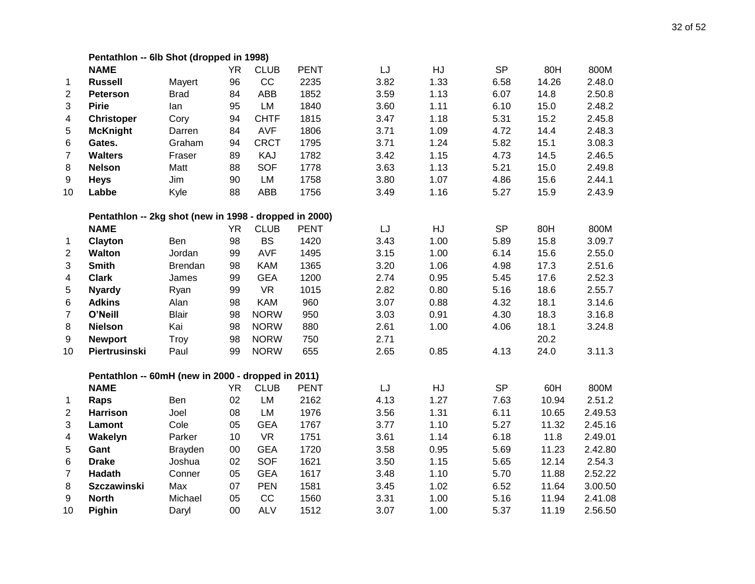### Pentathlon -- 6lb Shot (dropped in 1998)

| | NAME | | YR | CLUB | PENT | LJ | HJ | SP | 80H | 800M |
|---|---|---|---|---|---|---|---|---|---|---|
| 1 | **Russell** | Mayert | 96 | CC | 2235 | 3.82 | 1.33 | 6.58 | 14.26 | 2.48.0 |
| 2 | **Peterson** | Brad | 84 | ABB | 1852 | 3.59 | 1.13 | 6.07 | 14.8 | 2.50.8 |
| 3 | **Pirie** | Ian | 95 | LM | 1840 | 3.60 | 1.11 | 6.10 | 15.0 | 2.48.2 |
| 4 | **Christoper** | Cory | 94 | CHTF | 1815 | 3.47 | 1.18 | 5.31 | 15.2 | 2.45.8 |
| 5 | **McKnight** | Darren | 84 | AVF | 1806 | 3.71 | 1.09 | 4.72 | 14.4 | 2.48.3 |
| 6 | **Gates.** | Graham | 94 | CRCT | 1795 | 3.71 | 1.24 | 5.82 | 15.1 | 3.08.3 |
| 7 | **Walters** | Fraser | 89 | KAJ | 1782 | 3.42 | 1.15 | 4.73 | 14.5 | 2.46.5 |
| 8 | **Nelson** | Matt | 88 | SOF | 1778 | 3.63 | 1.13 | 5.21 | 15.0 | 2.49.8 |
| 9 | **Heys** | Jim | 90 | LM | 1758 | 3.80 | 1.07 | 4.86 | 15.6 | 2.44.1 |
| 10 | **Labbe** | Kyle | 88 | ABB | 1756 | 3.49 | 1.16 | 5.27 | 15.9 | 2.43.9 |

### Pentathlon -- 2kg shot (new in 1998 - dropped in 2000)

| | NAME | | YR | CLUB | PENT | LJ | HJ | SP | 80H | 800M |
|---|---|---|---|---|---|---|---|---|---|---|
| 1 | **Clayton** | Ben | 98 | BS | 1420 | 3.43 | 1.00 | 5.89 | 15.8 | 3.09.7 |
| 2 | **Walton** | Jordan | 99 | AVF | 1495 | 3.15 | 1.00 | 6.14 | 15.6 | 2.55.0 |
| 3 | **Smith** | Brendan | 98 | KAM | 1365 | 3.20 | 1.06 | 4.98 | 17.3 | 2.51.6 |
| 4 | **Clark** | James | 99 | GEA | 1200 | 2.74 | 0.95 | 5.45 | 17.6 | 2.52.3 |
| 5 | **Nyardy** | Ryan | 99 | VR | 1015 | 2.82 | 0.80 | 5.16 | 18.6 | 2.55.7 |
| 6 | **Adkins** | Alan | 98 | KAM | 960 | 3.07 | 0.88 | 4.32 | 18.1 | 3.14.6 |
| 7 | **O'Neill** | Blair | 98 | NORW | 950 | 3.03 | 0.91 | 4.30 | 18.3 | 3.16.8 |
| 8 | **Nielson** | Kai | 98 | NORW | 880 | 2.61 | 1.00 | 4.06 | 18.1 | 3.24.8 |
| 9 | **Newport** | Troy | 98 | NORW | 750 | 2.71 | | | 20.2 | |
| 10 | **Piertrusinski** | Paul | 99 | NORW | 655 | 2.65 | 0.85 | 4.13 | 24.0 | 3.11.3 |

### Pentathlon -- 60mH (new in 2000 - dropped in 2011)

| | NAME | | YR | CLUB | PENT | LJ | HJ | SP | 60H | 800M |
|---|---|---|---|---|---|---|---|---|---|---|
| 1 | **Raps** | Ben | 02 | LM | 2162 | 4.13 | 1.27 | 7.63 | 10.94 | 2.51.2 |
| 2 | **Harrison** | Joel | 08 | LM | 1976 | 3.56 | 1.31 | 6.11 | 10.65 | 2.49.53 |
| 3 | **Lamont** | Cole | 05 | GEA | 1767 | 3.77 | 1.10 | 5.27 | 11.32 | 2.45.16 |
| 4 | **Wakelyn** | Parker | 10 | VR | 1751 | 3.61 | 1.14 | 6.18 | 11.8 | 2.49.01 |
| 5 | **Gant** | Brayden | 00 | GEA | 1720 | 3.58 | 0.95 | 5.69 | 11.23 | 2.42.80 |
| 6 | **Drake** | Joshua | 02 | SOF | 1621 | 3.50 | 1.15 | 5.65 | 12.14 | 2.54.3 |
| 7 | **Hadath** | Conner | 05 | GEA | 1617 | 3.48 | 1.10 | 5.70 | 11.88 | 2.52.22 |
| 8 | **Szczawinski** | Max | 07 | PEN | 1581 | 3.45 | 1.02 | 6.52 | 11.64 | 3.00.50 |
| 9 | **North** | Michael | 05 | CC | 1560 | 3.31 | 1.00 | 5.16 | 11.94 | 2.41.08 |
| 10 | **Pighin** | Daryl | 00 | ALV | 1512 | 3.07 | 1.00 | 5.37 | 11.19 | 2.56.50 |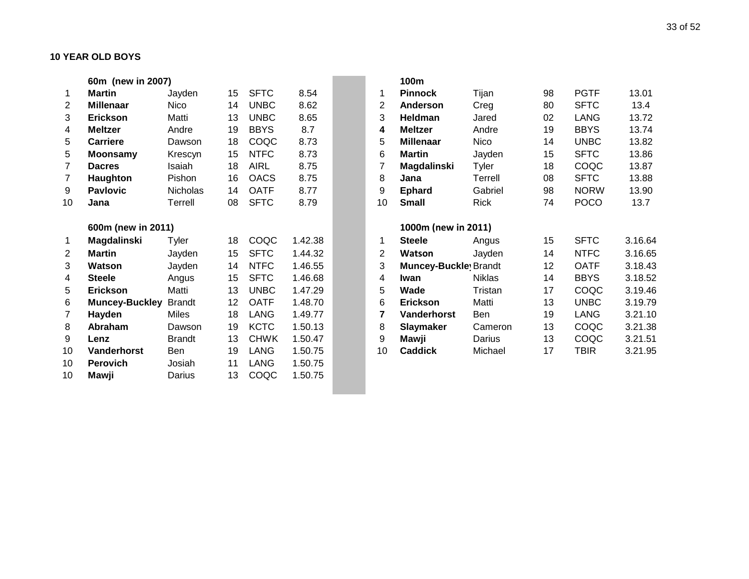**10 YEAR OLD BOYS**

**60m (new in 2007)**

| | | | | | |
|---|---|---|---|---|---|
| 1 | **Martin** | Jayden | 15 | SFTC | 8.54 |
| 2 | **Millenaar** | Nico | 14 | UNBC | 8.62 |
| 3 | **Erickson** | Matti | 13 | UNBC | 8.65 |
| 4 | **Meltzer** | Andre | 19 | BBYS | 8.7 |
| 5 | **Carriere** | Dawson | 18 | COQC | 8.73 |
| 5 | **Moonsamy** | Krescyn | 15 | NTFC | 8.73 |
| 7 | **Dacres** | Isaiah | 18 | AIRL | 8.75 |
| 7 | **Haughton** | Pishon | 16 | OACS | 8.75 |
| 9 | **Pavlovic** | Nicholas | 14 | OATF | 8.77 |
| 10 | **Jana** | Terrell | 08 | SFTC | 8.79 |

**100m**

| | | | | | |
|---|---|---|---|---|---|
| 1 | **Pinnock** | Tijan | 98 | PGTF | 13.01 |
| 2 | **Anderson** | Creg | 80 | SFTC | 13.4 |
| 3 | **Heldman** | Jared | 02 | LANG | 13.72 |
| **4** | **Meltzer** | Andre | 19 | BBYS | 13.74 |
| 5 | **Millenaar** | Nico | 14 | UNBC | 13.82 |
| 6 | **Martin** | Jayden | 15 | SFTC | 13.86 |
| 7 | **Magdalinski** | Tyler | 18 | COQC | 13.87 |
| 8 | **Jana** | Terrell | 08 | SFTC | 13.88 |
| 9 | **Ephard** | Gabriel | 98 | NORW | 13.90 |
| 10 | **Small** | Rick | 74 | POCO | 13.7 |

**600m (new in 2011)**

| | | | | | |
|---|---|---|---|---|---|
| 1 | **Magdalinski** | Tyler | 18 | COQC | 1.42.38 |
| 2 | **Martin** | Jayden | 15 | SFTC | 1.44.32 |
| 3 | **Watson** | Jayden | 14 | NTFC | 1.46.55 |
| 4 | **Steele** | Angus | 15 | SFTC | 1.46.68 |
| 5 | **Erickson** | Matti | 13 | UNBC | 1.47.29 |
| 6 | **Muncey-Buckley** | Brandt | 12 | OATF | 1.48.70 |
| 7 | **Hayden** | Miles | 18 | LANG | 1.49.77 |
| 8 | **Abraham** | Dawson | 19 | KCTC | 1.50.13 |
| 9 | **Lenz** | Brandt | 13 | CHWK | 1.50.47 |
| 10 | **Vanderhorst** | Ben | 19 | LANG | 1.50.75 |
| 10 | **Perovich** | Josiah | 11 | LANG | 1.50.75 |
| 10 | **Mawji** | Darius | 13 | COQC | 1.50.75 |

**1000m (new in 2011)**

| | | | | | |
|---|---|---|---|---|---|
| 1 | **Steele** | Angus | 15 | SFTC | 3.16.64 |
| 2 | **Watson** | Jayden | 14 | NTFC | 3.16.65 |
| 3 | **Muncey-Buckley** | Brandt | 12 | OATF | 3.18.43 |
| 4 | **Iwan** | Niklas | 14 | BBYS | 3.18.52 |
| 5 | **Wade** | Tristan | 17 | COQC | 3.19.46 |
| 6 | **Erickson** | Matti | 13 | UNBC | 3.19.79 |
| **7** | **Vanderhorst** | Ben | 19 | LANG | 3.21.10 |
| 8 | **Slaymaker** | Cameron | 13 | COQC | 3.21.38 |
| 9 | **Mawji** | Darius | 13 | COQC | 3.21.51 |
| 10 | **Caddick** | Michael | 17 | TBIR | 3.21.95 |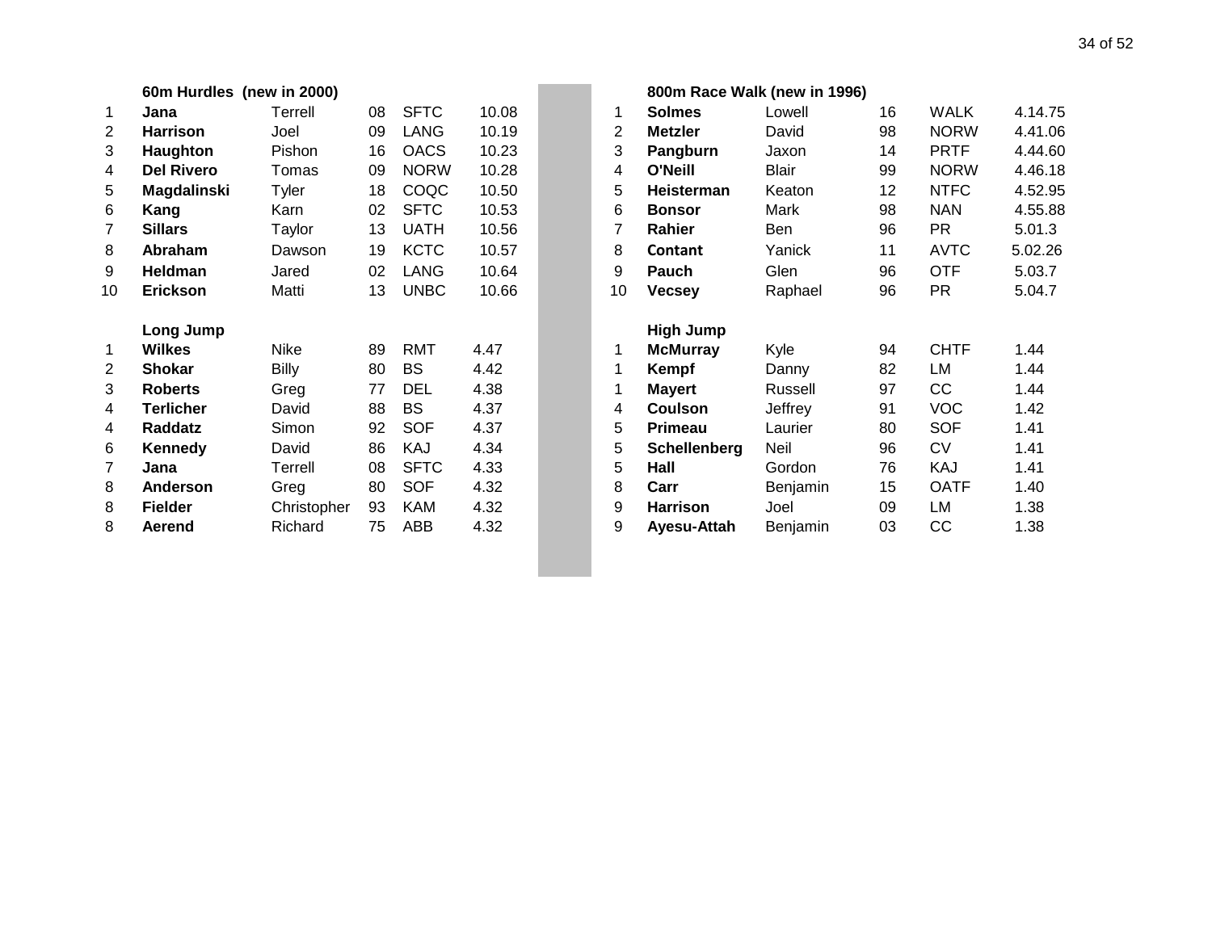### 60m Hurdles (new in 2000)

| | | | | | |
|---|---|---|---|---|---|
| 1 | **Jana** | Terrell | 08 | SFTC | 10.08 |
| 2 | **Harrison** | Joel | 09 | LANG | 10.19 |
| 3 | **Haughton** | Pishon | 16 | OACS | 10.23 |
| 4 | **Del Rivero** | Tomas | 09 | NORW | 10.28 |
| 5 | **Magdalinski** | Tyler | 18 | COQC | 10.50 |
| 6 | **Kang** | Karn | 02 | SFTC | 10.53 |
| 7 | **Sillars** | Taylor | 13 | UATH | 10.56 |
| 8 | **Abraham** | Dawson | 19 | KCTC | 10.57 |
| 9 | **Heldman** | Jared | 02 | LANG | 10.64 |
| 10 | **Erickson** | Matti | 13 | UNBC | 10.66 |

### Long Jump

| | | | | | |
|---|---|---|---|---|---|
| 1 | **Wilkes** | Nike | 89 | RMT | 4.47 |
| 2 | **Shokar** | Billy | 80 | BS | 4.42 |
| 3 | **Roberts** | Greg | 77 | DEL | 4.38 |
| 4 | **Terlicher** | David | 88 | BS | 4.37 |
| 4 | **Raddatz** | Simon | 92 | SOF | 4.37 |
| 6 | **Kennedy** | David | 86 | KAJ | 4.34 |
| 7 | **Jana** | Terrell | 08 | SFTC | 4.33 |
| 8 | **Anderson** | Greg | 80 | SOF | 4.32 |
| 8 | **Fielder** | Christopher | 93 | KAM | 4.32 |
| 8 | **Aerend** | Richard | 75 | ABB | 4.32 |

### 800m Race Walk (new in 1996)

| | | | | | |
|---|---|---|---|---|---|
| 1 | **Solmes** | Lowell | 16 | WALK | 4.14.75 |
| 2 | **Metzler** | David | 98 | NORW | 4.41.06 |
| 3 | **Pangburn** | Jaxon | 14 | PRTF | 4.44.60 |
| 4 | **O'Neill** | Blair | 99 | NORW | 4.46.18 |
| 5 | **Heisterman** | Keaton | 12 | NTFC | 4.52.95 |
| 6 | **Bonsor** | Mark | 98 | NAN | 4.55.88 |
| 7 | **Rahier** | Ben | 96 | PR | 5.01.3 |
| 8 | **Contant** | Yanick | 11 | AVTC | 5.02.26 |
| 9 | **Pauch** | Glen | 96 | OTF | 5.03.7 |
| 10 | **Vecsey** | Raphael | 96 | PR | 5.04.7 |

### High Jump

| | | | | | |
|---|---|---|---|---|---|
| 1 | **McMurray** | Kyle | 94 | CHTF | 1.44 |
| 1 | **Kempf** | Danny | 82 | LM | 1.44 |
| 1 | **Mayert** | Russell | 97 | CC | 1.44 |
| 4 | **Coulson** | Jeffrey | 91 | VOC | 1.42 |
| 5 | **Primeau** | Laurier | 80 | SOF | 1.41 |
| 5 | **Schellenberg** | Neil | 96 | CV | 1.41 |
| 5 | **Hall** | Gordon | 76 | KAJ | 1.41 |
| 8 | **Carr** | Benjamin | 15 | OATF | 1.40 |
| 9 | **Harrison** | Joel | 09 | LM | 1.38 |
| 9 | **Ayesu-Attah** | Benjamin | 03 | CC | 1.38 |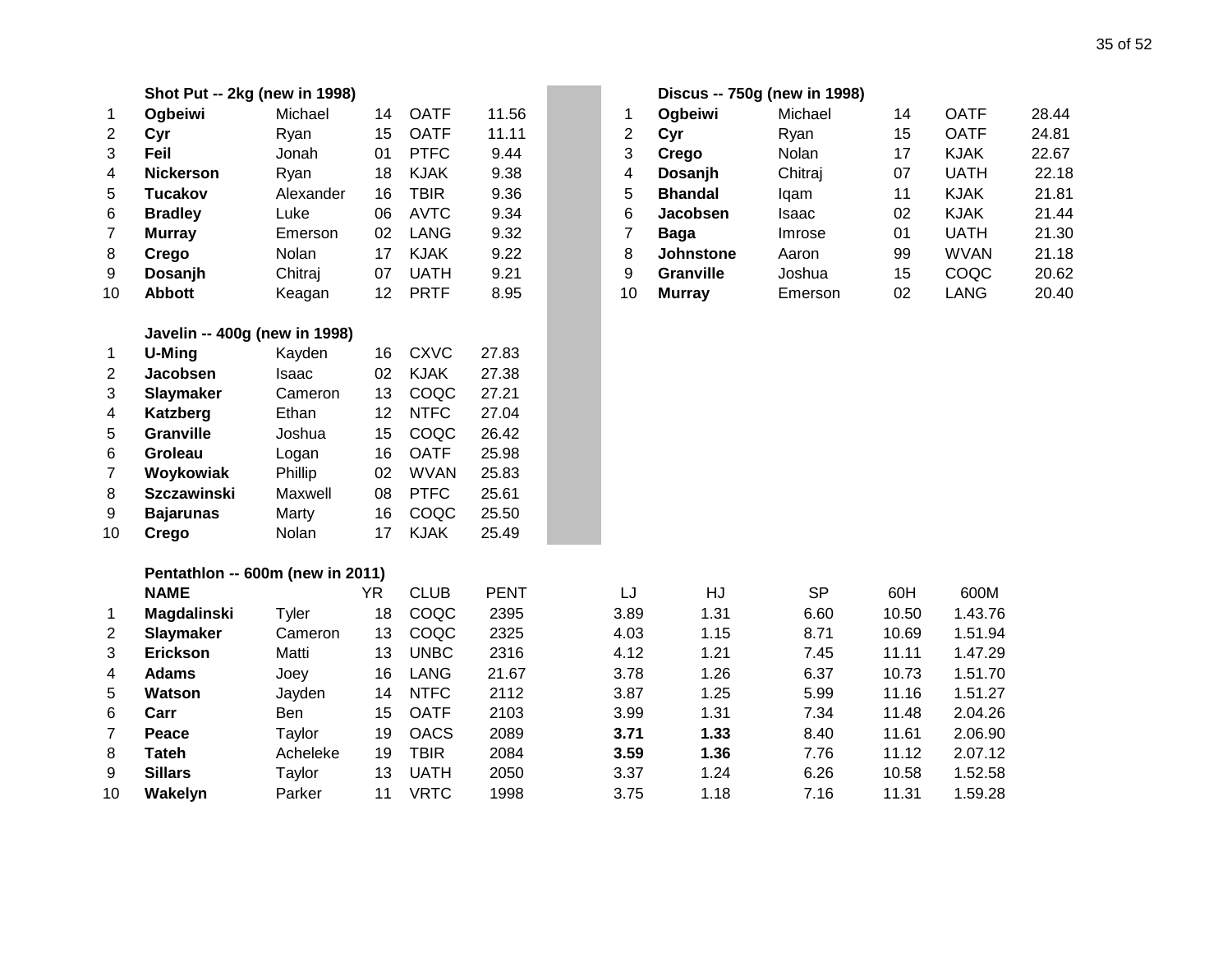**Shot Put -- 2kg (new in 1998)**

| | | | | | |
|---|---|---|---|---|---|
| 1 | **Ogbeiwi** | Michael | 14 | OATF | 11.56 |
| 2 | **Cyr** | Ryan | 15 | OATF | 11.11 |
| 3 | **Feil** | Jonah | 01 | PTFC | 9.44 |
| 4 | **Nickerson** | Ryan | 18 | KJAK | 9.38 |
| 5 | **Tucakov** | Alexander | 16 | TBIR | 9.36 |
| 6 | **Bradley** | Luke | 06 | AVTC | 9.34 |
| 7 | **Murray** | Emerson | 02 | LANG | 9.32 |
| 8 | **Crego** | Nolan | 17 | KJAK | 9.22 |
| 9 | **Dosanjh** | Chitraj | 07 | UATH | 9.21 |
| 10 | **Abbott** | Keagan | 12 | PRTF | 8.95 |

**Discus -- 750g (new in 1998)**

| | | | | | |
|---|---|---|---|---|---|
| 1 | **Ogbeiwi** | Michael | 14 | OATF | 28.44 |
| 2 | **Cyr** | Ryan | 15 | OATF | 24.81 |
| 3 | **Crego** | Nolan | 17 | KJAK | 22.67 |
| 4 | **Dosanjh** | Chitraj | 07 | UATH | 22.18 |
| 5 | **Bhandal** | Iqam | 11 | KJAK | 21.81 |
| 6 | **Jacobsen** | Isaac | 02 | KJAK | 21.44 |
| 7 | **Baga** | Imrose | 01 | UATH | 21.30 |
| 8 | **Johnstone** | Aaron | 99 | WVAN | 21.18 |
| 9 | **Granville** | Joshua | 15 | COQC | 20.62 |
| 10 | **Murray** | Emerson | 02 | LANG | 20.40 |

**Javelin -- 400g (new in 1998)**

| | | | | | |
|---|---|---|---|---|---|
| 1 | **U-Ming** | Kayden | 16 | CXVC | 27.83 |
| 2 | **Jacobsen** | Isaac | 02 | KJAK | 27.38 |
| 3 | **Slaymaker** | Cameron | 13 | COQC | 27.21 |
| 4 | **Katzberg** | Ethan | 12 | NTFC | 27.04 |
| 5 | **Granville** | Joshua | 15 | COQC | 26.42 |
| 6 | **Groleau** | Logan | 16 | OATF | 25.98 |
| 7 | **Woykowiak** | Phillip | 02 | WVAN | 25.83 |
| 8 | **Szczawinski** | Maxwell | 08 | PTFC | 25.61 |
| 9 | **Bajarunas** | Marty | 16 | COQC | 25.50 |
| 10 | **Crego** | Nolan | 17 | KJAK | 25.49 |

**Pentathlon -- 600m (new in 2011)**

| | **NAME** | | YR | CLUB | PENT | LJ | HJ | SP | 60H | 600M |
|---|---|---|---|---|---|---|---|---|---|---|
| 1 | **Magdalinski** | Tyler | 18 | COQC | 2395 | 3.89 | 1.31 | 6.60 | 10.50 | 1.43.76 |
| 2 | **Slaymaker** | Cameron | 13 | COQC | 2325 | 4.03 | 1.15 | 8.71 | 10.69 | 1.51.94 |
| 3 | **Erickson** | Matti | 13 | UNBC | 2316 | 4.12 | 1.21 | 7.45 | 11.11 | 1.47.29 |
| 4 | **Adams** | Joey | 16 | LANG | 21.67 | 3.78 | 1.26 | 6.37 | 10.73 | 1.51.70 |
| 5 | **Watson** | Jayden | 14 | NTFC | 2112 | 3.87 | 1.25 | 5.99 | 11.16 | 1.51.27 |
| 6 | **Carr** | Ben | 15 | OATF | 2103 | 3.99 | 1.31 | 7.34 | 11.48 | 2.04.26 |
| 7 | **Peace** | Taylor | 19 | OACS | 2089 | **3.71** | **1.33** | 8.40 | 11.61 | 2.06.90 |
| 8 | **Tateh** | Acheleke | 19 | TBIR | 2084 | **3.59** | **1.36** | 7.76 | 11.12 | 2.07.12 |
| 9 | **Sillars** | Taylor | 13 | UATH | 2050 | 3.37 | 1.24 | 6.26 | 10.58 | 1.52.58 |
| 10 | **Wakelyn** | Parker | 11 | VRTC | 1998 | 3.75 | 1.18 | 7.16 | 11.31 | 1.59.28 |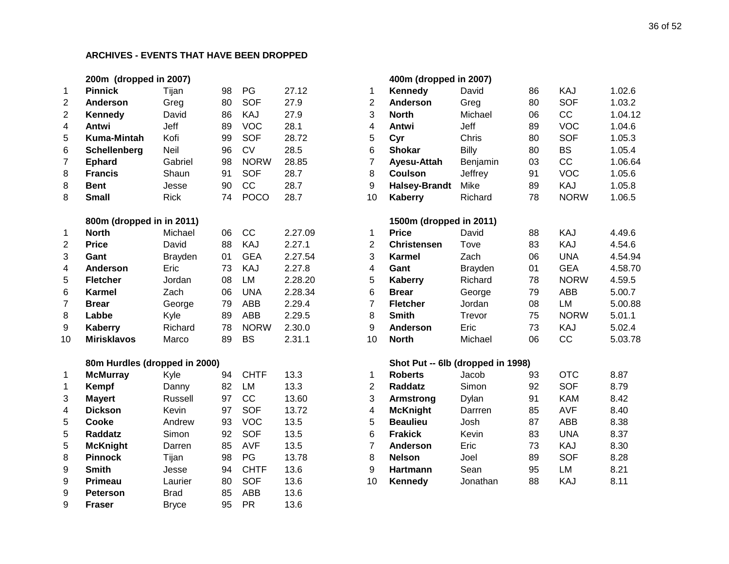## ARCHIVES - EVENTS THAT HAVE BEEN DROPPED

### 200m (dropped in 2007)

| | | | | | |
|---|---|---|---|---|---|
| 1 | **Pinnick** | Tijan | 98 | PG | 27.12 |
| 2 | **Anderson** | Greg | 80 | SOF | 27.9 |
| 2 | **Kennedy** | David | 86 | KAJ | 27.9 |
| 4 | **Antwi** | Jeff | 89 | VOC | 28.1 |
| 5 | **Kuma-Mintah** | Kofi | 99 | SOF | 28.72 |
| 6 | **Schellenberg** | Neil | 96 | CV | 28.5 |
| 7 | **Ephard** | Gabriel | 98 | NORW | 28.85 |
| 8 | **Francis** | Shaun | 91 | SOF | 28.7 |
| 8 | **Bent** | Jesse | 90 | CC | 28.7 |
| 8 | **Small** | Rick | 74 | POCO | 28.7 |

### 400m (dropped in 2007)

| | | | | | |
|---|---|---|---|---|---|
| 1 | **Kennedy** | David | 86 | KAJ | 1.02.6 |
| 2 | **Anderson** | Greg | 80 | SOF | 1.03.2 |
| 3 | **North** | Michael | 06 | CC | 1.04.12 |
| 4 | **Antwi** | Jeff | 89 | VOC | 1.04.6 |
| 5 | **Cyr** | Chris | 80 | SOF | 1.05.3 |
| 6 | **Shokar** | Billy | 80 | BS | 1.05.4 |
| 7 | **Ayesu-Attah** | Benjamin | 03 | CC | 1.06.64 |
| 8 | **Coulson** | Jeffrey | 91 | VOC | 1.05.6 |
| 9 | **Halsey-Brandt** | Mike | 89 | KAJ | 1.05.8 |
| 10 | **Kaberry** | Richard | 78 | NORW | 1.06.5 |

### 800m (dropped in in 2011)

| | | | | | |
|---|---|---|---|---|---|
| 1 | **North** | Michael | 06 | CC | 2.27.09 |
| 2 | **Price** | David | 88 | KAJ | 2.27.1 |
| 3 | **Gant** | Brayden | 01 | GEA | 2.27.54 |
| 4 | **Anderson** | Eric | 73 | KAJ | 2.27.8 |
| 5 | **Fletcher** | Jordan | 08 | LM | 2.28.20 |
| 6 | **Karmel** | Zach | 06 | UNA | 2.28.34 |
| 7 | **Brear** | George | 79 | ABB | 2.29.4 |
| 8 | **Labbe** | Kyle | 89 | ABB | 2.29.5 |
| 9 | **Kaberry** | Richard | 78 | NORW | 2.30.0 |
| 10 | **Mirisklavos** | Marco | 89 | BS | 2.31.1 |

### 1500m (dropped in 2011)

| | | | | | |
|---|---|---|---|---|---|
| 1 | **Price** | David | 88 | KAJ | 4.49.6 |
| 2 | **Christensen** | Tove | 83 | KAJ | 4.54.6 |
| 3 | **Karmel** | Zach | 06 | UNA | 4.54.94 |
| 4 | **Gant** | Brayden | 01 | GEA | 4.58.70 |
| 5 | **Kaberry** | Richard | 78 | NORW | 4.59.5 |
| 6 | **Brear** | George | 79 | ABB | 5.00.7 |
| 7 | **Fletcher** | Jordan | 08 | LM | 5.00.88 |
| 8 | **Smith** | Trevor | 75 | NORW | 5.01.1 |
| 9 | **Anderson** | Eric | 73 | KAJ | 5.02.4 |
| 10 | **North** | Michael | 06 | CC | 5.03.78 |

### 80m Hurdles (dropped in 2000)

| | | | | | |
|---|---|---|---|---|---|
| 1 | **McMurray** | Kyle | 94 | CHTF | 13.3 |
| 1 | **Kempf** | Danny | 82 | LM | 13.3 |
| 3 | **Mayert** | Russell | 97 | CC | 13.60 |
| 4 | **Dickson** | Kevin | 97 | SOF | 13.72 |
| 5 | **Cooke** | Andrew | 93 | VOC | 13.5 |
| 5 | **Raddatz** | Simon | 92 | SOF | 13.5 |
| 5 | **McKnight** | Darren | 85 | AVF | 13.5 |
| 8 | **Pinnock** | Tijan | 98 | PG | 13.78 |
| 9 | **Smith** | Jesse | 94 | CHTF | 13.6 |
| 9 | **Primeau** | Laurier | 80 | SOF | 13.6 |
| 9 | **Peterson** | Brad | 85 | ABB | 13.6 |
| 9 | **Fraser** | Bryce | 95 | PR | 13.6 |

### Shot Put -- 6lb (dropped in 1998)

| | | | | | |
|---|---|---|---|---|---|
| 1 | **Roberts** | Jacob | 93 | OTC | 8.87 |
| 2 | **Raddatz** | Simon | 92 | SOF | 8.79 |
| 3 | **Armstrong** | Dylan | 91 | KAM | 8.42 |
| 4 | **McKnight** | Darrren | 85 | AVF | 8.40 |
| 5 | **Beaulieu** | Josh | 87 | ABB | 8.38 |
| 6 | **Frakick** | Kevin | 83 | UNA | 8.37 |
| 7 | **Anderson** | Eric | 73 | KAJ | 8.30 |
| 8 | **Nelson** | Joel | 89 | SOF | 8.28 |
| 9 | **Hartmann** | Sean | 95 | LM | 8.21 |
| 10 | **Kennedy** | Jonathan | 88 | KAJ | 8.11 |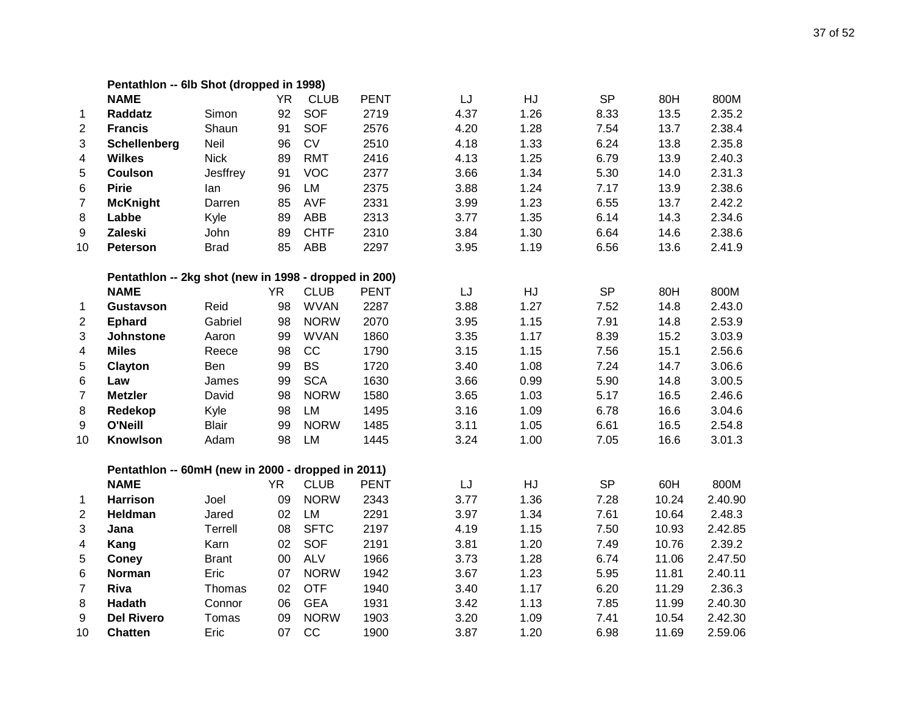### Pentathlon -- 6lb Shot (dropped in 1998)

| | NAME | | YR | CLUB | PENT | LJ | HJ | SP | 80H | 800M |
|---|---|---|---|---|---|---|---|---|---|---|
| 1 | **Raddatz** | Simon | 92 | SOF | 2719 | 4.37 | 1.26 | 8.33 | 13.5 | 2.35.2 |
| 2 | **Francis** | Shaun | 91 | SOF | 2576 | 4.20 | 1.28 | 7.54 | 13.7 | 2.38.4 |
| 3 | **Schellenberg** | Neil | 96 | CV | 2510 | 4.18 | 1.33 | 6.24 | 13.8 | 2.35.8 |
| 4 | **Wilkes** | Nick | 89 | RMT | 2416 | 4.13 | 1.25 | 6.79 | 13.9 | 2.40.3 |
| 5 | **Coulson** | Jesffrey | 91 | VOC | 2377 | 3.66 | 1.34 | 5.30 | 14.0 | 2.31.3 |
| 6 | **Pirie** | Ian | 96 | LM | 2375 | 3.88 | 1.24 | 7.17 | 13.9 | 2.38.6 |
| 7 | **McKnight** | Darren | 85 | AVF | 2331 | 3.99 | 1.23 | 6.55 | 13.7 | 2.42.2 |
| 8 | **Labbe** | Kyle | 89 | ABB | 2313 | 3.77 | 1.35 | 6.14 | 14.3 | 2.34.6 |
| 9 | **Zaleski** | John | 89 | CHTF | 2310 | 3.84 | 1.30 | 6.64 | 14.6 | 2.38.6 |
| 10 | **Peterson** | Brad | 85 | ABB | 2297 | 3.95 | 1.19 | 6.56 | 13.6 | 2.41.9 |

### Pentathlon -- 2kg shot (new in 1998 - dropped in 200)

| | NAME | | YR | CLUB | PENT | LJ | HJ | SP | 80H | 800M |
|---|---|---|---|---|---|---|---|---|---|---|
| 1 | **Gustavson** | Reid | 98 | WVAN | 2287 | 3.88 | 1.27 | 7.52 | 14.8 | 2.43.0 |
| 2 | **Ephard** | Gabriel | 98 | NORW | 2070 | 3.95 | 1.15 | 7.91 | 14.8 | 2.53.9 |
| 3 | **Johnstone** | Aaron | 99 | WVAN | 1860 | 3.35 | 1.17 | 8.39 | 15.2 | 3.03.9 |
| 4 | **Miles** | Reece | 98 | CC | 1790 | 3.15 | 1.15 | 7.56 | 15.1 | 2.56.6 |
| 5 | **Clayton** | Ben | 99 | BS | 1720 | 3.40 | 1.08 | 7.24 | 14.7 | 3.06.6 |
| 6 | **Law** | James | 99 | SCA | 1630 | 3.66 | 0.99 | 5.90 | 14.8 | 3.00.5 |
| 7 | **Metzler** | David | 98 | NORW | 1580 | 3.65 | 1.03 | 5.17 | 16.5 | 2.46.6 |
| 8 | **Redekop** | Kyle | 98 | LM | 1495 | 3.16 | 1.09 | 6.78 | 16.6 | 3.04.6 |
| 9 | **O'Neill** | Blair | 99 | NORW | 1485 | 3.11 | 1.05 | 6.61 | 16.5 | 2.54.8 |
| 10 | **Knowlson** | Adam | 98 | LM | 1445 | 3.24 | 1.00 | 7.05 | 16.6 | 3.01.3 |

### Pentathlon -- 60mH (new in 2000 - dropped in 2011)

| | NAME | | YR | CLUB | PENT | LJ | HJ | SP | 60H | 800M |
|---|---|---|---|---|---|---|---|---|---|---|
| 1 | **Harrison** | Joel | 09 | NORW | 2343 | 3.77 | 1.36 | 7.28 | 10.24 | 2.40.90 |
| 2 | **Heldman** | Jared | 02 | LM | 2291 | 3.97 | 1.34 | 7.61 | 10.64 | 2.48.3 |
| 3 | **Jana** | Terrell | 08 | SFTC | 2197 | 4.19 | 1.15 | 7.50 | 10.93 | 2.42.85 |
| 4 | **Kang** | Karn | 02 | SOF | 2191 | 3.81 | 1.20 | 7.49 | 10.76 | 2.39.2 |
| 5 | **Coney** | Brant | 00 | ALV | 1966 | 3.73 | 1.28 | 6.74 | 11.06 | 2.47.50 |
| 6 | **Norman** | Eric | 07 | NORW | 1942 | 3.67 | 1.23 | 5.95 | 11.81 | 2.40.11 |
| 7 | **Riva** | Thomas | 02 | OTF | 1940 | 3.40 | 1.17 | 6.20 | 11.29 | 2.36.3 |
| 8 | **Hadath** | Connor | 06 | GEA | 1931 | 3.42 | 1.13 | 7.85 | 11.99 | 2.40.30 |
| 9 | **Del Rivero** | Tomas | 09 | NORW | 1903 | 3.20 | 1.09 | 7.41 | 10.54 | 2.42.30 |
| 10 | **Chatten** | Eric | 07 | CC | 1900 | 3.87 | 1.20 | 6.98 | 11.69 | 2.59.06 |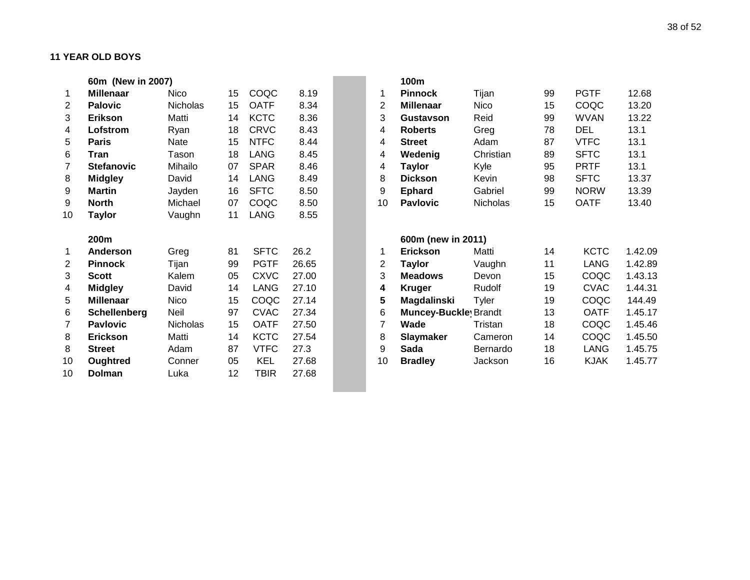## 11 YEAR OLD BOYS

### 60m (New in 2007)

| | | | | | |
|---|---|---|---|---|---|
| 1 | **Millenaar** | Nico | 15 | COQC | 8.19 |
| 2 | **Palovic** | Nicholas | 15 | OATF | 8.34 |
| 3 | **Erikson** | Matti | 14 | KCTC | 8.36 |
| 4 | **Lofstrom** | Ryan | 18 | CRVC | 8.43 |
| 5 | **Paris** | Nate | 15 | NTFC | 8.44 |
| 6 | **Tran** | Tason | 18 | LANG | 8.45 |
| 7 | **Stefanovic** | Mihailo | 07 | SPAR | 8.46 |
| 8 | **Midgley** | David | 14 | LANG | 8.49 |
| 9 | **Martin** | Jayden | 16 | SFTC | 8.50 |
| 9 | **North** | Michael | 07 | COQC | 8.50 |
| 10 | **Taylor** | Vaughn | 11 | LANG | 8.55 |

### 100m

| | | | | | |
|---|---|---|---|---|---|
| 1 | **Pinnock** | Tijan | 99 | PGTF | 12.68 |
| 2 | **Millenaar** | Nico | 15 | COQC | 13.20 |
| 3 | **Gustavson** | Reid | 99 | WVAN | 13.22 |
| 4 | **Roberts** | Greg | 78 | DEL | 13.1 |
| 4 | **Street** | Adam | 87 | VTFC | 13.1 |
| 4 | **Wedenig** | Christian | 89 | SFTC | 13.1 |
| 4 | **Taylor** | Kyle | 95 | PRTF | 13.1 |
| 8 | **Dickson** | Kevin | 98 | SFTC | 13.37 |
| 9 | **Ephard** | Gabriel | 99 | NORW | 13.39 |
| 10 | **Pavlovic** | Nicholas | 15 | OATF | 13.40 |

### 200m

| | | | | | |
|---|---|---|---|---|---|
| 1 | **Anderson** | Greg | 81 | SFTC | 26.2 |
| 2 | **Pinnock** | Tijan | 99 | PGTF | 26.65 |
| 3 | **Scott** | Kalem | 05 | CXVC | 27.00 |
| 4 | **Midgley** | David | 14 | LANG | 27.10 |
| 5 | **Millenaar** | Nico | 15 | COQC | 27.14 |
| 6 | **Schellenberg** | Neil | 97 | CVAC | 27.34 |
| 7 | **Pavlovic** | Nicholas | 15 | OATF | 27.50 |
| 8 | **Erickson** | Matti | 14 | KCTC | 27.54 |
| 8 | **Street** | Adam | 87 | VTFC | 27.3 |
| 10 | **Oughtred** | Conner | 05 | KEL | 27.68 |
| 10 | **Dolman** | Luka | 12 | TBIR | 27.68 |

### 600m (new in 2011)

| | | | | | |
|---|---|---|---|---|---|
| 1 | **Erickson** | Matti | 14 | KCTC | 1.42.09 |
| 2 | **Taylor** | Vaughn | 11 | LANG | 1.42.89 |
| 3 | **Meadows** | Devon | 15 | COQC | 1.43.13 |
| **4** | **Kruger** | Rudolf | 19 | CVAC | 1.44.31 |
| **5** | **Magdalinski** | Tyler | 19 | COQC | 144.49 |
| 6 | **Muncey-Buckley** | Brandt | 13 | OATF | 1.45.17 |
| 7 | **Wade** | Tristan | 18 | COQC | 1.45.46 |
| 8 | **Slaymaker** | Cameron | 14 | COQC | 1.45.50 |
| 9 | **Sada** | Bernardo | 18 | LANG | 1.45.75 |
| 10 | **Bradley** | Jackson | 16 | KJAK | 1.45.77 |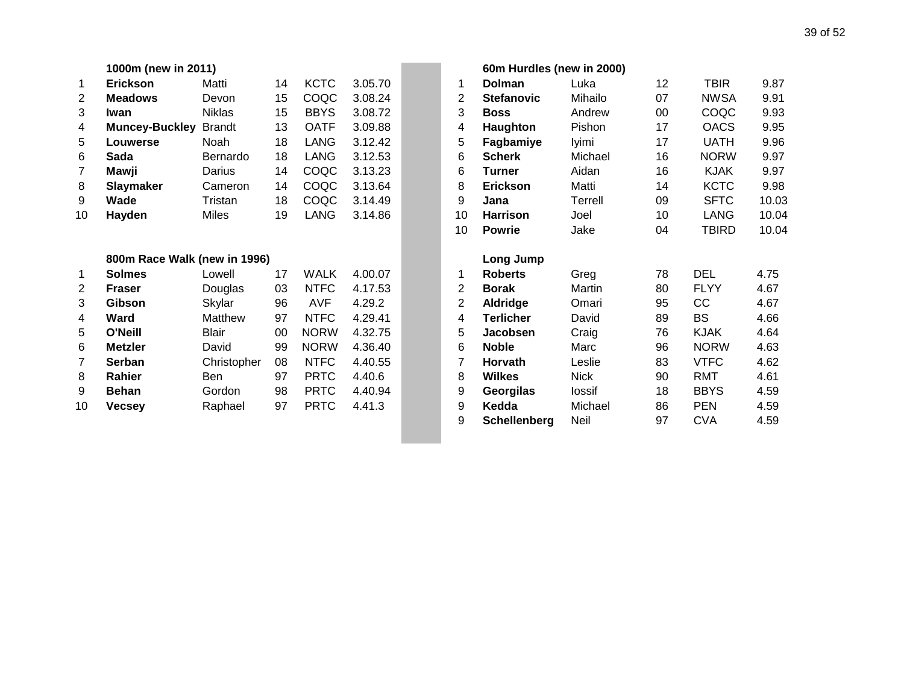### 1000m (new in 2011)

| | | | | | |
|---|---|---|---|---|---|
| 1 | **Erickson** | Matti | 14 | KCTC | 3.05.70 |
| 2 | **Meadows** | Devon | 15 | COQC | 3.08.24 |
| 3 | **Iwan** | Niklas | 15 | BBYS | 3.08.72 |
| 4 | **Muncey-Buckley** | Brandt | 13 | OATF | 3.09.88 |
| 5 | **Louwerse** | Noah | 18 | LANG | 3.12.42 |
| 6 | **Sada** | Bernardo | 18 | LANG | 3.12.53 |
| 7 | **Mawji** | Darius | 14 | COQC | 3.13.23 |
| 8 | **Slaymaker** | Cameron | 14 | COQC | 3.13.64 |
| 9 | **Wade** | Tristan | 18 | COQC | 3.14.49 |
| 10 | **Hayden** | Miles | 19 | LANG | 3.14.86 |

### 800m Race Walk (new in 1996)

| | | | | | |
|---|---|---|---|---|---|
| 1 | **Solmes** | Lowell | 17 | WALK | 4.00.07 |
| 2 | **Fraser** | Douglas | 03 | NTFC | 4.17.53 |
| 3 | **Gibson** | Skylar | 96 | AVF | 4.29.2 |
| 4 | **Ward** | Matthew | 97 | NTFC | 4.29.41 |
| 5 | **O'Neill** | Blair | 00 | NORW | 4.32.75 |
| 6 | **Metzler** | David | 99 | NORW | 4.36.40 |
| 7 | **Serban** | Christopher | 08 | NTFC | 4.40.55 |
| 8 | **Rahier** | Ben | 97 | PRTC | 4.40.6 |
| 9 | **Behan** | Gordon | 98 | PRTC | 4.40.94 |
| 10 | **Vecsey** | Raphael | 97 | PRTC | 4.41.3 |

### 60m Hurdles (new in 2000)

| | | | | | |
|---|---|---|---|---|---|
| 1 | **Dolman** | Luka | 12 | TBIR | 9.87 |
| 2 | **Stefanovic** | Mihailo | 07 | NWSA | 9.91 |
| 3 | **Boss** | Andrew | 00 | COQC | 9.93 |
| 4 | **Haughton** | Pishon | 17 | OACS | 9.95 |
| 5 | **Fagbamiye** | Iyimi | 17 | UATH | 9.96 |
| 6 | **Scherk** | Michael | 16 | NORW | 9.97 |
| 6 | **Turner** | Aidan | 16 | KJAK | 9.97 |
| 8 | **Erickson** | Matti | 14 | KCTC | 9.98 |
| 9 | **Jana** | Terrell | 09 | SFTC | 10.03 |
| 10 | **Harrison** | Joel | 10 | LANG | 10.04 |
| 10 | **Powrie** | Jake | 04 | TBIRD | 10.04 |

### Long Jump

| | | | | | |
|---|---|---|---|---|---|
| 1 | **Roberts** | Greg | 78 | DEL | 4.75 |
| 2 | **Borak** | Martin | 80 | FLYY | 4.67 |
| 2 | **Aldridge** | Omari | 95 | CC | 4.67 |
| 4 | **Terlicher** | David | 89 | BS | 4.66 |
| 5 | **Jacobsen** | Craig | 76 | KJAK | 4.64 |
| 6 | **Noble** | Marc | 96 | NORW | 4.63 |
| 7 | **Horvath** | Leslie | 83 | VTFC | 4.62 |
| 8 | **Wilkes** | Nick | 90 | RMT | 4.61 |
| 9 | **Georgilas** | Iossif | 18 | BBYS | 4.59 |
| 9 | **Kedda** | Michael | 86 | PEN | 4.59 |
| 9 | **Schellenberg** | Neil | 97 | CVA | 4.59 |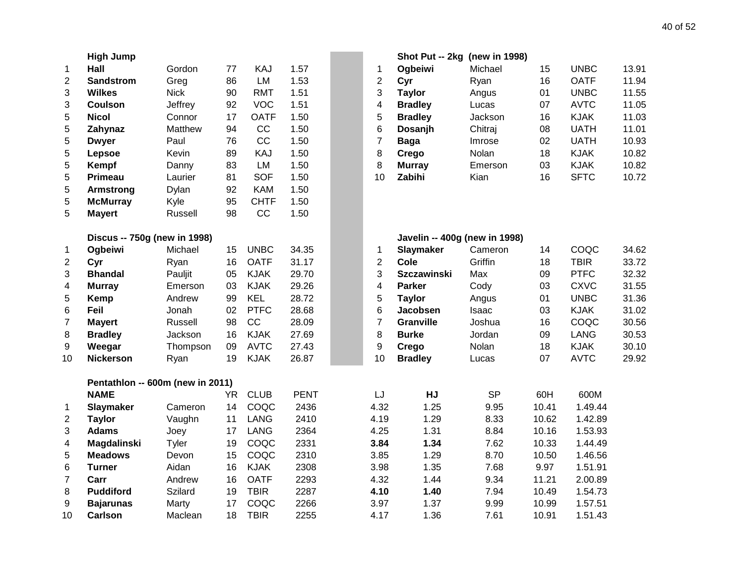### High Jump

| | | | | | |
|---|---|---|---|---|---|
| 1 | **Hall** | Gordon | 77 | KAJ | 1.57 |
| 2 | **Sandstrom** | Greg | 86 | LM | 1.53 |
| 3 | **Wilkes** | Nick | 90 | RMT | 1.51 |
| 3 | **Coulson** | Jeffrey | 92 | VOC | 1.51 |
| 5 | **Nicol** | Connor | 17 | OATF | 1.50 |
| 5 | **Zahynaz** | Matthew | 94 | CC | 1.50 |
| 5 | **Dwyer** | Paul | 76 | CC | 1.50 |
| 5 | **Lepsoe** | Kevin | 89 | KAJ | 1.50 |
| 5 | **Kempf** | Danny | 83 | LM | 1.50 |
| 5 | **Primeau** | Laurier | 81 | SOF | 1.50 |
| 5 | **Armstrong** | Dylan | 92 | KAM | 1.50 |
| 5 | **McMurray** | Kyle | 95 | CHTF | 1.50 |
| 5 | **Mayert** | Russell | 98 | CC | 1.50 |

### Shot Put -- 2kg (new in 1998)

| | | | | | |
|---|---|---|---|---|---|
| 1 | **Ogbeiwi** | Michael | 15 | UNBC | 13.91 |
| 2 | **Cyr** | Ryan | 16 | OATF | 11.94 |
| 3 | **Taylor** | Angus | 01 | UNBC | 11.55 |
| 4 | **Bradley** | Lucas | 07 | AVTC | 11.05 |
| 5 | **Bradley** | Jackson | 16 | KJAK | 11.03 |
| 6 | **Dosanjh** | Chitraj | 08 | UATH | 11.01 |
| 7 | **Baga** | Imrose | 02 | UATH | 10.93 |
| 8 | **Crego** | Nolan | 18 | KJAK | 10.82 |
| 8 | **Murray** | Emerson | 03 | KJAK | 10.82 |
| 10 | **Zabihi** | Kian | 16 | SFTC | 10.72 |

### Discus -- 750g (new in 1998)

| | | | | | |
|---|---|---|---|---|---|
| 1 | **Ogbeiwi** | Michael | 15 | UNBC | 34.35 |
| 2 | **Cyr** | Ryan | 16 | OATF | 31.17 |
| 3 | **Bhandal** | Pauljit | 05 | KJAK | 29.70 |
| 4 | **Murray** | Emerson | 03 | KJAK | 29.26 |
| 5 | **Kemp** | Andrew | 99 | KEL | 28.72 |
| 6 | **Feil** | Jonah | 02 | PTFC | 28.68 |
| 7 | **Mayert** | Russell | 98 | CC | 28.09 |
| 8 | **Bradley** | Jackson | 16 | KJAK | 27.69 |
| 9 | **Weegar** | Thompson | 09 | AVTC | 27.43 |
| 10 | **Nickerson** | Ryan | 19 | KJAK | 26.87 |

### Javelin -- 400g (new in 1998)

| | | | | | |
|---|---|---|---|---|---|
| 1 | **Slaymaker** | Cameron | 14 | COQC | 34.62 |
| 2 | **Cole** | Griffin | 18 | TBIR | 33.72 |
| 3 | **Szczawinski** | Max | 09 | PTFC | 32.32 |
| 4 | **Parker** | Cody | 03 | CXVC | 31.55 |
| 5 | **Taylor** | Angus | 01 | UNBC | 31.36 |
| 6 | **Jacobsen** | Isaac | 03 | KJAK | 31.02 |
| 7 | **Granville** | Joshua | 16 | COQC | 30.56 |
| 8 | **Burke** | Jordan | 09 | LANG | 30.53 |
| 9 | **Crego** | Nolan | 18 | KJAK | 30.10 |
| 10 | **Bradley** | Lucas | 07 | AVTC | 29.92 |

### Pentathlon -- 600m (new in 2011)

| | NAME | | YR | CLUB | PENT | LJ | HJ | SP | 60H | 600M |
|---|---|---|---|---|---|---|---|---|---|---|
| 1 | **Slaymaker** | Cameron | 14 | COQC | 2436 | 4.32 | 1.25 | 9.95 | 10.41 | 1.49.44 |
| 2 | **Taylor** | Vaughn | 11 | LANG | 2410 | 4.19 | 1.29 | 8.33 | 10.62 | 1.42.89 |
| 3 | **Adams** | Joey | 17 | LANG | 2364 | 4.25 | 1.31 | 8.84 | 10.16 | 1.53.93 |
| 4 | **Magdalinski** | Tyler | 19 | COQC | 2331 | **3.84** | **1.34** | 7.62 | 10.33 | 1.44.49 |
| 5 | **Meadows** | Devon | 15 | COQC | 2310 | 3.85 | 1.29 | 8.70 | 10.50 | 1.46.56 |
| 6 | **Turner** | Aidan | 16 | KJAK | 2308 | 3.98 | 1.35 | 7.68 | 9.97 | 1.51.91 |
| 7 | **Carr** | Andrew | 16 | OATF | 2293 | 4.32 | 1.44 | 9.34 | 11.21 | 2.00.89 |
| 8 | **Puddiford** | Szilard | 19 | TBIR | 2287 | **4.10** | **1.40** | 7.94 | 10.49 | 1.54.73 |
| 9 | **Bajarunas** | Marty | 17 | COQC | 2266 | 3.97 | 1.37 | 9.99 | 10.99 | 1.57.51 |
| 10 | **Carlson** | Maclean | 18 | TBIR | 2255 | 4.17 | 1.36 | 7.61 | 10.91 | 1.51.43 |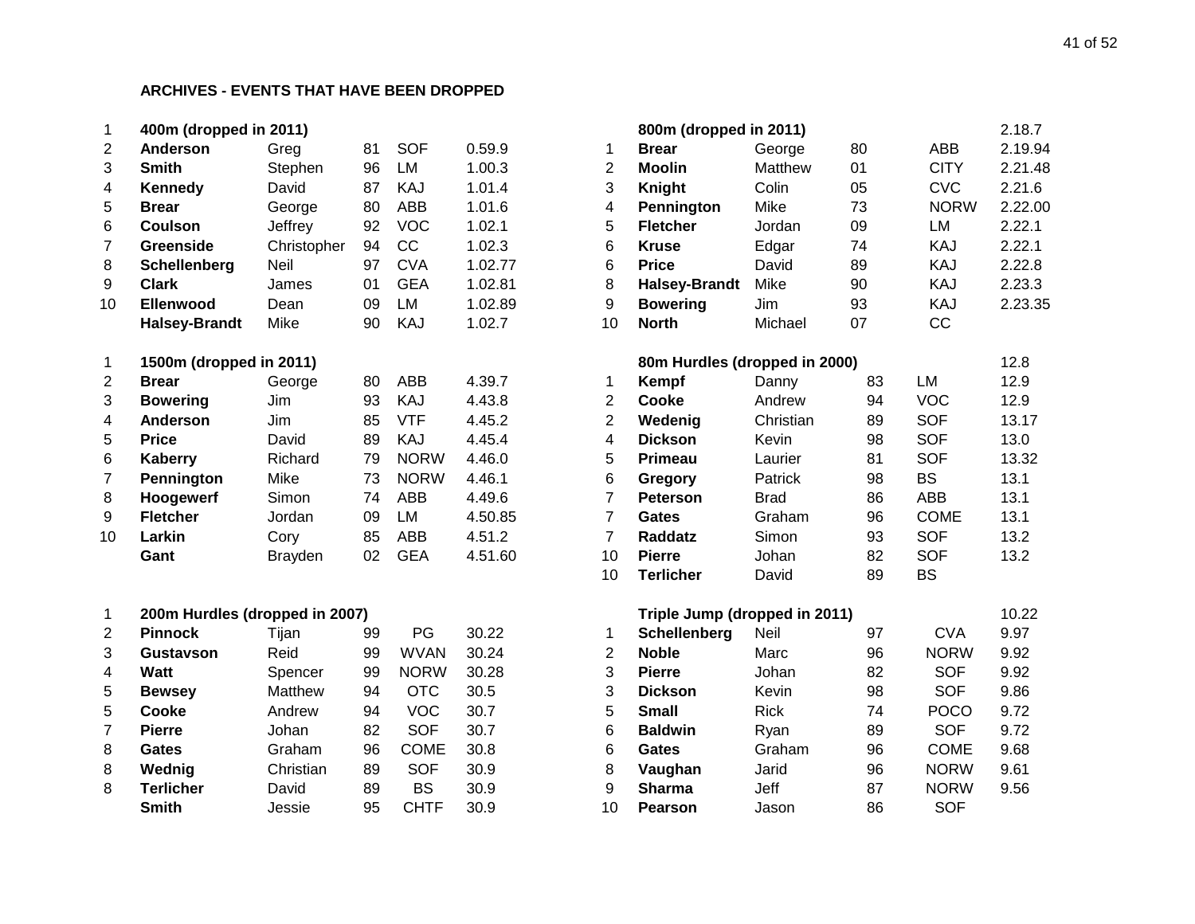**ARCHIVES - EVENTS THAT HAVE BEEN DROPPED**

| | 400m (dropped in 2011) | | | | |
|---|---|---|---|---|---|
| 1 | **400m (dropped in 2011)** | | | | |
| 2 | **Anderson** | Greg | 81 | SOF | 0.59.9 |
| 3 | **Smith** | Stephen | 96 | LM | 1.00.3 |
| 4 | **Kennedy** | David | 87 | KAJ | 1.01.4 |
| 5 | **Brear** | George | 80 | ABB | 1.01.6 |
| 6 | **Coulson** | Jeffrey | 92 | VOC | 1.02.1 |
| 7 | **Greenside** | Christopher | 94 | CC | 1.02.3 |
| 8 | **Schellenberg** | Neil | 97 | CVA | 1.02.77 |
| 9 | **Clark** | James | 01 | GEA | 1.02.81 |
| 10 | **Ellenwood** | Dean | 09 | LM | 1.02.89 |
| | **Halsey-Brandt** | Mike | 90 | KAJ | 1.02.7 |

| | 800m (dropped in 2011) | | | | |
|---|---|---|---|---|---|
| | **800m (dropped in 2011)** | | | | 2.18.7 |
| 1 | **Brear** | George | 80 | ABB | 2.19.94 |
| 2 | **Moolin** | Matthew | 01 | CITY | 2.21.48 |
| 3 | **Knight** | Colin | 05 | CVC | 2.21.6 |
| 4 | **Pennington** | Mike | 73 | NORW | 2.22.00 |
| 5 | **Fletcher** | Jordan | 09 | LM | 2.22.1 |
| 6 | **Kruse** | Edgar | 74 | KAJ | 2.22.1 |
| 6 | **Price** | David | 89 | KAJ | 2.22.8 |
| 8 | **Halsey-Brandt** | Mike | 90 | KAJ | 2.23.3 |
| 9 | **Bowering** | Jim | 93 | KAJ | 2.23.35 |
| 10 | **North** | Michael | 07 | CC | |

| | 1500m (dropped in 2011) | | | | |
|---|---|---|---|---|---|
| 1 | **1500m (dropped in 2011)** | | | | |
| 2 | **Brear** | George | 80 | ABB | 4.39.7 |
| 3 | **Bowering** | Jim | 93 | KAJ | 4.43.8 |
| 4 | **Anderson** | Jim | 85 | VTF | 4.45.2 |
| 5 | **Price** | David | 89 | KAJ | 4.45.4 |
| 6 | **Kaberry** | Richard | 79 | NORW | 4.46.0 |
| 7 | **Pennington** | Mike | 73 | NORW | 4.46.1 |
| 8 | **Hoogewerf** | Simon | 74 | ABB | 4.49.6 |
| 9 | **Fletcher** | Jordan | 09 | LM | 4.50.85 |
| 10 | **Larkin** | Cory | 85 | ABB | 4.51.2 |
| | **Gant** | Brayden | 02 | GEA | 4.51.60 |

| | 80m Hurdles (dropped in 2000) | | | | |
|---|---|---|---|---|---|
| | **80m Hurdles (dropped in 2000)** | | | | 12.8 |
| 1 | **Kempf** | Danny | 83 | LM | 12.9 |
| 2 | **Cooke** | Andrew | 94 | VOC | 12.9 |
| 2 | **Wedenig** | Christian | 89 | SOF | 13.17 |
| 4 | **Dickson** | Kevin | 98 | SOF | 13.0 |
| 5 | **Primeau** | Laurier | 81 | SOF | 13.32 |
| 6 | **Gregory** | Patrick | 98 | BS | 13.1 |
| 7 | **Peterson** | Brad | 86 | ABB | 13.1 |
| 7 | **Gates** | Graham | 96 | COME | 13.1 |
| 7 | **Raddatz** | Simon | 93 | SOF | 13.2 |
| 10 | **Pierre** | Johan | 82 | SOF | 13.2 |
| 10 | **Terlicher** | David | 89 | BS | |

| | 200m Hurdles (dropped in 2007) | | | | |
|---|---|---|---|---|---|
| 1 | **200m Hurdles (dropped in 2007)** | | | | |
| 2 | **Pinnock** | Tijan | 99 | PG | 30.22 |
| 3 | **Gustavson** | Reid | 99 | WVAN | 30.24 |
| 4 | **Watt** | Spencer | 99 | NORW | 30.28 |
| 5 | **Bewsey** | Matthew | 94 | OTC | 30.5 |
| 5 | **Cooke** | Andrew | 94 | VOC | 30.7 |
| 7 | **Pierre** | Johan | 82 | SOF | 30.7 |
| 8 | **Gates** | Graham | 96 | COME | 30.8 |
| 8 | **Wednig** | Christian | 89 | SOF | 30.9 |
| 8 | **Terlicher** | David | 89 | BS | 30.9 |
| | **Smith** | Jessie | 95 | CHTF | 30.9 |

| | Triple Jump (dropped in 2011) | | | | |
|---|---|---|---|---|---|
| | **Triple Jump (dropped in 2011)** | | | | 10.22 |
| 1 | **Schellenberg** | Neil | 97 | CVA | 9.97 |
| 2 | **Noble** | Marc | 96 | NORW | 9.92 |
| 3 | **Pierre** | Johan | 82 | SOF | 9.92 |
| 3 | **Dickson** | Kevin | 98 | SOF | 9.86 |
| 5 | **Small** | Rick | 74 | POCO | 9.72 |
| 6 | **Baldwin** | Ryan | 89 | SOF | 9.72 |
| 6 | **Gates** | Graham | 96 | COME | 9.68 |
| 8 | **Vaughan** | Jarid | 96 | NORW | 9.61 |
| 9 | **Sharma** | Jeff | 87 | NORW | 9.56 |
| 10 | **Pearson** | Jason | 86 | SOF | |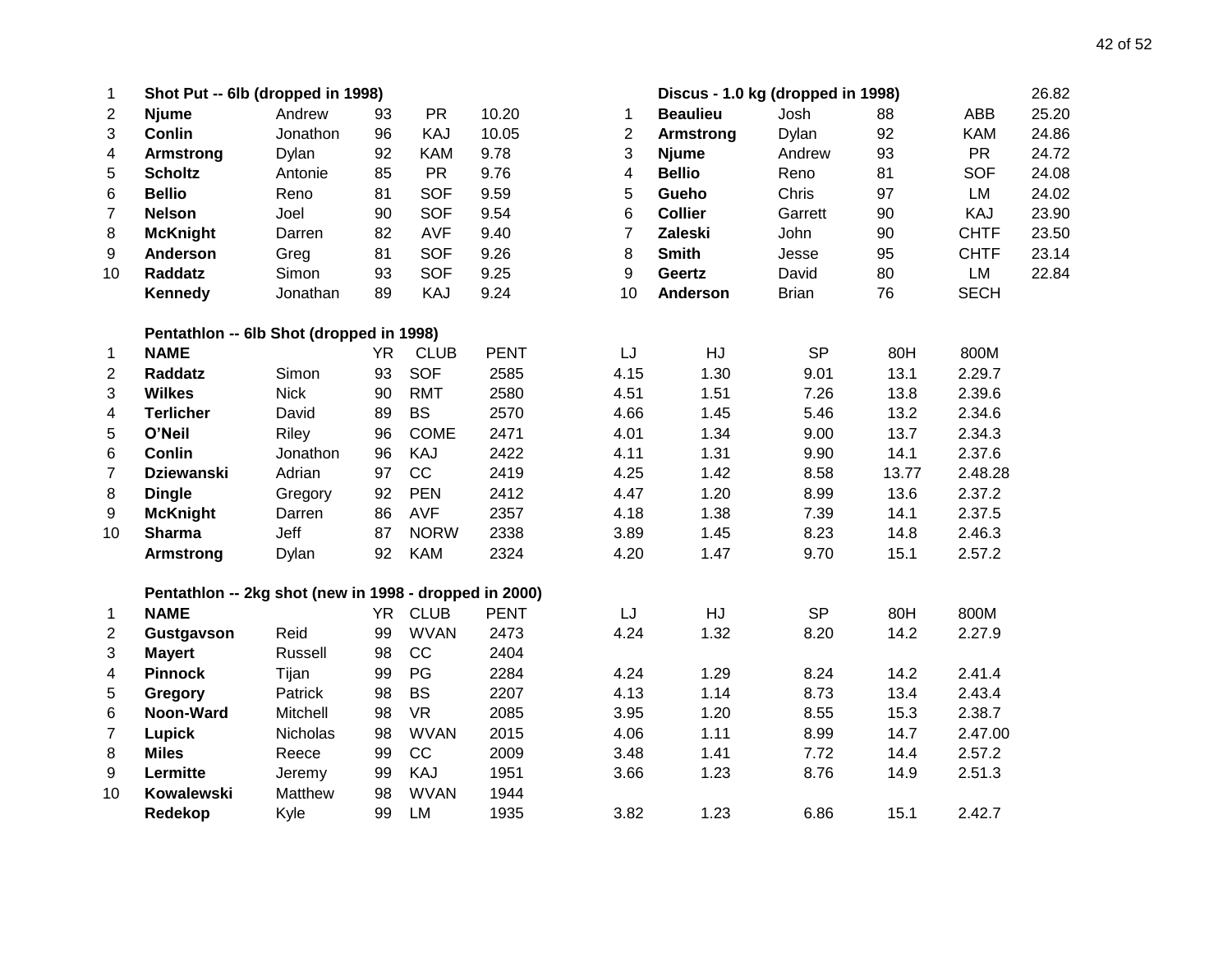| | Shot Put -- 6lb (dropped in 1998) | | | | |
|---|---|---|---|---|---|
| 2 | **Njume** | Andrew | 93 | PR | 10.20 |
| 3 | **Conlin** | Jonathon | 96 | KAJ | 10.05 |
| 4 | **Armstrong** | Dylan | 92 | KAM | 9.78 |
| 5 | **Scholtz** | Antonie | 85 | PR | 9.76 |
| 6 | **Bellio** | Reno | 81 | SOF | 9.59 |
| 7 | **Nelson** | Joel | 90 | SOF | 9.54 |
| 8 | **McKnight** | Darren | 82 | AVF | 9.40 |
| 9 | **Anderson** | Greg | 81 | SOF | 9.26 |
| 10 | **Raddatz** | Simon | 93 | SOF | 9.25 |
| | **Kennedy** | Jonathan | 89 | KAJ | 9.24 |

| | Discus - 1.0 kg (dropped in 1998) | | | | 26.82 |
|---|---|---|---|---|---|
| 1 | **Beaulieu** | Josh | 88 | ABB | 25.20 |
| 2 | **Armstrong** | Dylan | 92 | KAM | 24.86 |
| 3 | **Njume** | Andrew | 93 | PR | 24.72 |
| 4 | **Bellio** | Reno | 81 | SOF | 24.08 |
| 5 | **Gueho** | Chris | 97 | LM | 24.02 |
| 6 | **Collier** | Garrett | 90 | KAJ | 23.90 |
| 7 | **Zaleski** | John | 90 | CHTF | 23.50 |
| 8 | **Smith** | Jesse | 95 | CHTF | 23.14 |
| 9 | **Geertz** | David | 80 | LM | 22.84 |
| 10 | **Anderson** | Brian | 76 | SECH | |

**Pentathlon -- 6lb Shot (dropped in 1998)**

| 1 | **NAME** | | YR | CLUB | PENT | LJ | HJ | SP | 80H | 800M |
|---|---|---|---|---|---|---|---|---|---|---|
| 2 | **Raddatz** | Simon | 93 | SOF | 2585 | 4.15 | 1.30 | 9.01 | 13.1 | 2.29.7 |
| 3 | **Wilkes** | Nick | 90 | RMT | 2580 | 4.51 | 1.51 | 7.26 | 13.8 | 2.39.6 |
| 4 | **Terlicher** | David | 89 | BS | 2570 | 4.66 | 1.45 | 5.46 | 13.2 | 2.34.6 |
| 5 | **O'Neil** | Riley | 96 | COME | 2471 | 4.01 | 1.34 | 9.00 | 13.7 | 2.34.3 |
| 6 | **Conlin** | Jonathon | 96 | KAJ | 2422 | 4.11 | 1.31 | 9.90 | 14.1 | 2.37.6 |
| 7 | **Dziewanski** | Adrian | 97 | CC | 2419 | 4.25 | 1.42 | 8.58 | 13.77 | 2.48.28 |
| 8 | **Dingle** | Gregory | 92 | PEN | 2412 | 4.47 | 1.20 | 8.99 | 13.6 | 2.37.2 |
| 9 | **McKnight** | Darren | 86 | AVF | 2357 | 4.18 | 1.38 | 7.39 | 14.1 | 2.37.5 |
| 10 | **Sharma** | Jeff | 87 | NORW | 2338 | 3.89 | 1.45 | 8.23 | 14.8 | 2.46.3 |
| | **Armstrong** | Dylan | 92 | KAM | 2324 | 4.20 | 1.47 | 9.70 | 15.1 | 2.57.2 |

**Pentathlon -- 2kg shot (new in 1998 - dropped in 2000)**

| 1 | **NAME** | | YR | CLUB | PENT | LJ | HJ | SP | 80H | 800M |
|---|---|---|---|---|---|---|---|---|---|---|
| 2 | **Gustgavson** | Reid | 99 | WVAN | 2473 | 4.24 | 1.32 | 8.20 | 14.2 | 2.27.9 |
| 3 | **Mayert** | Russell | 98 | CC | 2404 | | | | | |
| 4 | **Pinnock** | Tijan | 99 | PG | 2284 | 4.24 | 1.29 | 8.24 | 14.2 | 2.41.4 |
| 5 | **Gregory** | Patrick | 98 | BS | 2207 | 4.13 | 1.14 | 8.73 | 13.4 | 2.43.4 |
| 6 | **Noon-Ward** | Mitchell | 98 | VR | 2085 | 3.95 | 1.20 | 8.55 | 15.3 | 2.38.7 |
| 7 | **Lupick** | Nicholas | 98 | WVAN | 2015 | 4.06 | 1.11 | 8.99 | 14.7 | 2.47.00 |
| 8 | **Miles** | Reece | 99 | CC | 2009 | 3.48 | 1.41 | 7.72 | 14.4 | 2.57.2 |
| 9 | **Lermitte** | Jeremy | 99 | KAJ | 1951 | 3.66 | 1.23 | 8.76 | 14.9 | 2.51.3 |
| 10 | **Kowalewski** | Matthew | 98 | WVAN | 1944 | | | | | |
| | **Redekop** | Kyle | 99 | LM | 1935 | 3.82 | 1.23 | 6.86 | 15.1 | 2.42.7 |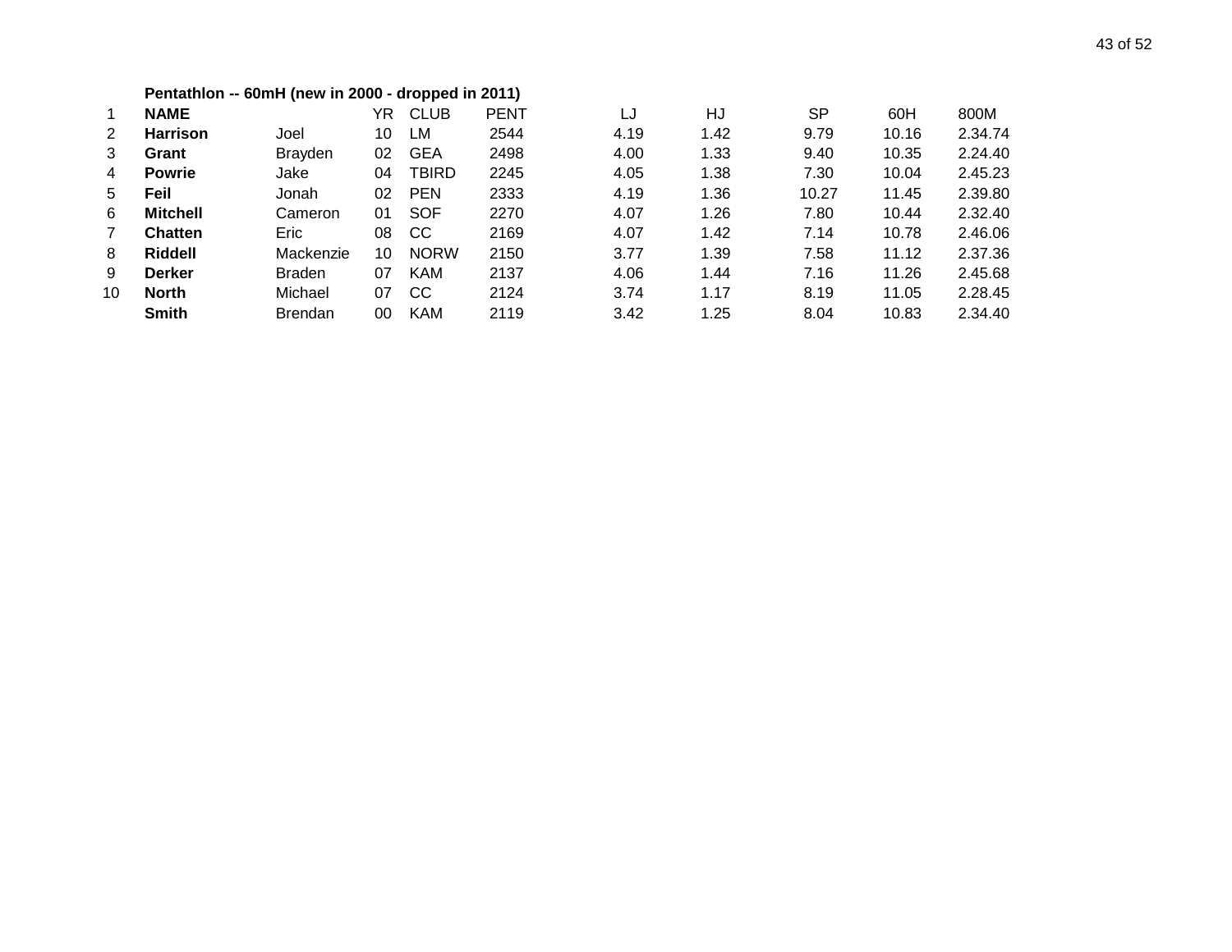**Pentathlon -- 60mH (new in 2000 - dropped in 2011)**

| 1 | **NAME** | | YR | CLUB | PENT | LJ | HJ | SP | 60H | 800M |
|---|---|---|---|---|---|---|---|---|---|---|
| 2 | **Harrison** | Joel | 10 | LM | 2544 | 4.19 | 1.42 | 9.79 | 10.16 | 2.34.74 |
| 3 | **Grant** | Brayden | 02 | GEA | 2498 | 4.00 | 1.33 | 9.40 | 10.35 | 2.24.40 |
| 4 | **Powrie** | Jake | 04 | TBIRD | 2245 | 4.05 | 1.38 | 7.30 | 10.04 | 2.45.23 |
| 5 | **Feil** | Jonah | 02 | PEN | 2333 | 4.19 | 1.36 | 10.27 | 11.45 | 2.39.80 |
| 6 | **Mitchell** | Cameron | 01 | SOF | 2270 | 4.07 | 1.26 | 7.80 | 10.44 | 2.32.40 |
| 7 | **Chatten** | Eric | 08 | CC | 2169 | 4.07 | 1.42 | 7.14 | 10.78 | 2.46.06 |
| 8 | **Riddell** | Mackenzie | 10 | NORW | 2150 | 3.77 | 1.39 | 7.58 | 11.12 | 2.37.36 |
| 9 | **Derker** | Braden | 07 | KAM | 2137 | 4.06 | 1.44 | 7.16 | 11.26 | 2.45.68 |
| 10 | **North** | Michael | 07 | CC | 2124 | 3.74 | 1.17 | 8.19 | 11.05 | 2.28.45 |
| | **Smith** | Brendan | 00 | KAM | 2119 | 3.42 | 1.25 | 8.04 | 10.83 | 2.34.40 |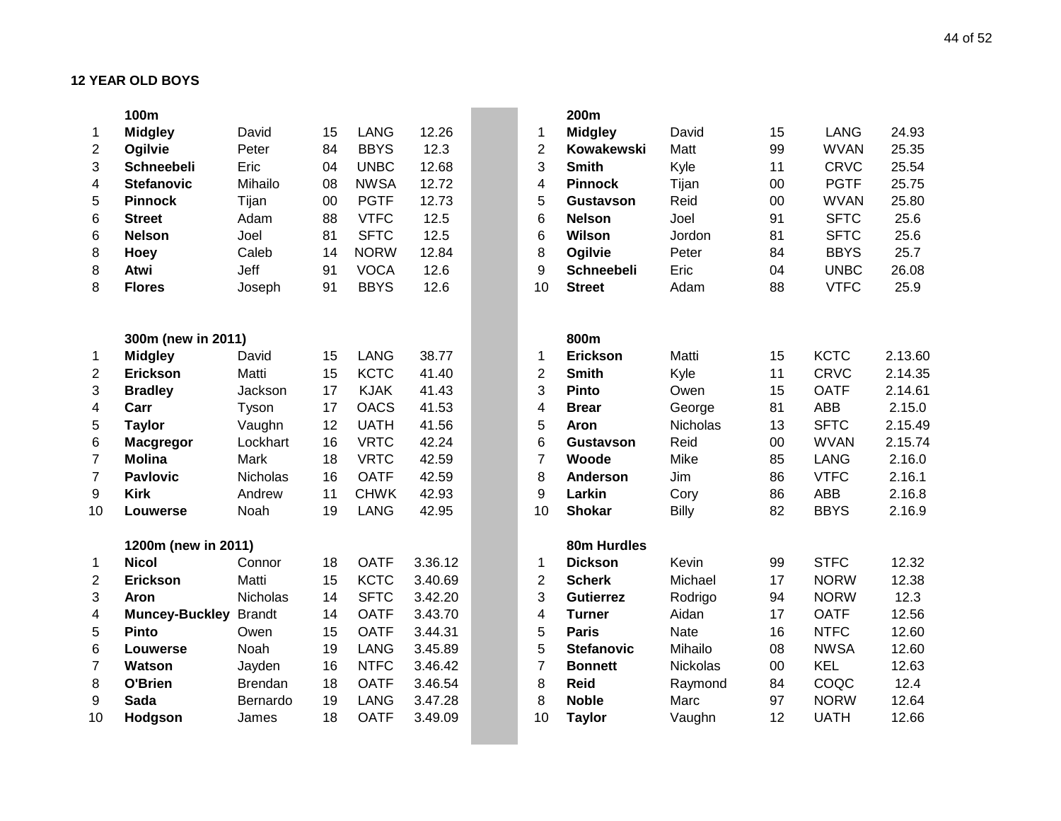**12 YEAR OLD BOYS**

### 100m

| | | | | | |
|---|---|---|---|---|---|
| 1 | **Midgley** | David | 15 | LANG | 12.26 |
| 2 | **Ogilvie** | Peter | 84 | BBYS | 12.3 |
| 3 | **Schneebeli** | Eric | 04 | UNBC | 12.68 |
| 4 | **Stefanovic** | Mihailo | 08 | NWSA | 12.72 |
| 5 | **Pinnock** | Tijan | 00 | PGTF | 12.73 |
| 6 | **Street** | Adam | 88 | VTFC | 12.5 |
| 6 | **Nelson** | Joel | 81 | SFTC | 12.5 |
| 8 | **Hoey** | Caleb | 14 | NORW | 12.84 |
| 8 | **Atwi** | Jeff | 91 | VOCA | 12.6 |
| 8 | **Flores** | Joseph | 91 | BBYS | 12.6 |

### 200m

| | | | | | |
|---|---|---|---|---|---|
| 1 | **Midgley** | David | 15 | LANG | 24.93 |
| 2 | **Kowakewski** | Matt | 99 | WVAN | 25.35 |
| 3 | **Smith** | Kyle | 11 | CRVC | 25.54 |
| 4 | **Pinnock** | Tijan | 00 | PGTF | 25.75 |
| 5 | **Gustavson** | Reid | 00 | WVAN | 25.80 |
| 6 | **Nelson** | Joel | 91 | SFTC | 25.6 |
| 6 | **Wilson** | Jordon | 81 | SFTC | 25.6 |
| 8 | **Ogilvie** | Peter | 84 | BBYS | 25.7 |
| 9 | **Schneebeli** | Eric | 04 | UNBC | 26.08 |
| 10 | **Street** | Adam | 88 | VTFC | 25.9 |

### 300m (new in 2011)

| | | | | | |
|---|---|---|---|---|---|
| 1 | **Midgley** | David | 15 | LANG | 38.77 |
| 2 | **Erickson** | Matti | 15 | KCTC | 41.40 |
| 3 | **Bradley** | Jackson | 17 | KJAK | 41.43 |
| 4 | **Carr** | Tyson | 17 | OACS | 41.53 |
| 5 | **Taylor** | Vaughn | 12 | UATH | 41.56 |
| 6 | **Macgregor** | Lockhart | 16 | VRTC | 42.24 |
| 7 | **Molina** | Mark | 18 | VRTC | 42.59 |
| 7 | **Pavlovic** | Nicholas | 16 | OATF | 42.59 |
| 9 | **Kirk** | Andrew | 11 | CHWK | 42.93 |
| 10 | **Louwerse** | Noah | 19 | LANG | 42.95 |

### 800m

| | | | | | |
|---|---|---|---|---|---|
| 1 | **Erickson** | Matti | 15 | KCTC | 2.13.60 |
| 2 | **Smith** | Kyle | 11 | CRVC | 2.14.35 |
| 3 | **Pinto** | Owen | 15 | OATF | 2.14.61 |
| 4 | **Brear** | George | 81 | ABB | 2.15.0 |
| 5 | **Aron** | Nicholas | 13 | SFTC | 2.15.49 |
| 6 | **Gustavson** | Reid | 00 | WVAN | 2.15.74 |
| 7 | **Woode** | Mike | 85 | LANG | 2.16.0 |
| 8 | **Anderson** | Jim | 86 | VTFC | 2.16.1 |
| 9 | **Larkin** | Cory | 86 | ABB | 2.16.8 |
| 10 | **Shokar** | Billy | 82 | BBYS | 2.16.9 |

### 1200m (new in 2011)

| | | | | | |
|---|---|---|---|---|---|
| 1 | **Nicol** | Connor | 18 | OATF | 3.36.12 |
| 2 | **Erickson** | Matti | 15 | KCTC | 3.40.69 |
| 3 | **Aron** | Nicholas | 14 | SFTC | 3.42.20 |
| 4 | **Muncey-Buckley** | Brandt | 14 | OATF | 3.43.70 |
| 5 | **Pinto** | Owen | 15 | OATF | 3.44.31 |
| 6 | **Louwerse** | Noah | 19 | LANG | 3.45.89 |
| 7 | **Watson** | Jayden | 16 | NTFC | 3.46.42 |
| 8 | **O'Brien** | Brendan | 18 | OATF | 3.46.54 |
| 9 | **Sada** | Bernardo | 19 | LANG | 3.47.28 |
| 10 | **Hodgson** | James | 18 | OATF | 3.49.09 |

### 80m Hurdles

| | | | | | |
|---|---|---|---|---|---|
| 1 | **Dickson** | Kevin | 99 | STFC | 12.32 |
| 2 | **Scherk** | Michael | 17 | NORW | 12.38 |
| 3 | **Gutierrez** | Rodrigo | 94 | NORW | 12.3 |
| 4 | **Turner** | Aidan | 17 | OATF | 12.56 |
| 5 | **Paris** | Nate | 16 | NTFC | 12.60 |
| 5 | **Stefanovic** | Mihailo | 08 | NWSA | 12.60 |
| 7 | **Bonnett** | Nickolas | 00 | KEL | 12.63 |
| 8 | **Reid** | Raymond | 84 | COQC | 12.4 |
| 8 | **Noble** | Marc | 97 | NORW | 12.64 |
| 10 | **Taylor** | Vaughn | 12 | UATH | 12.66 |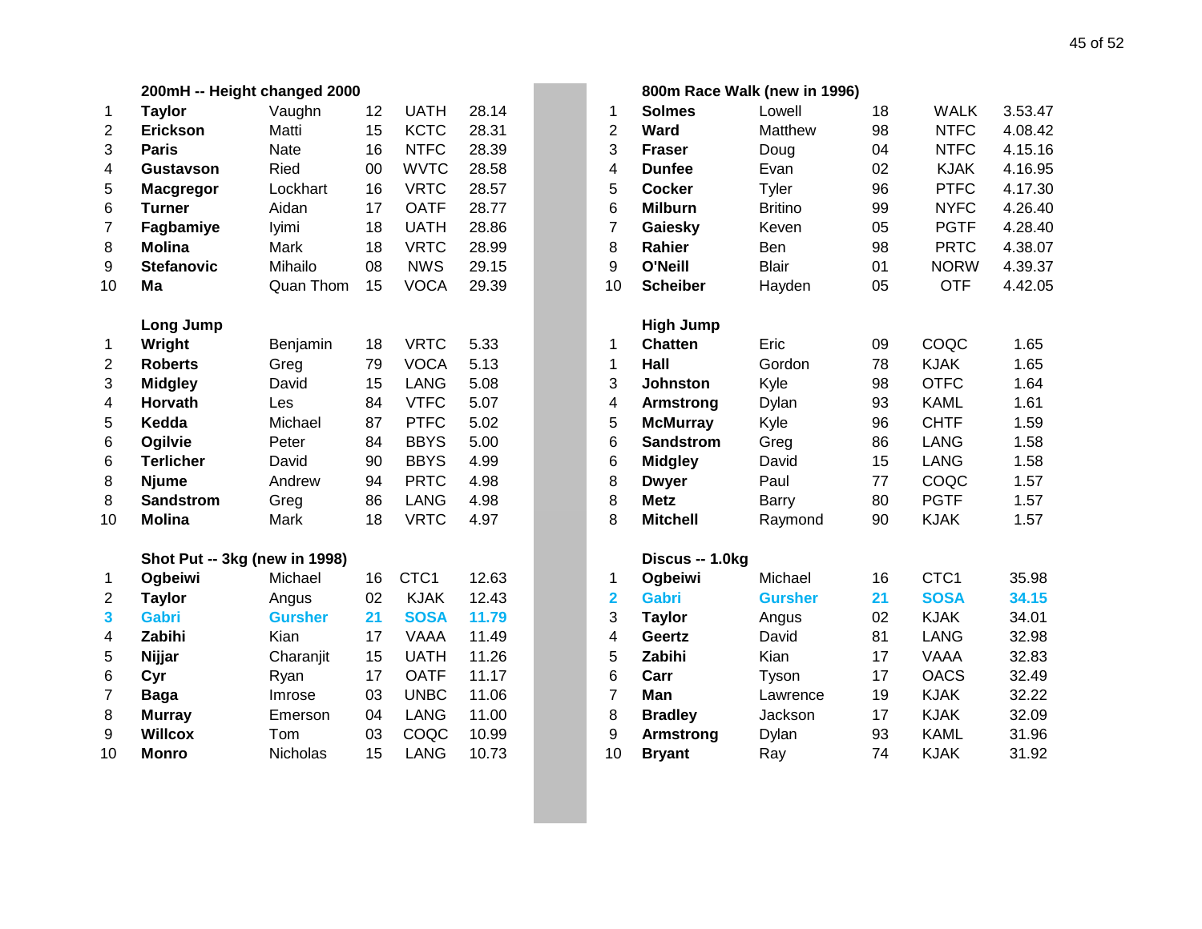### 200mH -- Height changed 2000

| | | | | | |
|---|---|---|---|---|---|
| 1 | **Taylor** | Vaughn | 12 | UATH | 28.14 |
| 2 | **Erickson** | Matti | 15 | KCTC | 28.31 |
| 3 | **Paris** | Nate | 16 | NTFC | 28.39 |
| 4 | **Gustavson** | Ried | 00 | WVTC | 28.58 |
| 5 | **Macgregor** | Lockhart | 16 | VRTC | 28.57 |
| 6 | **Turner** | Aidan | 17 | OATF | 28.77 |
| 7 | **Fagbamiye** | Iyimi | 18 | UATH | 28.86 |
| 8 | **Molina** | Mark | 18 | VRTC | 28.99 |
| 9 | **Stefanovic** | Mihailo | 08 | NWS | 29.15 |
| 10 | **Ma** | Quan Thom | 15 | VOCA | 29.39 |

### Long Jump

| | | | | | |
|---|---|---|---|---|---|
| 1 | **Wright** | Benjamin | 18 | VRTC | 5.33 |
| 2 | **Roberts** | Greg | 79 | VOCA | 5.13 |
| 3 | **Midgley** | David | 15 | LANG | 5.08 |
| 4 | **Horvath** | Les | 84 | VTFC | 5.07 |
| 5 | **Kedda** | Michael | 87 | PTFC | 5.02 |
| 6 | **Ogilvie** | Peter | 84 | BBYS | 5.00 |
| 6 | **Terlicher** | David | 90 | BBYS | 4.99 |
| 8 | **Njume** | Andrew | 94 | PRTC | 4.98 |
| 8 | **Sandstrom** | Greg | 86 | LANG | 4.98 |
| 10 | **Molina** | Mark | 18 | VRTC | 4.97 |

### Shot Put -- 3kg (new in 1998)

| | | | | | |
|---|---|---|---|---|---|
| 1 | **Ogbeiwi** | Michael | 16 | CTC1 | 12.63 |
| 2 | **Taylor** | Angus | 02 | KJAK | 12.43 |
| **3** | **Gabri** | **Gursher** | **21** | **SOSA** | **11.79** |
| 4 | **Zabihi** | Kian | 17 | VAAA | 11.49 |
| 5 | **Nijjar** | Charanjit | 15 | UATH | 11.26 |
| 6 | **Cyr** | Ryan | 17 | OATF | 11.17 |
| 7 | **Baga** | Imrose | 03 | UNBC | 11.06 |
| 8 | **Murray** | Emerson | 04 | LANG | 11.00 |
| 9 | **Willcox** | Tom | 03 | COQC | 10.99 |
| 10 | **Monro** | Nicholas | 15 | LANG | 10.73 |

### 800m Race Walk (new in 1996)

| | | | | | |
|---|---|---|---|---|---|
| 1 | **Solmes** | Lowell | 18 | WALK | 3.53.47 |
| 2 | **Ward** | Matthew | 98 | NTFC | 4.08.42 |
| 3 | **Fraser** | Doug | 04 | NTFC | 4.15.16 |
| 4 | **Dunfee** | Evan | 02 | KJAK | 4.16.95 |
| 5 | **Cocker** | Tyler | 96 | PTFC | 4.17.30 |
| 6 | **Milburn** | Britino | 99 | NYFC | 4.26.40 |
| 7 | **Gaiesky** | Keven | 05 | PGTF | 4.28.40 |
| 8 | **Rahier** | Ben | 98 | PRTC | 4.38.07 |
| 9 | **O'Neill** | Blair | 01 | NORW | 4.39.37 |
| 10 | **Scheiber** | Hayden | 05 | OTF | 4.42.05 |

### High Jump

| | | | | | |
|---|---|---|---|---|---|
| 1 | **Chatten** | Eric | 09 | COQC | 1.65 |
| 1 | **Hall** | Gordon | 78 | KJAK | 1.65 |
| 3 | **Johnston** | Kyle | 98 | OTFC | 1.64 |
| 4 | **Armstrong** | Dylan | 93 | KAML | 1.61 |
| 5 | **McMurray** | Kyle | 96 | CHTF | 1.59 |
| 6 | **Sandstrom** | Greg | 86 | LANG | 1.58 |
| 6 | **Midgley** | David | 15 | LANG | 1.58 |
| 8 | **Dwyer** | Paul | 77 | COQC | 1.57 |
| 8 | **Metz** | Barry | 80 | PGTF | 1.57 |
| 8 | **Mitchell** | Raymond | 90 | KJAK | 1.57 |

### Discus -- 1.0kg

| | | | | | |
|---|---|---|---|---|---|
| 1 | **Ogbeiwi** | Michael | 16 | CTC1 | 35.98 |
| **2** | **Gabri** | **Gursher** | **21** | **SOSA** | **34.15** |
| 3 | **Taylor** | Angus | 02 | KJAK | 34.01 |
| 4 | **Geertz** | David | 81 | LANG | 32.98 |
| 5 | **Zabihi** | Kian | 17 | VAAA | 32.83 |
| 6 | **Carr** | Tyson | 17 | OACS | 32.49 |
| 7 | **Man** | Lawrence | 19 | KJAK | 32.22 |
| 8 | **Bradley** | Jackson | 17 | KJAK | 32.09 |
| 9 | **Armstrong** | Dylan | 93 | KAML | 31.96 |
| 10 | **Bryant** | Ray | 74 | KJAK | 31.92 |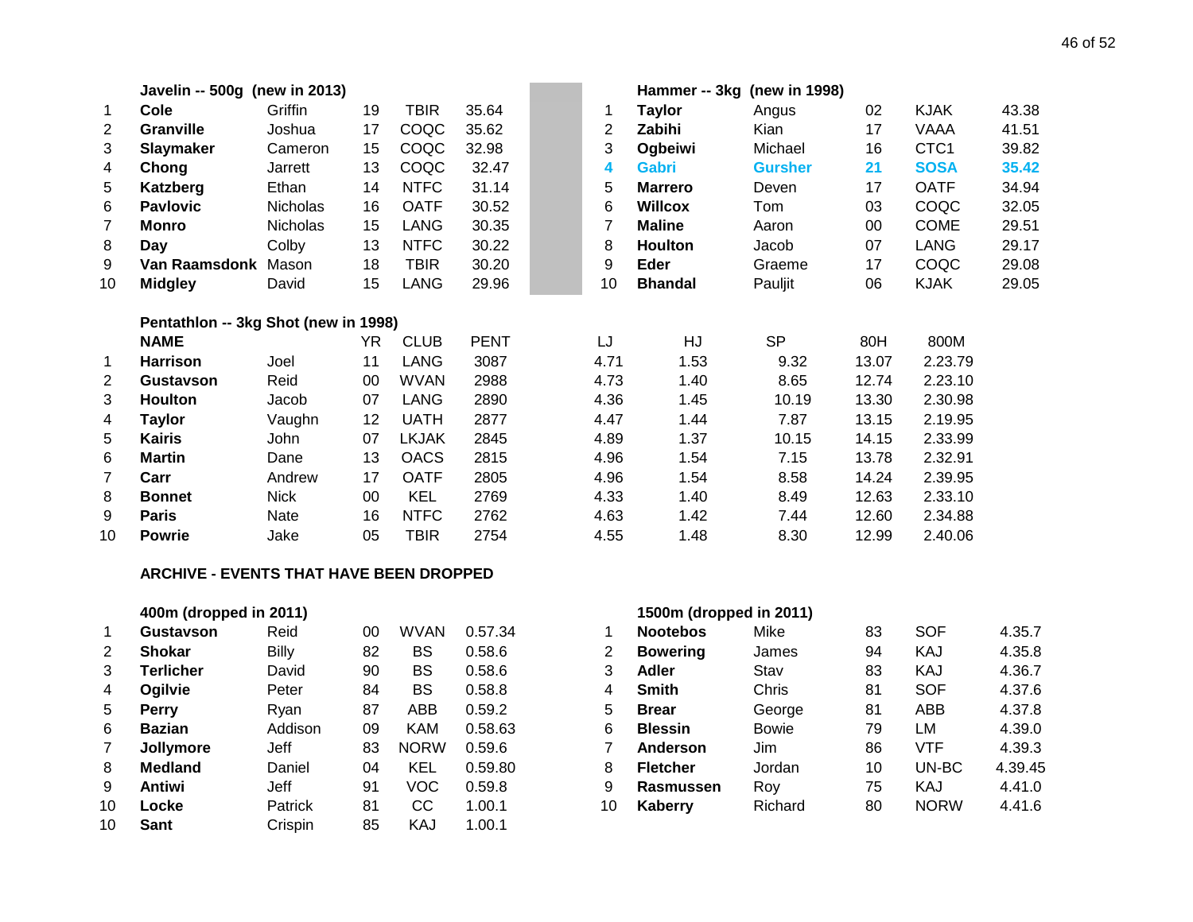### Javelin -- 500g (new in 2013)

| | | | | | |
|---|---|---|---|---|---|
| 1 | **Cole** | Griffin | 19 | TBIR | 35.64 |
| 2 | **Granville** | Joshua | 17 | COQC | 35.62 |
| 3 | **Slaymaker** | Cameron | 15 | COQC | 32.98 |
| 4 | **Chong** | Jarrett | 13 | COQC | 32.47 |
| 5 | **Katzberg** | Ethan | 14 | NTFC | 31.14 |
| 6 | **Pavlovic** | Nicholas | 16 | OATF | 30.52 |
| 7 | **Monro** | Nicholas | 15 | LANG | 30.35 |
| 8 | **Day** | Colby | 13 | NTFC | 30.22 |
| 9 | **Van Raamsdonk** | Mason | 18 | TBIR | 30.20 |
| 10 | **Midgley** | David | 15 | LANG | 29.96 |

### Hammer -- 3kg (new in 1998)

| | | | | | |
|---|---|---|---|---|---|
| 1 | **Taylor** | Angus | 02 | KJAK | 43.38 |
| 2 | **Zabihi** | Kian | 17 | VAAA | 41.51 |
| 3 | **Ogbeiwi** | Michael | 16 | CTC1 | 39.82 |
| 4 | **Gabri** | **Gursher** | **21** | **SOSA** | **35.42** |
| 5 | **Marrero** | Deven | 17 | OATF | 34.94 |
| 6 | **Willcox** | Tom | 03 | COQC | 32.05 |
| 7 | **Maline** | Aaron | 00 | COME | 29.51 |
| 8 | **Houlton** | Jacob | 07 | LANG | 29.17 |
| 9 | **Eder** | Graeme | 17 | COQC | 29.08 |
| 10 | **Bhandal** | Pauljit | 06 | KJAK | 29.05 |

### Pentathlon -- 3kg Shot (new in 1998)

| | NAME | | YR | CLUB | PENT | LJ | HJ | SP | 80H | 800M |
|---|---|---|---|---|---|---|---|---|---|---|
| 1 | **Harrison** | Joel | 11 | LANG | 3087 | 4.71 | 1.53 | 9.32 | 13.07 | 2.23.79 |
| 2 | **Gustavson** | Reid | 00 | WVAN | 2988 | 4.73 | 1.40 | 8.65 | 12.74 | 2.23.10 |
| 3 | **Houlton** | Jacob | 07 | LANG | 2890 | 4.36 | 1.45 | 10.19 | 13.30 | 2.30.98 |
| 4 | **Taylor** | Vaughn | 12 | UATH | 2877 | 4.47 | 1.44 | 7.87 | 13.15 | 2.19.95 |
| 5 | **Kairis** | John | 07 | LKJAK | 2845 | 4.89 | 1.37 | 10.15 | 14.15 | 2.33.99 |
| 6 | **Martin** | Dane | 13 | OACS | 2815 | 4.96 | 1.54 | 7.15 | 13.78 | 2.32.91 |
| 7 | **Carr** | Andrew | 17 | OATF | 2805 | 4.96 | 1.54 | 8.58 | 14.24 | 2.39.95 |
| 8 | **Bonnet** | Nick | 00 | KEL | 2769 | 4.33 | 1.40 | 8.49 | 12.63 | 2.33.10 |
| 9 | **Paris** | Nate | 16 | NTFC | 2762 | 4.63 | 1.42 | 7.44 | 12.60 | 2.34.88 |
| 10 | **Powrie** | Jake | 05 | TBIR | 2754 | 4.55 | 1.48 | 8.30 | 12.99 | 2.40.06 |

## ARCHIVE - EVENTS THAT HAVE BEEN DROPPED

### 400m (dropped in 2011)

| | | | | | |
|---|---|---|---|---|---|
| 1 | **Gustavson** | Reid | 00 | WVAN | 0.57.34 |
| 2 | **Shokar** | Billy | 82 | BS | 0.58.6 |
| 3 | **Terlicher** | David | 90 | BS | 0.58.6 |
| 4 | **Ogilvie** | Peter | 84 | BS | 0.58.8 |
| 5 | **Perry** | Ryan | 87 | ABB | 0.59.2 |
| 6 | **Bazian** | Addison | 09 | KAM | 0.58.63 |
| 7 | **Jollymore** | Jeff | 83 | NORW | 0.59.6 |
| 8 | **Medland** | Daniel | 04 | KEL | 0.59.80 |
| 9 | **Antiwi** | Jeff | 91 | VOC | 0.59.8 |
| 10 | **Locke** | Patrick | 81 | CC | 1.00.1 |
| 10 | **Sant** | Crispin | 85 | KAJ | 1.00.1 |

### 1500m (dropped in 2011)

| | | | | | |
|---|---|---|---|---|---|
| 1 | **Nootebos** | Mike | 83 | SOF | 4.35.7 |
| 2 | **Bowering** | James | 94 | KAJ | 4.35.8 |
| 3 | **Adler** | Stav | 83 | KAJ | 4.36.7 |
| 4 | **Smith** | Chris | 81 | SOF | 4.37.6 |
| 5 | **Brear** | George | 81 | ABB | 4.37.8 |
| 6 | **Blessin** | Bowie | 79 | LM | 4.39.0 |
| 7 | **Anderson** | Jim | 86 | VTF | 4.39.3 |
| 8 | **Fletcher** | Jordan | 10 | UN-BC | 4.39.45 |
| 9 | **Rasmussen** | Roy | 75 | KAJ | 4.41.0 |
| 10 | **Kaberry** | Richard | 80 | NORW | 4.41.6 |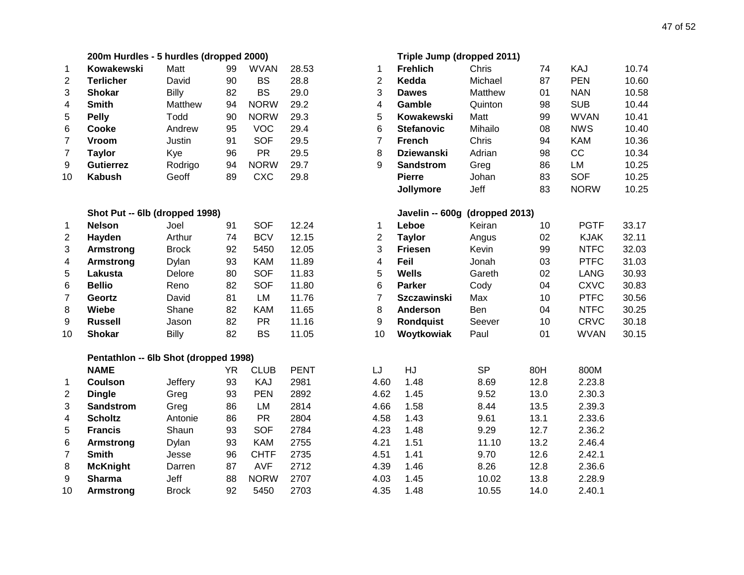### 200m Hurdles - 5 hurdles (dropped 2000)

| | | | | | |
|---|---|---|---|---|---|
| 1 | **Kowakewski** | Matt | 99 | WVAN | 28.53 |
| 2 | **Terlicher** | David | 90 | BS | 28.8 |
| 3 | **Shokar** | Billy | 82 | BS | 29.0 |
| 4 | **Smith** | Matthew | 94 | NORW | 29.2 |
| 5 | **Pelly** | Todd | 90 | NORW | 29.3 |
| 6 | **Cooke** | Andrew | 95 | VOC | 29.4 |
| 7 | **Vroom** | Justin | 91 | SOF | 29.5 |
| 7 | **Taylor** | Kye | 96 | PR | 29.5 |
| 9 | **Gutierrez** | Rodrigo | 94 | NORW | 29.7 |
| 10 | **Kabush** | Geoff | 89 | CXC | 29.8 |

### Triple Jump (dropped 2011)

| | | | | | |
|---|---|---|---|---|---|
| 1 | **Frehlich** | Chris | 74 | KAJ | 10.74 |
| 2 | **Kedda** | Michael | 87 | PEN | 10.60 |
| 3 | **Dawes** | Matthew | 01 | NAN | 10.58 |
| 4 | **Gamble** | Quinton | 98 | SUB | 10.44 |
| 5 | **Kowakewski** | Matt | 99 | WVAN | 10.41 |
| 6 | **Stefanovic** | Mihailo | 08 | NWS | 10.40 |
| 7 | **French** | Chris | 94 | KAM | 10.36 |
| 8 | **Dziewanski** | Adrian | 98 | CC | 10.34 |
| 9 | **Sandstrom** | Greg | 86 | LM | 10.25 |
| | **Pierre** | Johan | 83 | SOF | 10.25 |
| | **Jollymore** | Jeff | 83 | NORW | 10.25 |

### Shot Put -- 6lb (dropped 1998)

| | | | | | |
|---|---|---|---|---|---|
| 1 | **Nelson** | Joel | 91 | SOF | 12.24 |
| 2 | **Hayden** | Arthur | 74 | BCV | 12.15 |
| 3 | **Armstrong** | Brock | 92 | 5450 | 12.05 |
| 4 | **Armstrong** | Dylan | 93 | KAM | 11.89 |
| 5 | **Lakusta** | Delore | 80 | SOF | 11.83 |
| 6 | **Bellio** | Reno | 82 | SOF | 11.80 |
| 7 | **Geortz** | David | 81 | LM | 11.76 |
| 8 | **Wiebe** | Shane | 82 | KAM | 11.65 |
| 9 | **Russell** | Jason | 82 | PR | 11.16 |
| 10 | **Shokar** | Billy | 82 | BS | 11.05 |

### Javelin -- 600g (dropped 2013)

| | | | | | |
|---|---|---|---|---|---|
| 1 | **Leboe** | Keiran | 10 | PGTF | 33.17 |
| 2 | **Taylor** | Angus | 02 | KJAK | 32.11 |
| 3 | **Friesen** | Kevin | 99 | NTFC | 32.03 |
| 4 | **Feil** | Jonah | 03 | PTFC | 31.03 |
| 5 | **Wells** | Gareth | 02 | LANG | 30.93 |
| 6 | **Parker** | Cody | 04 | CXVC | 30.83 |
| 7 | **Szczawinski** | Max | 10 | PTFC | 30.56 |
| 8 | **Anderson** | Ben | 04 | NTFC | 30.25 |
| 9 | **Rondquist** | Seever | 10 | CRVC | 30.18 |
| 10 | **Woytkowiak** | Paul | 01 | WVAN | 30.15 |

### Pentathlon -- 6lb Shot (dropped 1998)

| | NAME | | YR | CLUB | PENT | LJ | HJ | SP | 80H | 800M |
|---|---|---|---|---|---|---|---|---|---|---|
| 1 | **Coulson** | Jeffery | 93 | KAJ | 2981 | 4.60 | 1.48 | 8.69 | 12.8 | 2.23.8 |
| 2 | **Dingle** | Greg | 93 | PEN | 2892 | 4.62 | 1.45 | 9.52 | 13.0 | 2.30.3 |
| 3 | **Sandstrom** | Greg | 86 | LM | 2814 | 4.66 | 1.58 | 8.44 | 13.5 | 2.39.3 |
| 4 | **Scholtz** | Antonie | 86 | PR | 2804 | 4.58 | 1.43 | 9.61 | 13.1 | 2.33.6 |
| 5 | **Francis** | Shaun | 93 | SOF | 2784 | 4.23 | 1.48 | 9.29 | 12.7 | 2.36.2 |
| 6 | **Armstrong** | Dylan | 93 | KAM | 2755 | 4.21 | 1.51 | 11.10 | 13.2 | 2.46.4 |
| 7 | **Smith** | Jesse | 96 | CHTF | 2735 | 4.51 | 1.41 | 9.70 | 12.6 | 2.42.1 |
| 8 | **McKnight** | Darren | 87 | AVF | 2712 | 4.39 | 1.46 | 8.26 | 12.8 | 2.36.6 |
| 9 | **Sharma** | Jeff | 88 | NORW | 2707 | 4.03 | 1.45 | 10.02 | 13.8 | 2.28.9 |
| 10 | **Armstrong** | Brock | 92 | 5450 | 2703 | 4.35 | 1.48 | 10.55 | 14.0 | 2.40.1 |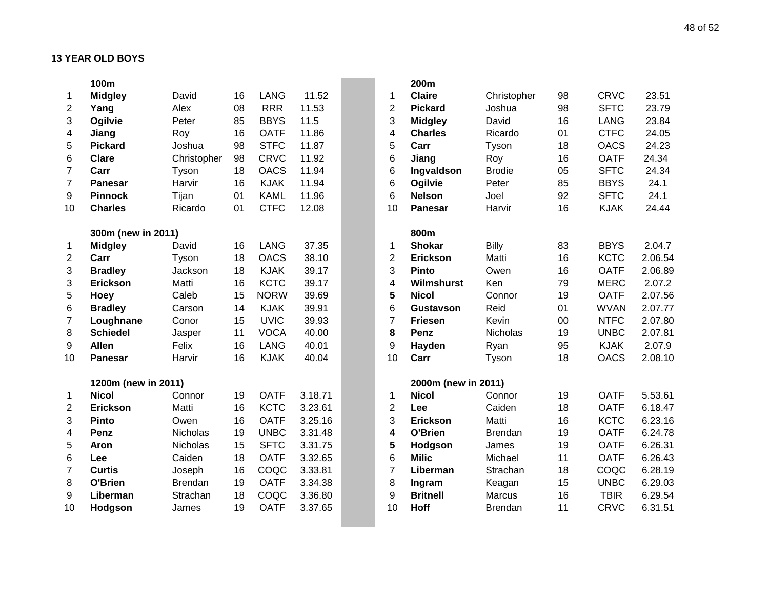**13 YEAR OLD BOYS**

**100m**

| | | | | | |
|---|---|---|---|---|---|
| 1 | **Midgley** | David | 16 | LANG | 11.52 |
| 2 | **Yang** | Alex | 08 | RRR | 11.53 |
| 3 | **Ogilvie** | Peter | 85 | BBYS | 11.5 |
| 4 | **Jiang** | Roy | 16 | OATF | 11.86 |
| 5 | **Pickard** | Joshua | 98 | STFC | 11.87 |
| 6 | **Clare** | Christopher | 98 | CRVC | 11.92 |
| 7 | **Carr** | Tyson | 18 | OACS | 11.94 |
| 7 | **Panesar** | Harvir | 16 | KJAK | 11.94 |
| 9 | **Pinnock** | Tijan | 01 | KAML | 11.96 |
| 10 | **Charles** | Ricardo | 01 | CTFC | 12.08 |

**200m**

| | | | | | |
|---|---|---|---|---|---|
| 1 | **Claire** | Christopher | 98 | CRVC | 23.51 |
| 2 | **Pickard** | Joshua | 98 | SFTC | 23.79 |
| 3 | **Midgley** | David | 16 | LANG | 23.84 |
| 4 | **Charles** | Ricardo | 01 | CTFC | 24.05 |
| 5 | **Carr** | Tyson | 18 | OACS | 24.23 |
| 6 | **Jiang** | Roy | 16 | OATF | 24.34 |
| 6 | **Ingvaldson** | Brodie | 05 | SFTC | 24.34 |
| 6 | **Ogilvie** | Peter | 85 | BBYS | 24.1 |
| 6 | **Nelson** | Joel | 92 | SFTC | 24.1 |
| 10 | **Panesar** | Harvir | 16 | KJAK | 24.44 |

**300m (new in 2011)**

| | | | | | |
|---|---|---|---|---|---|
| 1 | **Midgley** | David | 16 | LANG | 37.35 |
| 2 | **Carr** | Tyson | 18 | OACS | 38.10 |
| 3 | **Bradley** | Jackson | 18 | KJAK | 39.17 |
| 3 | **Erickson** | Matti | 16 | KCTC | 39.17 |
| 5 | **Hoey** | Caleb | 15 | NORW | 39.69 |
| 6 | **Bradley** | Carson | 14 | KJAK | 39.91 |
| 7 | **Loughnane** | Conor | 15 | UVIC | 39.93 |
| 8 | **Schiedel** | Jasper | 11 | VOCA | 40.00 |
| 9 | **Allen** | Felix | 16 | LANG | 40.01 |
| 10 | **Panesar** | Harvir | 16 | KJAK | 40.04 |

**800m**

| | | | | | |
|---|---|---|---|---|---|
| 1 | **Shokar** | Billy | 83 | BBYS | 2.04.7 |
| 2 | **Erickson** | Matti | 16 | KCTC | 2.06.54 |
| 3 | **Pinto** | Owen | 16 | OATF | 2.06.89 |
| 4 | **Wilmshurst** | Ken | 79 | MERC | 2.07.2 |
| **5** | **Nicol** | Connor | 19 | OATF | 2.07.56 |
| 6 | **Gustavson** | Reid | 01 | WVAN | 2.07.77 |
| 7 | **Friesen** | Kevin | 00 | NTFC | 2.07.80 |
| **8** | **Penz** | Nicholas | 19 | UNBC | 2.07.81 |
| 9 | **Hayden** | Ryan | 95 | KJAK | 2.07.9 |
| 10 | **Carr** | Tyson | 18 | OACS | 2.08.10 |

**1200m (new in 2011)**

| | | | | | |
|---|---|---|---|---|---|
| 1 | **Nicol** | Connor | 19 | OATF | 3.18.71 |
| 2 | **Erickson** | Matti | 16 | KCTC | 3.23.61 |
| 3 | **Pinto** | Owen | 16 | OATF | 3.25.16 |
| 4 | **Penz** | Nicholas | 19 | UNBC | 3.31.48 |
| 5 | **Aron** | Nicholas | 15 | SFTC | 3.31.75 |
| 6 | **Lee** | Caiden | 18 | OATF | 3.32.65 |
| 7 | **Curtis** | Joseph | 16 | COQC | 3.33.81 |
| 8 | **O'Brien** | Brendan | 19 | OATF | 3.34.38 |
| 9 | **Liberman** | Strachan | 18 | COQC | 3.36.80 |
| 10 | **Hodgson** | James | 19 | OATF | 3.37.65 |

**2000m (new in 2011)**

| | | | | | |
|---|---|---|---|---|---|
| **1** | **Nicol** | Connor | 19 | OATF | 5.53.61 |
| 2 | **Lee** | Caiden | 18 | OATF | 6.18.47 |
| 3 | **Erickson** | Matti | 16 | KCTC | 6.23.16 |
| **4** | **O'Brien** | Brendan | 19 | OATF | 6.24.78 |
| **5** | **Hodgson** | James | 19 | OATF | 6.26.31 |
| 6 | **Milic** | Michael | 11 | OATF | 6.26.43 |
| 7 | **Liberman** | Strachan | 18 | COQC | 6.28.19 |
| 8 | **Ingram** | Keagan | 15 | UNBC | 6.29.03 |
| 9 | **Britnell** | Marcus | 16 | TBIR | 6.29.54 |
| 10 | **Hoff** | Brendan | 11 | CRVC | 6.31.51 |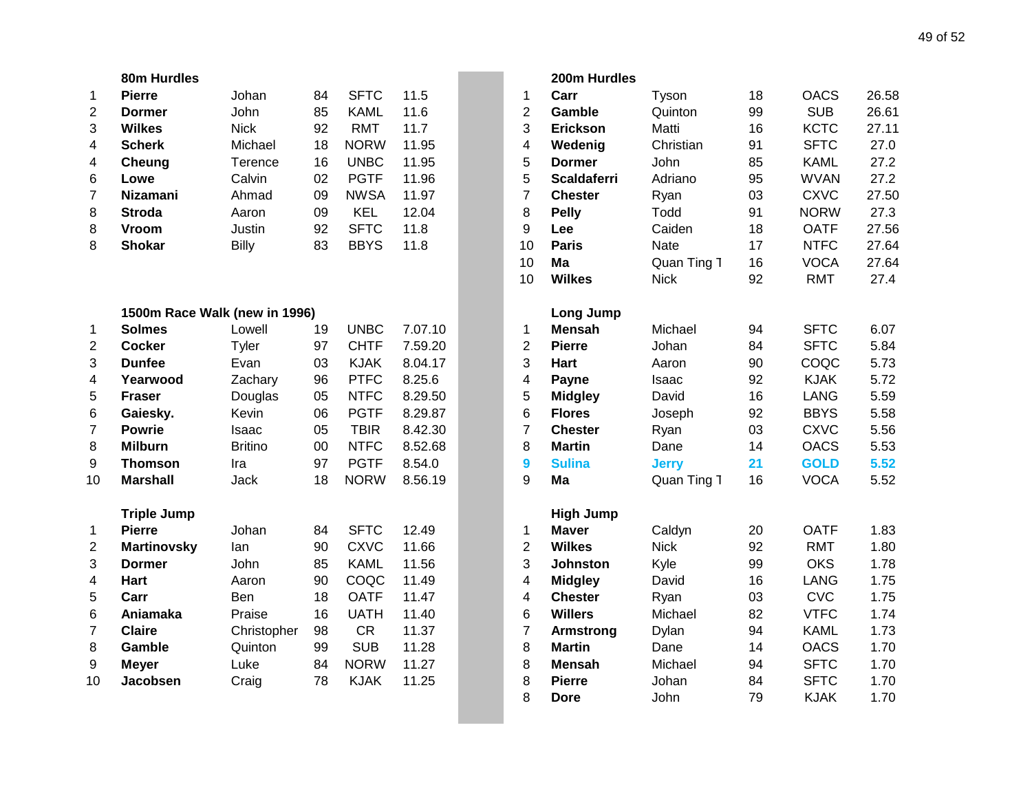### 80m Hurdles

| | | | | | |
|---|---|---|---|---|---|
| 1 | **Pierre** | Johan | 84 | SFTC | 11.5 |
| 2 | **Dormer** | John | 85 | KAML | 11.6 |
| 3 | **Wilkes** | Nick | 92 | RMT | 11.7 |
| 4 | **Scherk** | Michael | 18 | NORW | 11.95 |
| 4 | **Cheung** | Terence | 16 | UNBC | 11.95 |
| 6 | **Lowe** | Calvin | 02 | PGTF | 11.96 |
| 7 | **Nizamani** | Ahmad | 09 | NWSA | 11.97 |
| 8 | **Stroda** | Aaron | 09 | KEL | 12.04 |
| 8 | **Vroom** | Justin | 92 | SFTC | 11.8 |
| 8 | **Shokar** | Billy | 83 | BBYS | 11.8 |

### 1500m Race Walk (new in 1996)

| | | | | | |
|---|---|---|---|---|---|
| 1 | **Solmes** | Lowell | 19 | UNBC | 7.07.10 |
| 2 | **Cocker** | Tyler | 97 | CHTF | 7.59.20 |
| 3 | **Dunfee** | Evan | 03 | KJAK | 8.04.17 |
| 4 | **Yearwood** | Zachary | 96 | PTFC | 8.25.6 |
| 5 | **Fraser** | Douglas | 05 | NTFC | 8.29.50 |
| 6 | **Gaiesky.** | Kevin | 06 | PGTF | 8.29.87 |
| 7 | **Powrie** | Isaac | 05 | TBIR | 8.42.30 |
| 8 | **Milburn** | Britino | 00 | NTFC | 8.52.68 |
| 9 | **Thomson** | Ira | 97 | PGTF | 8.54.0 |
| 10 | **Marshall** | Jack | 18 | NORW | 8.56.19 |

### Triple Jump

| | | | | | |
|---|---|---|---|---|---|
| 1 | **Pierre** | Johan | 84 | SFTC | 12.49 |
| 2 | **Martinovsky** | Ian | 90 | CXVC | 11.66 |
| 3 | **Dormer** | John | 85 | KAML | 11.56 |
| 4 | **Hart** | Aaron | 90 | COQC | 11.49 |
| 5 | **Carr** | Ben | 18 | OATF | 11.47 |
| 6 | **Aniamaka** | Praise | 16 | UATH | 11.40 |
| 7 | **Claire** | Christopher | 98 | CR | 11.37 |
| 8 | **Gamble** | Quinton | 99 | SUB | 11.28 |
| 9 | **Meyer** | Luke | 84 | NORW | 11.27 |
| 10 | **Jacobsen** | Craig | 78 | KJAK | 11.25 |

### 200m Hurdles

| | | | | | |
|---|---|---|---|---|---|
| 1 | **Carr** | Tyson | 18 | OACS | 26.58 |
| 2 | **Gamble** | Quinton | 99 | SUB | 26.61 |
| 3 | **Erickson** | Matti | 16 | KCTC | 27.11 |
| 4 | **Wedenig** | Christian | 91 | SFTC | 27.0 |
| 5 | **Dormer** | John | 85 | KAML | 27.2 |
| 5 | **Scaldaferri** | Adriano | 95 | WVAN | 27.2 |
| 7 | **Chester** | Ryan | 03 | CXVC | 27.50 |
| 8 | **Pelly** | Todd | 91 | NORW | 27.3 |
| 9 | **Lee** | Caiden | 18 | OATF | 27.56 |
| 10 | **Paris** | Nate | 17 | NTFC | 27.64 |
| 10 | **Ma** | Quan Ting T | 16 | VOCA | 27.64 |
| 10 | **Wilkes** | Nick | 92 | RMT | 27.4 |

### Long Jump

| | | | | | |
|---|---|---|---|---|---|
| 1 | **Mensah** | Michael | 94 | SFTC | 6.07 |
| 2 | **Pierre** | Johan | 84 | SFTC | 5.84 |
| 3 | **Hart** | Aaron | 90 | COQC | 5.73 |
| 4 | **Payne** | Isaac | 92 | KJAK | 5.72 |
| 5 | **Midgley** | David | 16 | LANG | 5.59 |
| 6 | **Flores** | Joseph | 92 | BBYS | 5.58 |
| 7 | **Chester** | Ryan | 03 | CXVC | 5.56 |
| 8 | **Martin** | Dane | 14 | OACS | 5.53 |
| **9** | **Sulina** | **Jerry** | **21** | **GOLD** | **5.52** |
| 9 | **Ma** | Quan Ting T | 16 | VOCA | 5.52 |

### High Jump

| | | | | | |
|---|---|---|---|---|---|
| 1 | **Maver** | Caldyn | 20 | OATF | 1.83 |
| 2 | **Wilkes** | Nick | 92 | RMT | 1.80 |
| 3 | **Johnston** | Kyle | 99 | OKS | 1.78 |
| 4 | **Midgley** | David | 16 | LANG | 1.75 |
| 4 | **Chester** | Ryan | 03 | CVC | 1.75 |
| 6 | **Willers** | Michael | 82 | VTFC | 1.74 |
| 7 | **Armstrong** | Dylan | 94 | KAML | 1.73 |
| 8 | **Martin** | Dane | 14 | OACS | 1.70 |
| 8 | **Mensah** | Michael | 94 | SFTC | 1.70 |
| 8 | **Pierre** | Johan | 84 | SFTC | 1.70 |
| 8 | **Dore** | John | 79 | KJAK | 1.70 |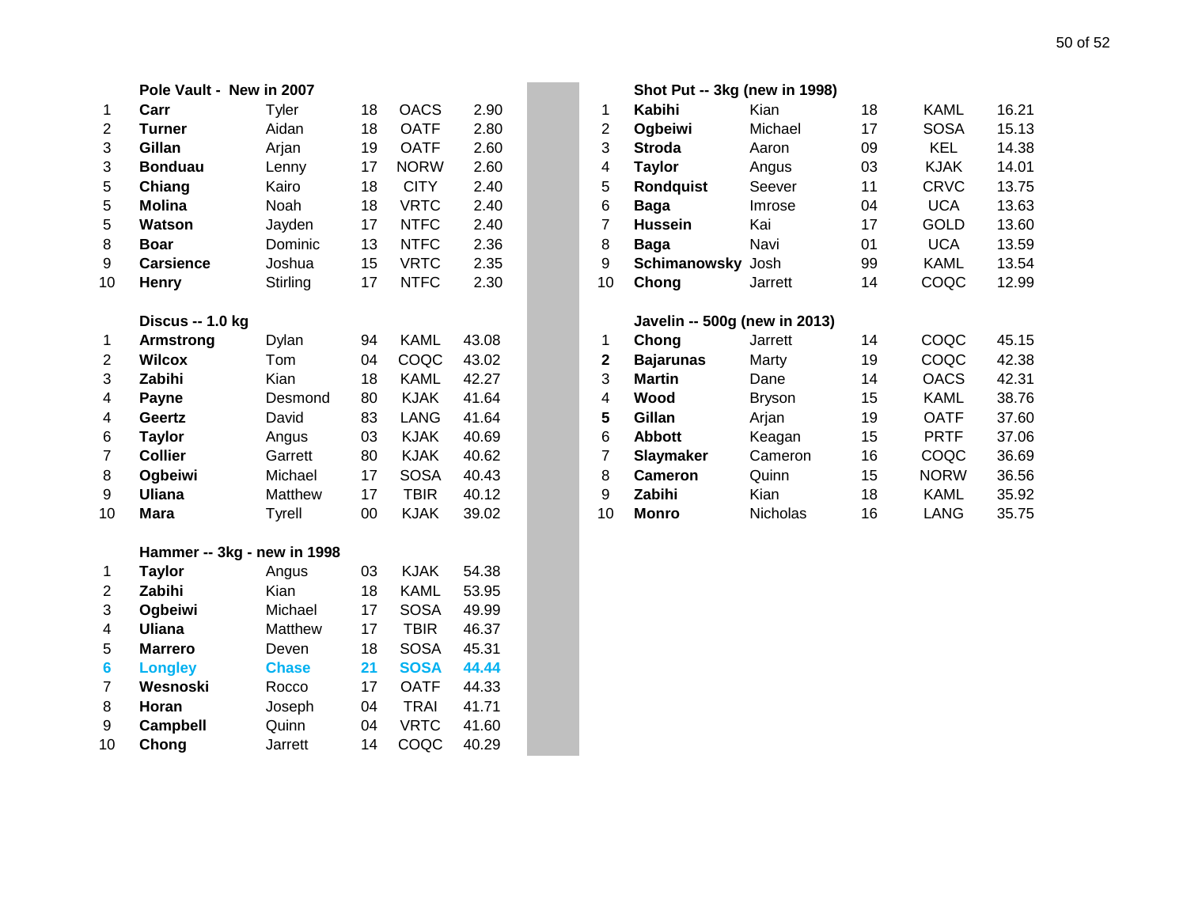### Pole Vault - New in 2007

| | | | | | |
|---|---|---|---|---|---|
| 1 | **Carr** | Tyler | 18 | OACS | 2.90 |
| 2 | **Turner** | Aidan | 18 | OATF | 2.80 |
| 3 | **Gillan** | Arjan | 19 | OATF | 2.60 |
| 3 | **Bonduau** | Lenny | 17 | NORW | 2.60 |
| 5 | **Chiang** | Kairo | 18 | CITY | 2.40 |
| 5 | **Molina** | Noah | 18 | VRTC | 2.40 |
| 5 | **Watson** | Jayden | 17 | NTFC | 2.40 |
| 8 | **Boar** | Dominic | 13 | NTFC | 2.36 |
| 9 | **Carsience** | Joshua | 15 | VRTC | 2.35 |
| 10 | **Henry** | Stirling | 17 | NTFC | 2.30 |

### Discus -- 1.0 kg

| | | | | | |
|---|---|---|---|---|---|
| 1 | **Armstrong** | Dylan | 94 | KAML | 43.08 |
| 2 | **Wilcox** | Tom | 04 | COQC | 43.02 |
| 3 | **Zabihi** | Kian | 18 | KAML | 42.27 |
| 4 | **Payne** | Desmond | 80 | KJAK | 41.64 |
| 4 | **Geertz** | David | 83 | LANG | 41.64 |
| 6 | **Taylor** | Angus | 03 | KJAK | 40.69 |
| 7 | **Collier** | Garrett | 80 | KJAK | 40.62 |
| 8 | **Ogbeiwi** | Michael | 17 | SOSA | 40.43 |
| 9 | **Uliana** | Matthew | 17 | TBIR | 40.12 |
| 10 | **Mara** | Tyrell | 00 | KJAK | 39.02 |

### Hammer -- 3kg - new in 1998

| | | | | | |
|---|---|---|---|---|---|
| 1 | **Taylor** | Angus | 03 | KJAK | 54.38 |
| 2 | **Zabihi** | Kian | 18 | KAML | 53.95 |
| 3 | **Ogbeiwi** | Michael | 17 | SOSA | 49.99 |
| 4 | **Uliana** | Matthew | 17 | TBIR | 46.37 |
| 5 | **Marrero** | Deven | 18 | SOSA | 45.31 |
| **6** | **Longley** | **Chase** | **21** | **SOSA** | **44.44** |
| 7 | **Wesnoski** | Rocco | 17 | OATF | 44.33 |
| 8 | **Horan** | Joseph | 04 | TRAI | 41.71 |
| 9 | **Campbell** | Quinn | 04 | VRTC | 41.60 |
| 10 | **Chong** | Jarrett | 14 | COQC | 40.29 |

### Shot Put -- 3kg (new in 1998)

| | | | | | |
|---|---|---|---|---|---|
| 1 | **Kabihi** | Kian | 18 | KAML | 16.21 |
| 2 | **Ogbeiwi** | Michael | 17 | SOSA | 15.13 |
| 3 | **Stroda** | Aaron | 09 | KEL | 14.38 |
| 4 | **Taylor** | Angus | 03 | KJAK | 14.01 |
| 5 | **Rondquist** | Seever | 11 | CRVC | 13.75 |
| 6 | **Baga** | Imrose | 04 | UCA | 13.63 |
| 7 | **Hussein** | Kai | 17 | GOLD | 13.60 |
| 8 | **Baga** | Navi | 01 | UCA | 13.59 |
| 9 | **Schimanowsky** | Josh | 99 | KAML | 13.54 |
| 10 | **Chong** | Jarrett | 14 | COQC | 12.99 |

### Javelin -- 500g (new in 2013)

| | | | | | |
|---|---|---|---|---|---|
| 1 | **Chong** | Jarrett | 14 | COQC | 45.15 |
| **2** | **Bajarunas** | Marty | 19 | COQC | 42.38 |
| 3 | **Martin** | Dane | 14 | OACS | 42.31 |
| 4 | **Wood** | Bryson | 15 | KAML | 38.76 |
| **5** | **Gillan** | Arjan | 19 | OATF | 37.60 |
| 6 | **Abbott** | Keagan | 15 | PRTF | 37.06 |
| 7 | **Slaymaker** | Cameron | 16 | COQC | 36.69 |
| 8 | **Cameron** | Quinn | 15 | NORW | 36.56 |
| 9 | **Zabihi** | Kian | 18 | KAML | 35.92 |
| 10 | **Monro** | Nicholas | 16 | LANG | 35.75 |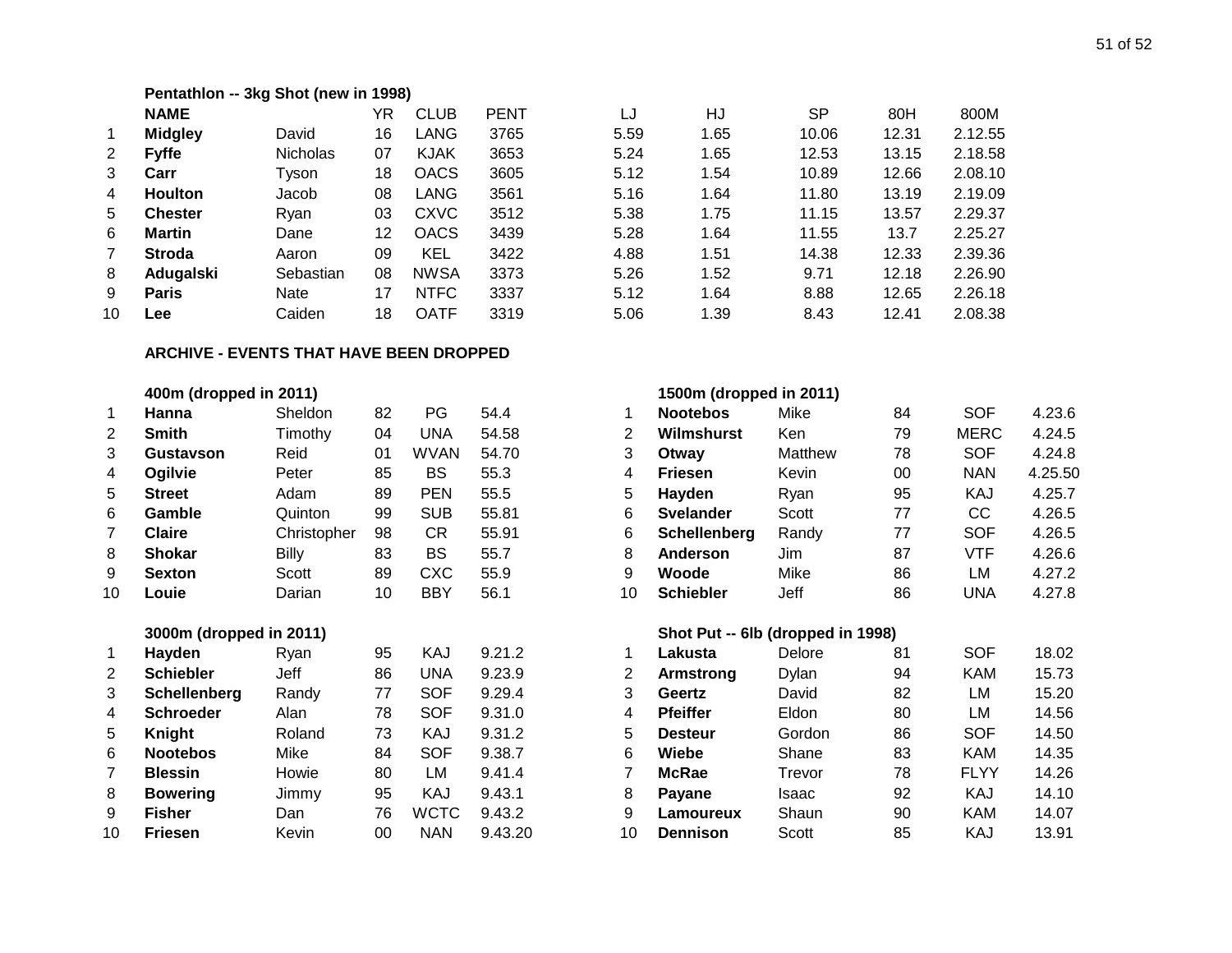### Pentathlon -- 3kg Shot (new in 1998)

| | NAME | | YR | CLUB | PENT | LJ | HJ | SP | 80H | 800M |
|---|---|---|---|---|---|---|---|---|---|---|
| 1 | **Midgley** | David | 16 | LANG | 3765 | 5.59 | 1.65 | 10.06 | 12.31 | 2.12.55 |
| 2 | **Fyffe** | Nicholas | 07 | KJAK | 3653 | 5.24 | 1.65 | 12.53 | 13.15 | 2.18.58 |
| 3 | **Carr** | Tyson | 18 | OACS | 3605 | 5.12 | 1.54 | 10.89 | 12.66 | 2.08.10 |
| 4 | **Houlton** | Jacob | 08 | LANG | 3561 | 5.16 | 1.64 | 11.80 | 13.19 | 2.19.09 |
| 5 | **Chester** | Ryan | 03 | CXVC | 3512 | 5.38 | 1.75 | 11.15 | 13.57 | 2.29.37 |
| 6 | **Martin** | Dane | 12 | OACS | 3439 | 5.28 | 1.64 | 11.55 | 13.7 | 2.25.27 |
| 7 | **Stroda** | Aaron | 09 | KEL | 3422 | 4.88 | 1.51 | 14.38 | 12.33 | 2.39.36 |
| 8 | **Adugalski** | Sebastian | 08 | NWSA | 3373 | 5.26 | 1.52 | 9.71 | 12.18 | 2.26.90 |
| 9 | **Paris** | Nate | 17 | NTFC | 3337 | 5.12 | 1.64 | 8.88 | 12.65 | 2.26.18 |
| 10 | **Lee** | Caiden | 18 | OATF | 3319 | 5.06 | 1.39 | 8.43 | 12.41 | 2.08.38 |

## ARCHIVE - EVENTS THAT HAVE BEEN DROPPED

### 400m (dropped in 2011)

| | | | | | |
|---|---|---|---|---|---|
| 1 | **Hanna** | Sheldon | 82 | PG | 54.4 |
| 2 | **Smith** | Timothy | 04 | UNA | 54.58 |
| 3 | **Gustavson** | Reid | 01 | WVAN | 54.70 |
| 4 | **Ogilvie** | Peter | 85 | BS | 55.3 |
| 5 | **Street** | Adam | 89 | PEN | 55.5 |
| 6 | **Gamble** | Quinton | 99 | SUB | 55.81 |
| 7 | **Claire** | Christopher | 98 | CR | 55.91 |
| 8 | **Shokar** | Billy | 83 | BS | 55.7 |
| 9 | **Sexton** | Scott | 89 | CXC | 55.9 |
| 10 | **Louie** | Darian | 10 | BBY | 56.1 |

### 1500m (dropped in 2011)

| | | | | | |
|---|---|---|---|---|---|
| 1 | **Nootebos** | Mike | 84 | SOF | 4.23.6 |
| 2 | **Wilmshurst** | Ken | 79 | MERC | 4.24.5 |
| 3 | **Otway** | Matthew | 78 | SOF | 4.24.8 |
| 4 | **Friesen** | Kevin | 00 | NAN | 4.25.50 |
| 5 | **Hayden** | Ryan | 95 | KAJ | 4.25.7 |
| 6 | **Svelander** | Scott | 77 | CC | 4.26.5 |
| 6 | **Schellenberg** | Randy | 77 | SOF | 4.26.5 |
| 8 | **Anderson** | Jim | 87 | VTF | 4.26.6 |
| 9 | **Woode** | Mike | 86 | LM | 4.27.2 |
| 10 | **Schiebler** | Jeff | 86 | UNA | 4.27.8 |

### 3000m (dropped in 2011)

| | | | | | |
|---|---|---|---|---|---|
| 1 | **Hayden** | Ryan | 95 | KAJ | 9.21.2 |
| 2 | **Schiebler** | Jeff | 86 | UNA | 9.23.9 |
| 3 | **Schellenberg** | Randy | 77 | SOF | 9.29.4 |
| 4 | **Schroeder** | Alan | 78 | SOF | 9.31.0 |
| 5 | **Knight** | Roland | 73 | KAJ | 9.31.2 |
| 6 | **Nootebos** | Mike | 84 | SOF | 9.38.7 |
| 7 | **Blessin** | Howie | 80 | LM | 9.41.4 |
| 8 | **Bowering** | Jimmy | 95 | KAJ | 9.43.1 |
| 9 | **Fisher** | Dan | 76 | WCTC | 9.43.2 |
| 10 | **Friesen** | Kevin | 00 | NAN | 9.43.20 |

### Shot Put -- 6lb (dropped in 1998)

| | | | | | |
|---|---|---|---|---|---|
| 1 | **Lakusta** | Delore | 81 | SOF | 18.02 |
| 2 | **Armstrong** | Dylan | 94 | KAM | 15.73 |
| 3 | **Geertz** | David | 82 | LM | 15.20 |
| 4 | **Pfeiffer** | Eldon | 80 | LM | 14.56 |
| 5 | **Desteur** | Gordon | 86 | SOF | 14.50 |
| 6 | **Wiebe** | Shane | 83 | KAM | 14.35 |
| 7 | **McRae** | Trevor | 78 | FLYY | 14.26 |
| 8 | **Payane** | Isaac | 92 | KAJ | 14.10 |
| 9 | **Lamoureux** | Shaun | 90 | KAM | 14.07 |
| 10 | **Dennison** | Scott | 85 | KAJ | 13.91 |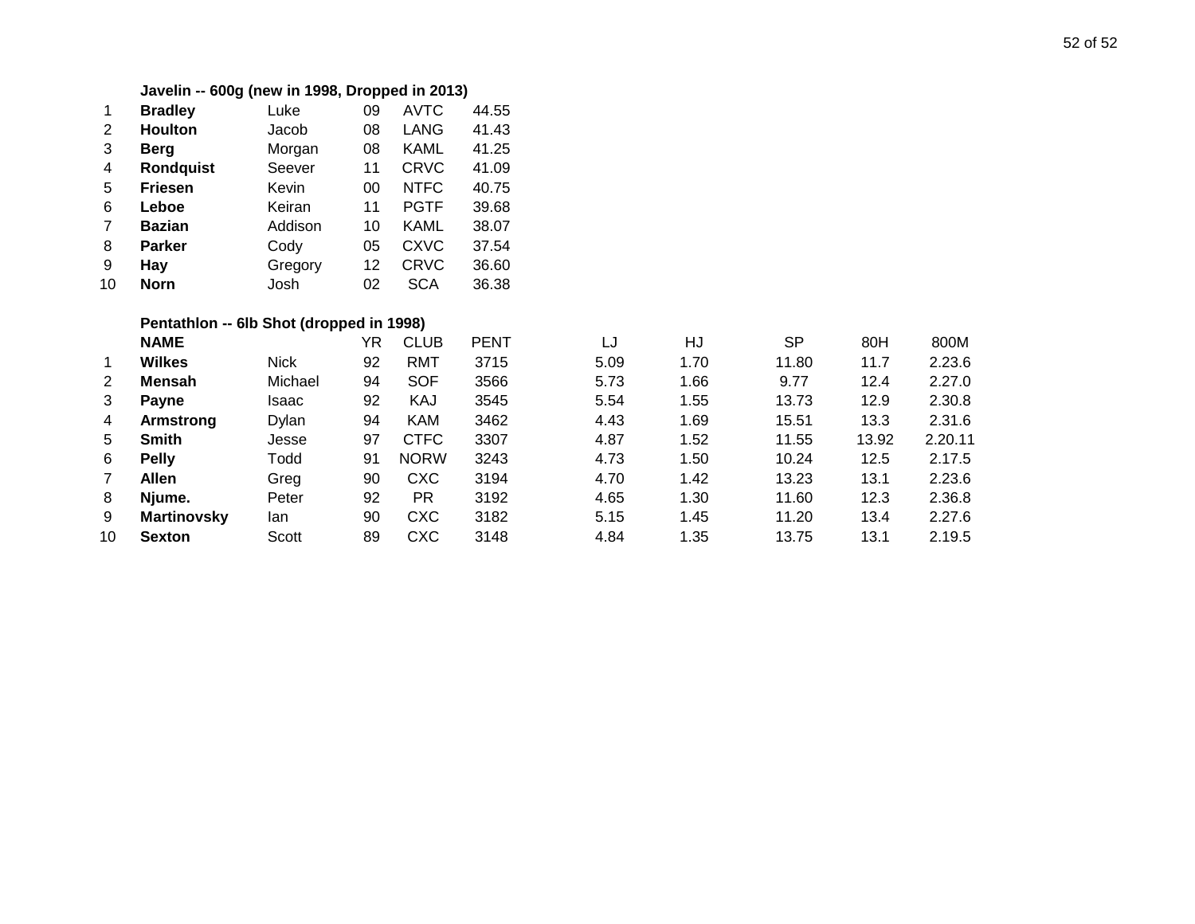### Javelin -- 600g (new in 1998, Dropped in 2013)

| | | | | | |
|---|---|---|---|---|---|
| 1 | **Bradley** | Luke | 09 | AVTC | 44.55 |
| 2 | **Houlton** | Jacob | 08 | LANG | 41.43 |
| 3 | **Berg** | Morgan | 08 | KAML | 41.25 |
| 4 | **Rondquist** | Seever | 11 | CRVC | 41.09 |
| 5 | **Friesen** | Kevin | 00 | NTFC | 40.75 |
| 6 | **Leboe** | Keiran | 11 | PGTF | 39.68 |
| 7 | **Bazian** | Addison | 10 | KAML | 38.07 |
| 8 | **Parker** | Cody | 05 | CXVC | 37.54 |
| 9 | **Hay** | Gregory | 12 | CRVC | 36.60 |
| 10 | **Norn** | Josh | 02 | SCA | 36.38 |

### Pentathlon -- 6lb Shot (dropped in 1998)

| | **NAME** | | YR | CLUB | PENT | LJ | HJ | SP | 80H | 800M |
|---|---|---|---|---|---|---|---|---|---|---|
| 1 | **Wilkes** | Nick | 92 | RMT | 3715 | 5.09 | 1.70 | 11.80 | 11.7 | 2.23.6 |
| 2 | **Mensah** | Michael | 94 | SOF | 3566 | 5.73 | 1.66 | 9.77 | 12.4 | 2.27.0 |
| 3 | **Payne** | Isaac | 92 | KAJ | 3545 | 5.54 | 1.55 | 13.73 | 12.9 | 2.30.8 |
| 4 | **Armstrong** | Dylan | 94 | KAM | 3462 | 4.43 | 1.69 | 15.51 | 13.3 | 2.31.6 |
| 5 | **Smith** | Jesse | 97 | CTFC | 3307 | 4.87 | 1.52 | 11.55 | 13.92 | 2.20.11 |
| 6 | **Pelly** | Todd | 91 | NORW | 3243 | 4.73 | 1.50 | 10.24 | 12.5 | 2.17.5 |
| 7 | **Allen** | Greg | 90 | CXC | 3194 | 4.70 | 1.42 | 13.23 | 13.1 | 2.23.6 |
| 8 | **Njume.** | Peter | 92 | PR | 3192 | 4.65 | 1.30 | 11.60 | 12.3 | 2.36.8 |
| 9 | **Martinovsky** | Ian | 90 | CXC | 3182 | 5.15 | 1.45 | 11.20 | 13.4 | 2.27.6 |
| 10 | **Sexton** | Scott | 89 | CXC | 3148 | 4.84 | 1.35 | 13.75 | 13.1 | 2.19.5 |